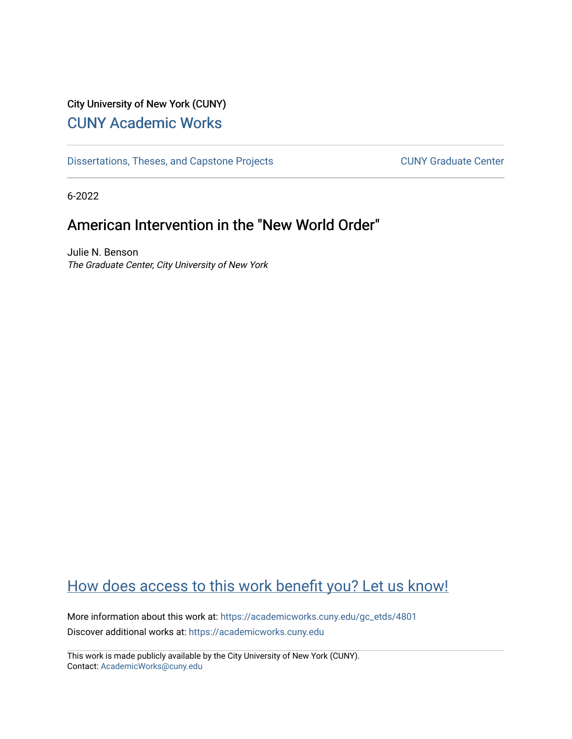City University of New York (CUNY)

CUNY Academic Works

Dissertations, Theses, and Capstone Projects

CUNY Graduate Center

6-2022

# American Intervention in the "New World Order"

Julie N. Benson
*The Graduate Center, City University of New York*

How does access to this work benefit you? Let us know!

More information about this work at: https://academicworks.cuny.edu/gc_etds/4801

Discover additional works at: https://academicworks.cuny.edu

This work is made publicly available by the City University of New York (CUNY).
Contact: AcademicWorks@cuny.edu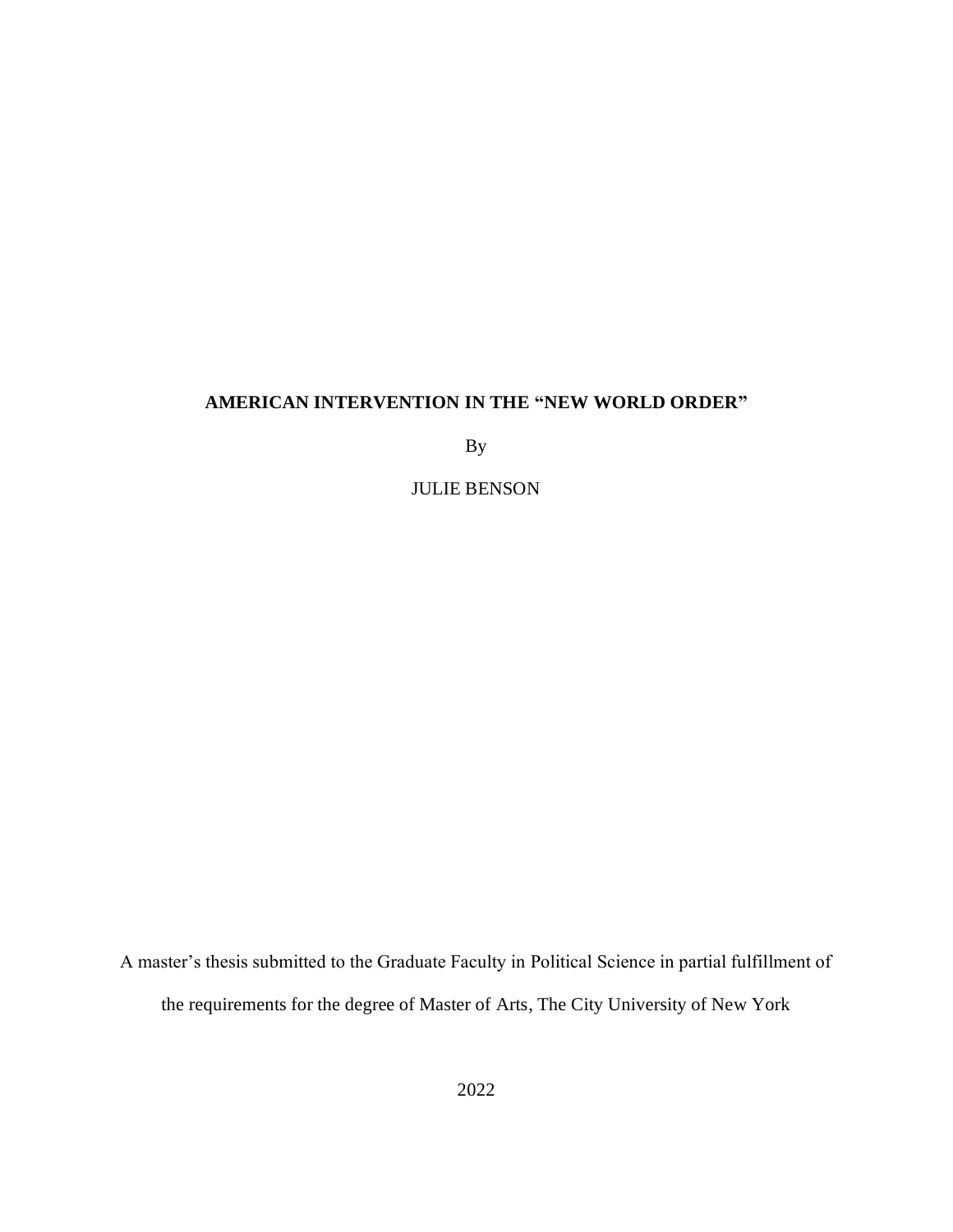# AMERICAN INTERVENTION IN THE "NEW WORLD ORDER"

By

JULIE BENSON

A master's thesis submitted to the Graduate Faculty in Political Science in partial fulfillment of the requirements for the degree of Master of Arts, The City University of New York

2022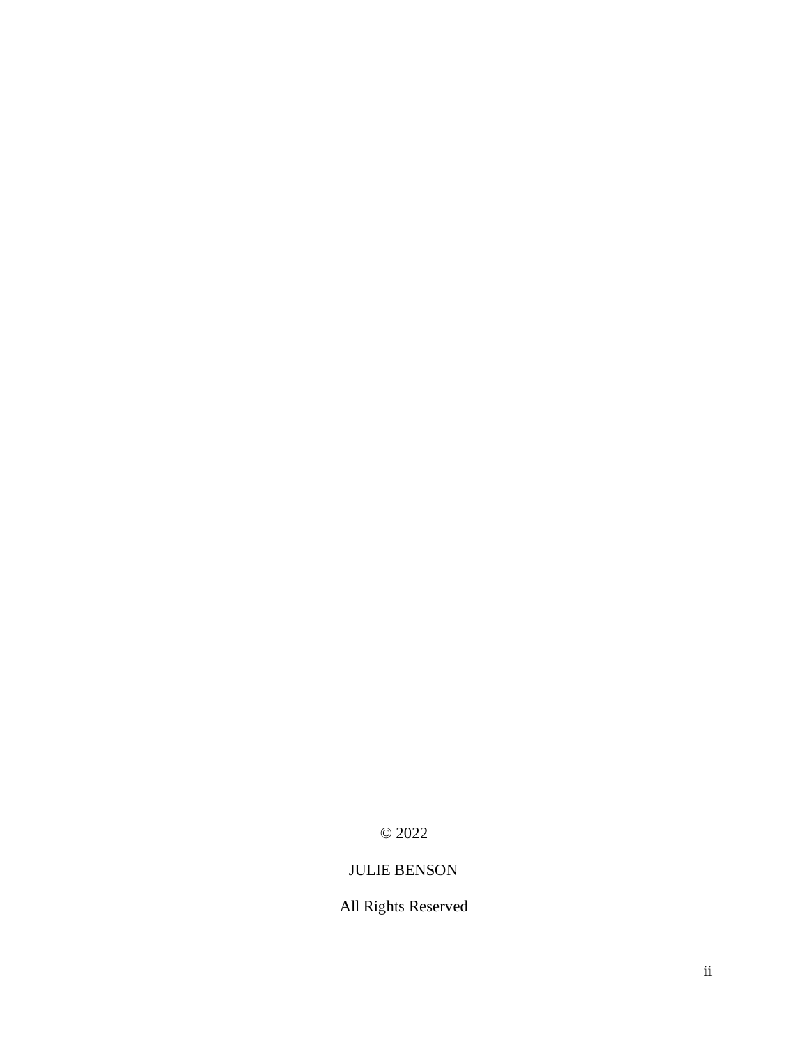© 2022

JULIE BENSON

All Rights Reserved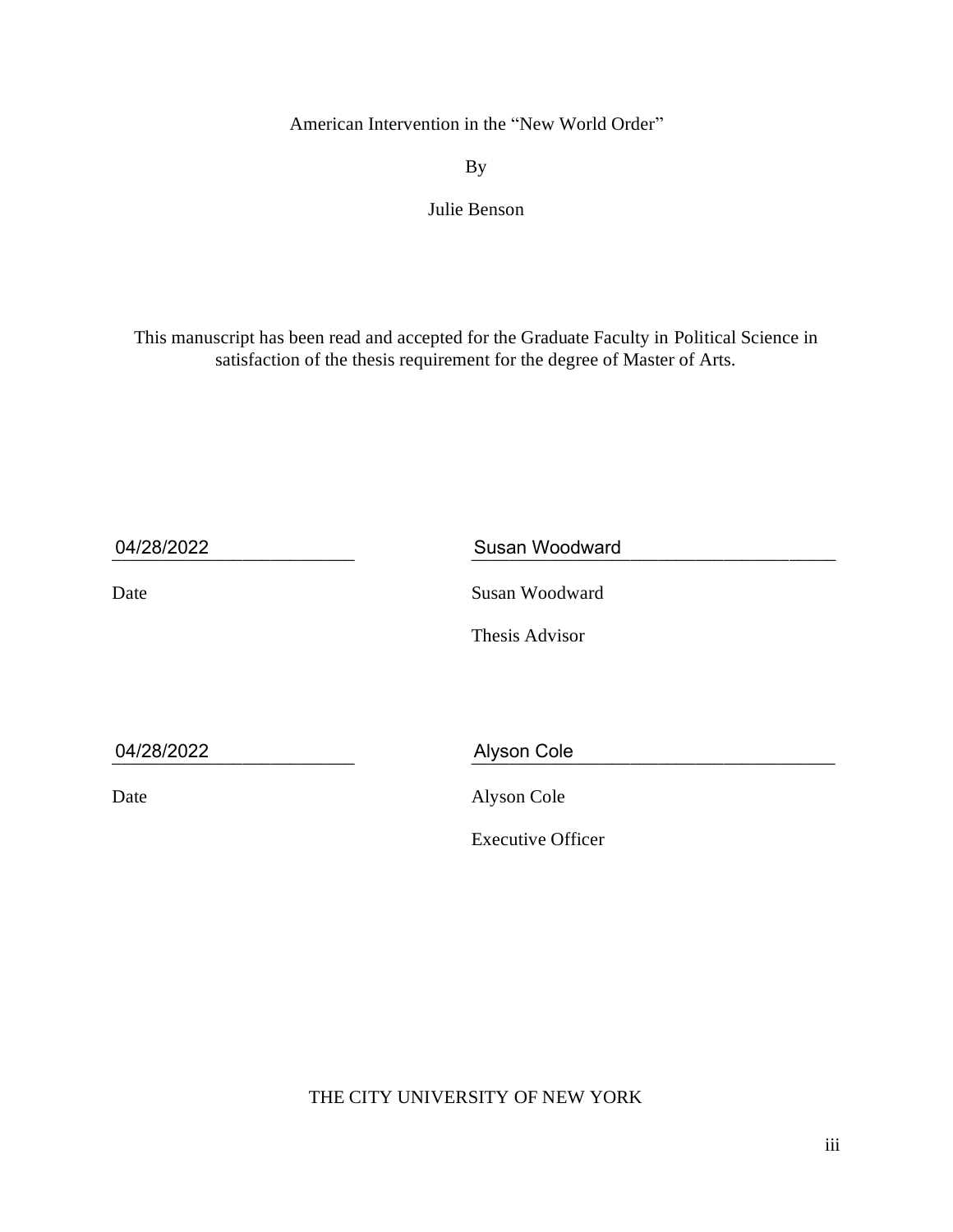American Intervention in the "New World Order"

By

Julie Benson

This manuscript has been read and accepted for the Graduate Faculty in Political Science in satisfaction of the thesis requirement for the degree of Master of Arts.

04/28/2022 — Susan Woodward

Date — Susan Woodward

Thesis Advisor

04/28/2022 — Alyson Cole

Date — Alyson Cole

Executive Officer

THE CITY UNIVERSITY OF NEW YORK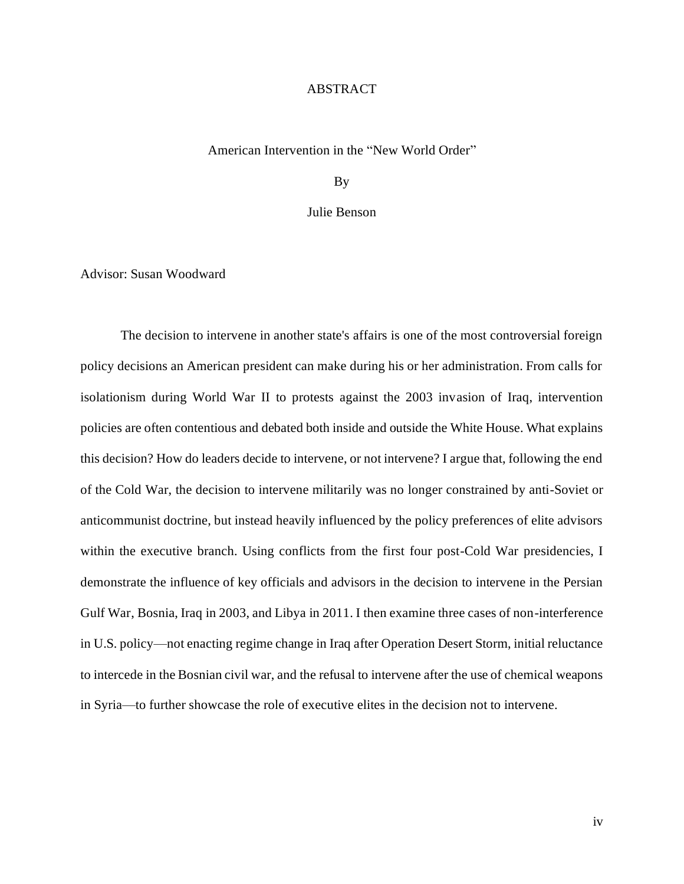# ABSTRACT

American Intervention in the "New World Order"

By

Julie Benson

Advisor: Susan Woodward

The decision to intervene in another state's affairs is one of the most controversial foreign policy decisions an American president can make during his or her administration. From calls for isolationism during World War II to protests against the 2003 invasion of Iraq, intervention policies are often contentious and debated both inside and outside the White House. What explains this decision? How do leaders decide to intervene, or not intervene? I argue that, following the end of the Cold War, the decision to intervene militarily was no longer constrained by anti-Soviet or anticommunist doctrine, but instead heavily influenced by the policy preferences of elite advisors within the executive branch. Using conflicts from the first four post-Cold War presidencies, I demonstrate the influence of key officials and advisors in the decision to intervene in the Persian Gulf War, Bosnia, Iraq in 2003, and Libya in 2011. I then examine three cases of non-interference in U.S. policy—not enacting regime change in Iraq after Operation Desert Storm, initial reluctance to intercede in the Bosnian civil war, and the refusal to intervene after the use of chemical weapons in Syria—to further showcase the role of executive elites in the decision not to intervene.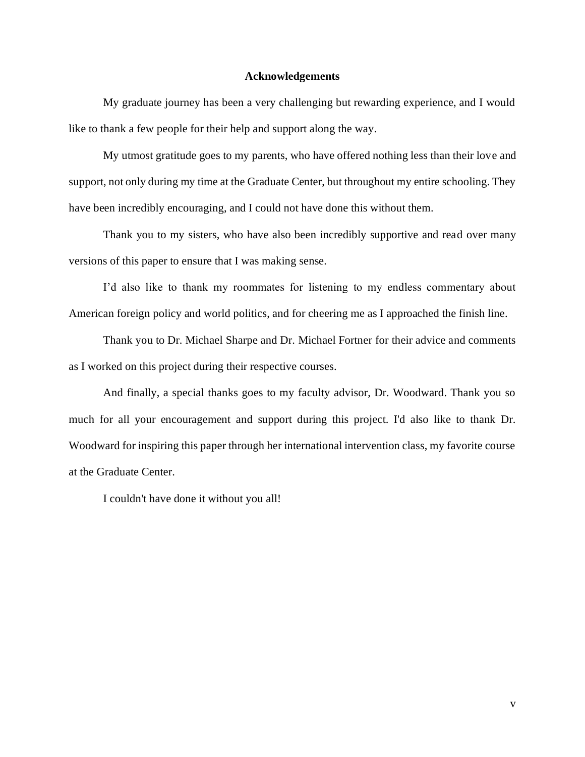# Acknowledgements

My graduate journey has been a very challenging but rewarding experience, and I would like to thank a few people for their help and support along the way.

My utmost gratitude goes to my parents, who have offered nothing less than their love and support, not only during my time at the Graduate Center, but throughout my entire schooling. They have been incredibly encouraging, and I could not have done this without them.

Thank you to my sisters, who have also been incredibly supportive and read over many versions of this paper to ensure that I was making sense.

I'd also like to thank my roommates for listening to my endless commentary about American foreign policy and world politics, and for cheering me as I approached the finish line.

Thank you to Dr. Michael Sharpe and Dr. Michael Fortner for their advice and comments as I worked on this project during their respective courses.

And finally, a special thanks goes to my faculty advisor, Dr. Woodward. Thank you so much for all your encouragement and support during this project. I'd also like to thank Dr. Woodward for inspiring this paper through her international intervention class, my favorite course at the Graduate Center.

I couldn't have done it without you all!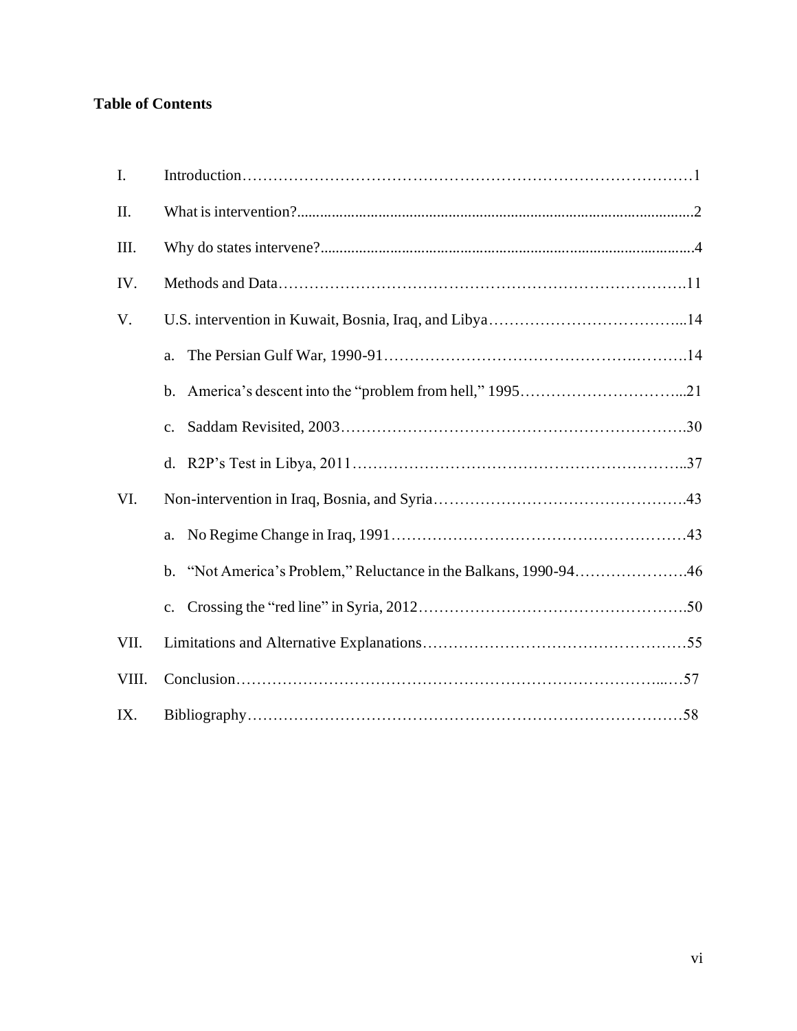**Table of Contents**

| | | |
|---|---|---|
| I. | Introduction | 1 |
| II. | What is intervention? | 2 |
| III. | Why do states intervene? | 4 |
| IV. | Methods and Data | 11 |
| V. | U.S. intervention in Kuwait, Bosnia, Iraq, and Libya | 14 |
| | a. The Persian Gulf War, 1990-91 | 14 |
| | b. America's descent into the "problem from hell," 1995 | 21 |
| | c. Saddam Revisited, 2003 | 30 |
| | d. R2P's Test in Libya, 2011 | 37 |
| VI. | Non-intervention in Iraq, Bosnia, and Syria | 43 |
| | a. No Regime Change in Iraq, 1991 | 43 |
| | b. "Not America's Problem," Reluctance in the Balkans, 1990-94 | 46 |
| | c. Crossing the "red line" in Syria, 2012 | 50 |
| VII. | Limitations and Alternative Explanations | 55 |
| VIII. | Conclusion | 57 |
| IX. | Bibliography | 58 |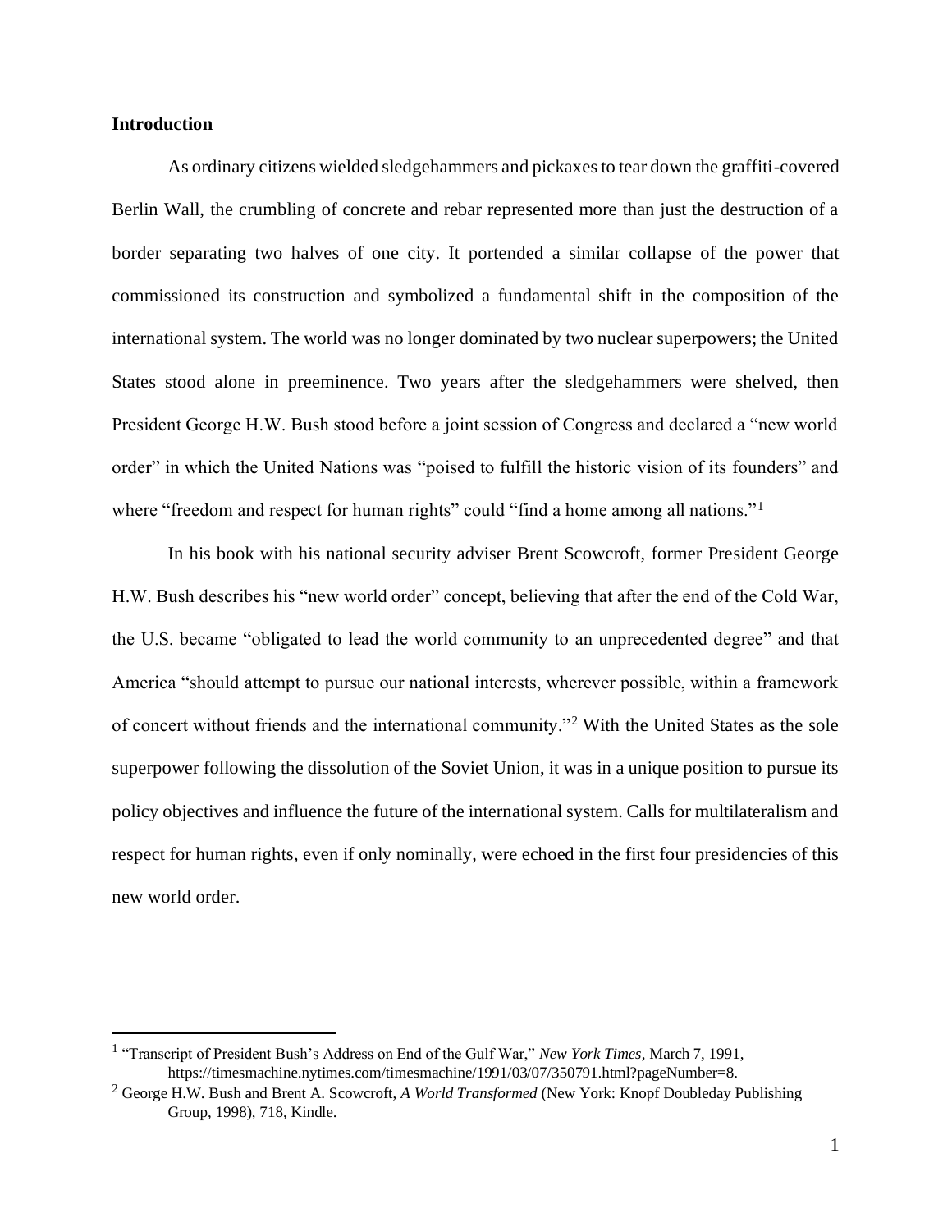**Introduction**

As ordinary citizens wielded sledgehammers and pickaxes to tear down the graffiti-covered Berlin Wall, the crumbling of concrete and rebar represented more than just the destruction of a border separating two halves of one city. It portended a similar collapse of the power that commissioned its construction and symbolized a fundamental shift in the composition of the international system. The world was no longer dominated by two nuclear superpowers; the United States stood alone in preeminence. Two years after the sledgehammers were shelved, then President George H.W. Bush stood before a joint session of Congress and declared a "new world order" in which the United Nations was "poised to fulfill the historic vision of its founders" and where "freedom and respect for human rights" could "find a home among all nations."[1]

In his book with his national security adviser Brent Scowcroft, former President George H.W. Bush describes his "new world order" concept, believing that after the end of the Cold War, the U.S. became "obligated to lead the world community to an unprecedented degree" and that America "should attempt to pursue our national interests, wherever possible, within a framework of concert without friends and the international community."[2] With the United States as the sole superpower following the dissolution of the Soviet Union, it was in a unique position to pursue its policy objectives and influence the future of the international system. Calls for multilateralism and respect for human rights, even if only nominally, were echoed in the first four presidencies of this new world order.

---

[1] "Transcript of President Bush's Address on End of the Gulf War," *New York Times*, March 7, 1991, https://timesmachine.nytimes.com/timesmachine/1991/03/07/350791.html?pageNumber=8.

[2] George H.W. Bush and Brent A. Scowcroft, *A World Transformed* (New York: Knopf Doubleday Publishing Group, 1998), 718, Kindle.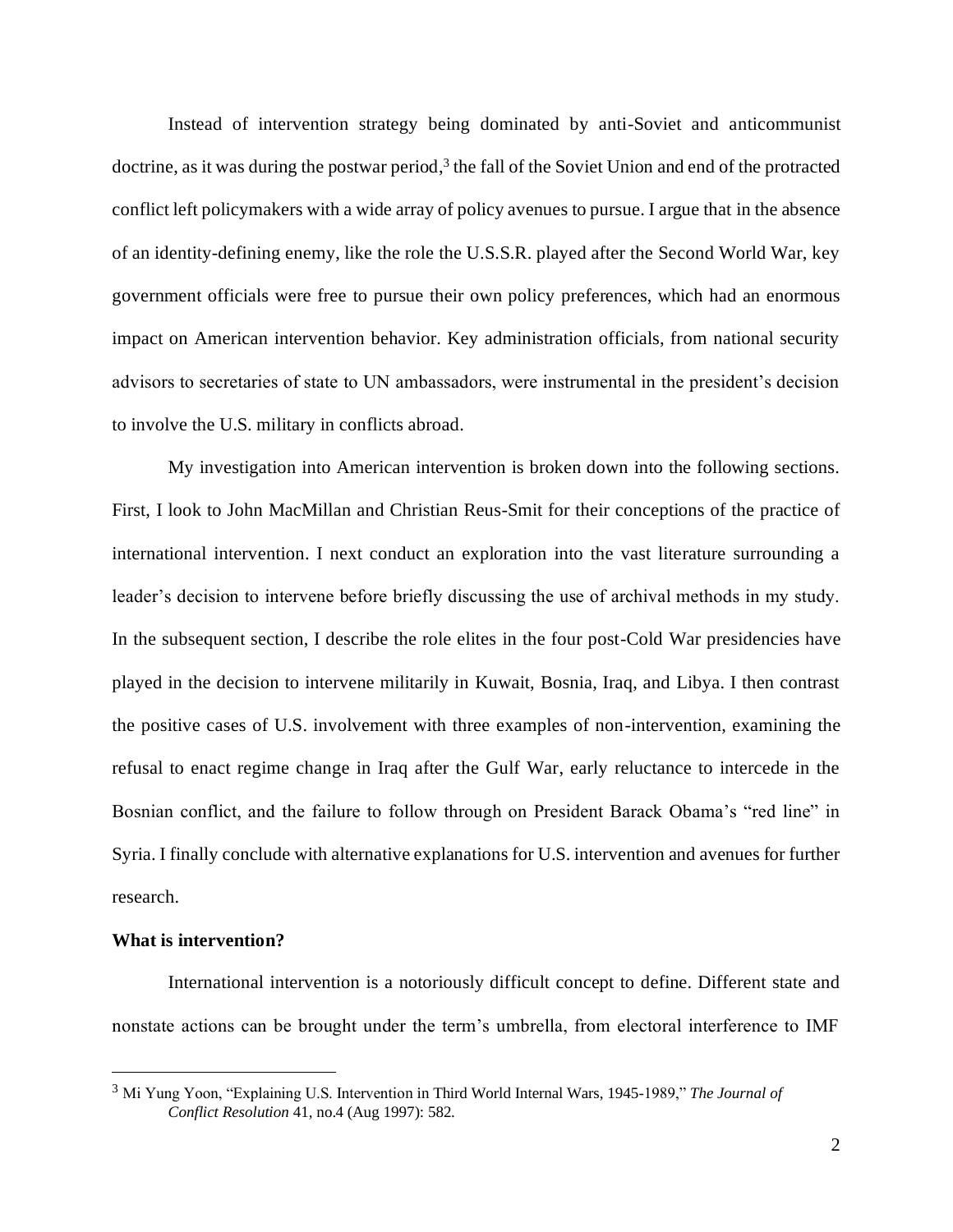Instead of intervention strategy being dominated by anti-Soviet and anticommunist doctrine, as it was during the postwar period,[3] the fall of the Soviet Union and end of the protracted conflict left policymakers with a wide array of policy avenues to pursue. I argue that in the absence of an identity-defining enemy, like the role the U.S.S.R. played after the Second World War, key government officials were free to pursue their own policy preferences, which had an enormous impact on American intervention behavior. Key administration officials, from national security advisors to secretaries of state to UN ambassadors, were instrumental in the president's decision to involve the U.S. military in conflicts abroad.

My investigation into American intervention is broken down into the following sections. First, I look to John MacMillan and Christian Reus-Smit for their conceptions of the practice of international intervention. I next conduct an exploration into the vast literature surrounding a leader's decision to intervene before briefly discussing the use of archival methods in my study. In the subsequent section, I describe the role elites in the four post-Cold War presidencies have played in the decision to intervene militarily in Kuwait, Bosnia, Iraq, and Libya. I then contrast the positive cases of U.S. involvement with three examples of non-intervention, examining the refusal to enact regime change in Iraq after the Gulf War, early reluctance to intercede in the Bosnian conflict, and the failure to follow through on President Barack Obama's "red line" in Syria. I finally conclude with alternative explanations for U.S. intervention and avenues for further research.

**What is intervention?**

International intervention is a notoriously difficult concept to define. Different state and nonstate actions can be brought under the term's umbrella, from electoral interference to IMF

---

[3] Mi Yung Yoon, "Explaining U.S. Intervention in Third World Internal Wars, 1945-1989," *The Journal of Conflict Resolution* 41, no.4 (Aug 1997): 582.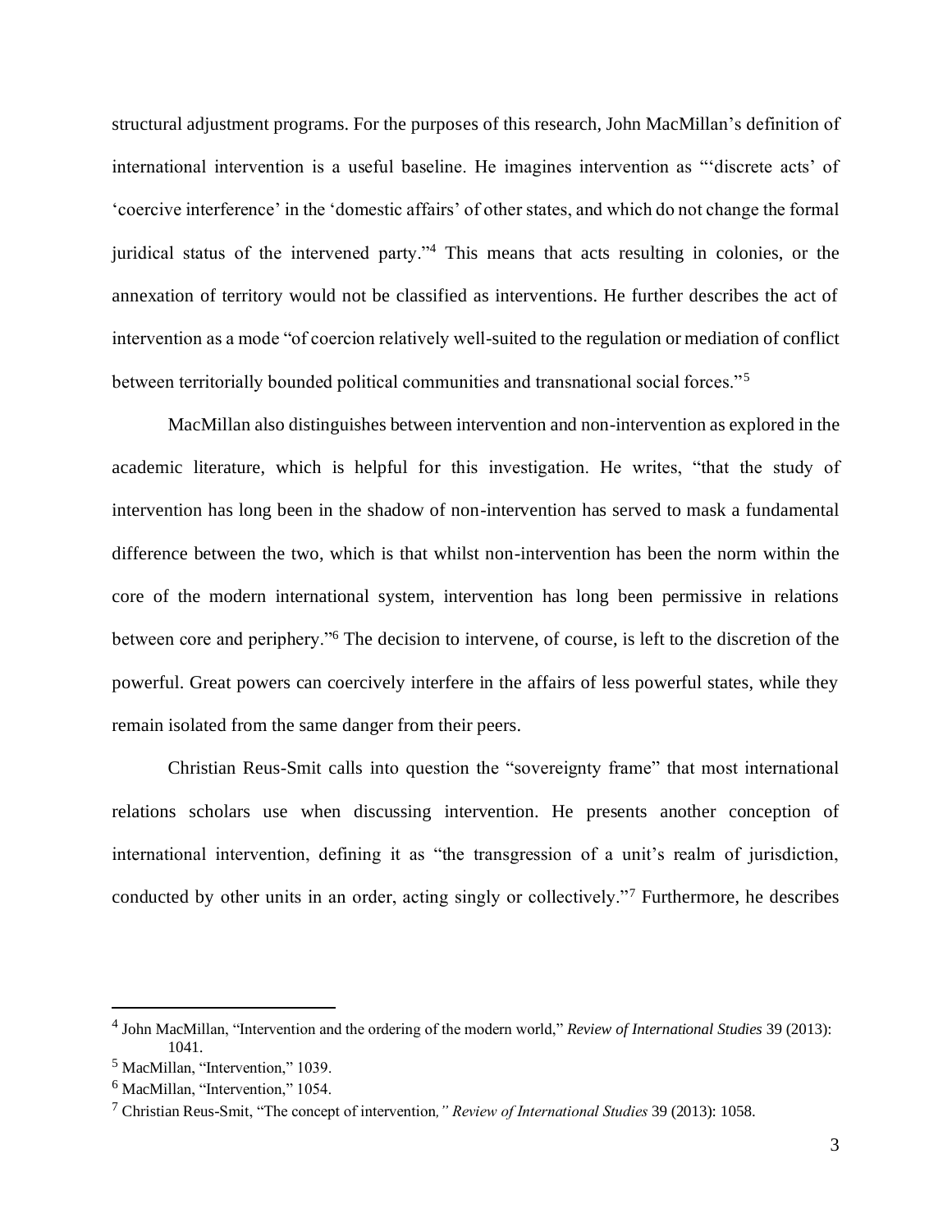structural adjustment programs. For the purposes of this research, John MacMillan's definition of international intervention is a useful baseline. He imagines intervention as "'discrete acts' of 'coercive interference' in the 'domestic affairs' of other states, and which do not change the formal juridical status of the intervened party."[4] This means that acts resulting in colonies, or the annexation of territory would not be classified as interventions. He further describes the act of intervention as a mode "of coercion relatively well-suited to the regulation or mediation of conflict between territorially bounded political communities and transnational social forces."[5]

MacMillan also distinguishes between intervention and non-intervention as explored in the academic literature, which is helpful for this investigation. He writes, "that the study of intervention has long been in the shadow of non-intervention has served to mask a fundamental difference between the two, which is that whilst non-intervention has been the norm within the core of the modern international system, intervention has long been permissive in relations between core and periphery."[6] The decision to intervene, of course, is left to the discretion of the powerful. Great powers can coercively interfere in the affairs of less powerful states, while they remain isolated from the same danger from their peers.

Christian Reus-Smit calls into question the "sovereignty frame" that most international relations scholars use when discussing intervention. He presents another conception of international intervention, defining it as "the transgression of a unit's realm of jurisdiction, conducted by other units in an order, acting singly or collectively."[7] Furthermore, he describes

---

[4] John MacMillan, "Intervention and the ordering of the modern world," *Review of International Studies* 39 (2013): 1041.

[5] MacMillan, "Intervention," 1039.

[6] MacMillan, "Intervention," 1054.

[7] Christian Reus-Smit, "The concept of intervention*," Review of International Studies* 39 (2013): 1058.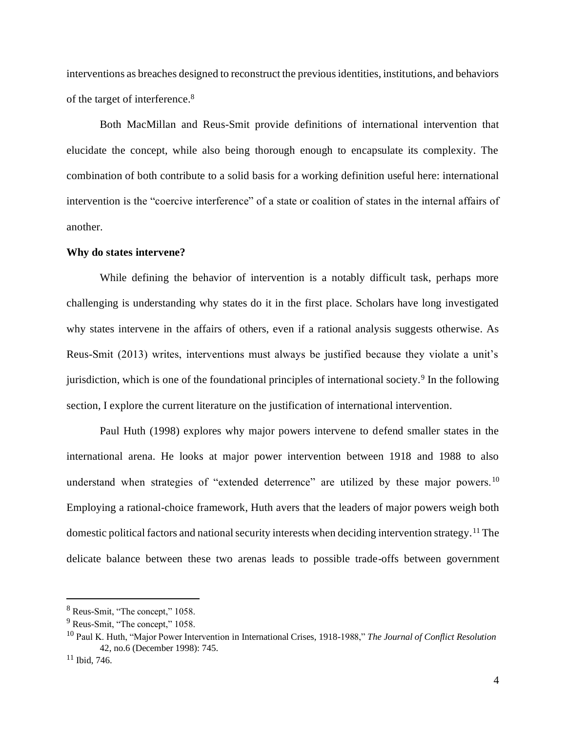interventions as breaches designed to reconstruct the previous identities, institutions, and behaviors of the target of interference.[8]

Both MacMillan and Reus-Smit provide definitions of international intervention that elucidate the concept, while also being thorough enough to encapsulate its complexity. The combination of both contribute to a solid basis for a working definition useful here: international intervention is the "coercive interference" of a state or coalition of states in the internal affairs of another.

**Why do states intervene?**

While defining the behavior of intervention is a notably difficult task, perhaps more challenging is understanding why states do it in the first place. Scholars have long investigated why states intervene in the affairs of others, even if a rational analysis suggests otherwise. As Reus-Smit (2013) writes, interventions must always be justified because they violate a unit's jurisdiction, which is one of the foundational principles of international society.[9] In the following section, I explore the current literature on the justification of international intervention.

Paul Huth (1998) explores why major powers intervene to defend smaller states in the international arena. He looks at major power intervention between 1918 and 1988 to also understand when strategies of "extended deterrence" are utilized by these major powers.[10] Employing a rational-choice framework, Huth avers that the leaders of major powers weigh both domestic political factors and national security interests when deciding intervention strategy.[11] The delicate balance between these two arenas leads to possible trade-offs between government

---

[8] Reus-Smit, "The concept," 1058.

[9] Reus-Smit, "The concept," 1058.

[10] Paul K. Huth, "Major Power Intervention in International Crises, 1918-1988," *The Journal of Conflict Resolution* 42, no.6 (December 1998): 745.

[11] Ibid, 746.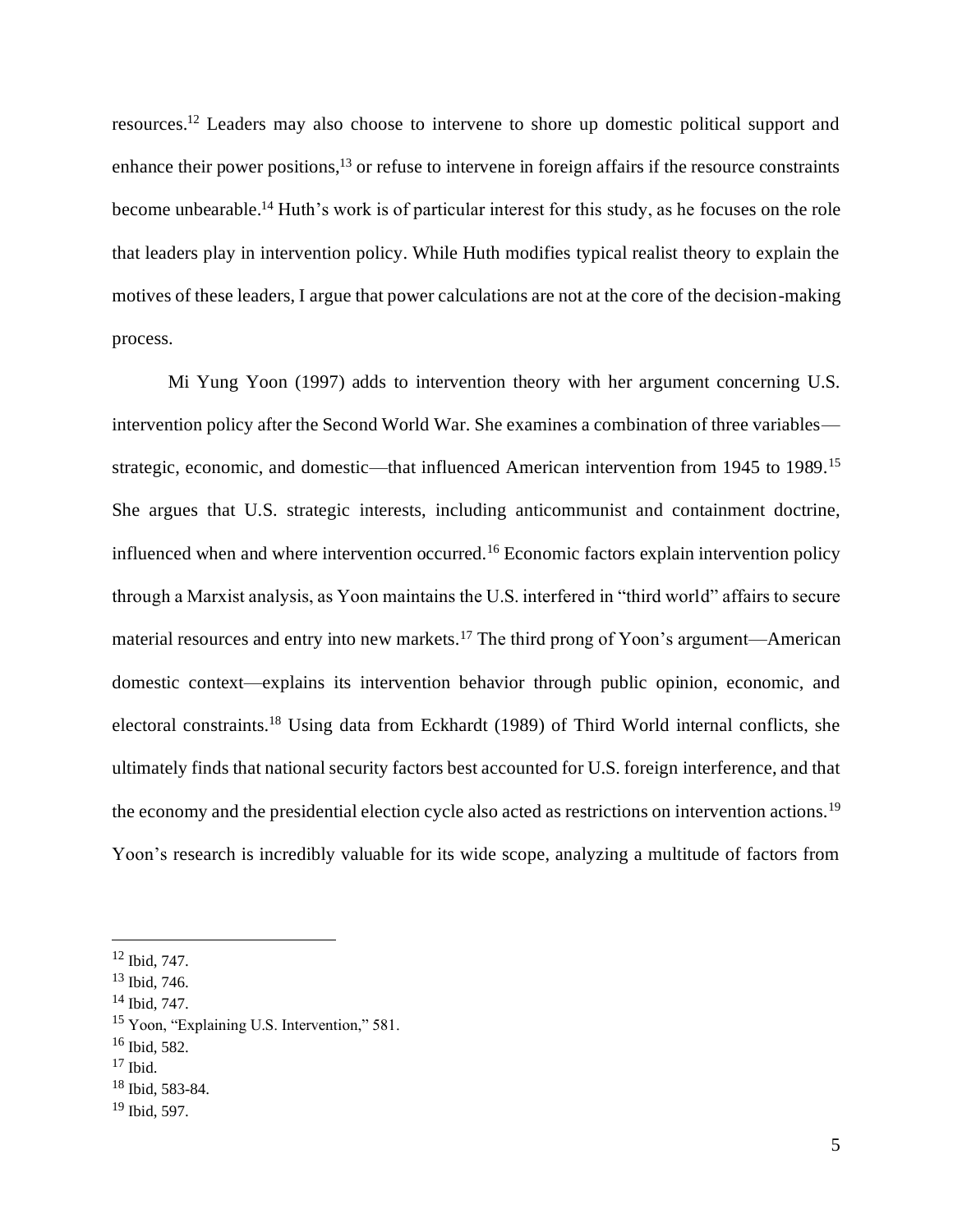resources.[12] Leaders may also choose to intervene to shore up domestic political support and enhance their power positions,[13] or refuse to intervene in foreign affairs if the resource constraints become unbearable.[14] Huth's work is of particular interest for this study, as he focuses on the role that leaders play in intervention policy. While Huth modifies typical realist theory to explain the motives of these leaders, I argue that power calculations are not at the core of the decision-making process.

Mi Yung Yoon (1997) adds to intervention theory with her argument concerning U.S. intervention policy after the Second World War. She examines a combination of three variables—strategic, economic, and domestic—that influenced American intervention from 1945 to 1989.[15] She argues that U.S. strategic interests, including anticommunist and containment doctrine, influenced when and where intervention occurred.[16] Economic factors explain intervention policy through a Marxist analysis, as Yoon maintains the U.S. interfered in "third world" affairs to secure material resources and entry into new markets.[17] The third prong of Yoon's argument—American domestic context—explains its intervention behavior through public opinion, economic, and electoral constraints.[18] Using data from Eckhardt (1989) of Third World internal conflicts, she ultimately finds that national security factors best accounted for U.S. foreign interference, and that the economy and the presidential election cycle also acted as restrictions on intervention actions.[19] Yoon's research is incredibly valuable for its wide scope, analyzing a multitude of factors from

---

[12] Ibid, 747.
[13] Ibid, 746.
[14] Ibid, 747.
[15] Yoon, "Explaining U.S. Intervention," 581.
[16] Ibid, 582.
[17] Ibid.
[18] Ibid, 583-84.
[19] Ibid, 597.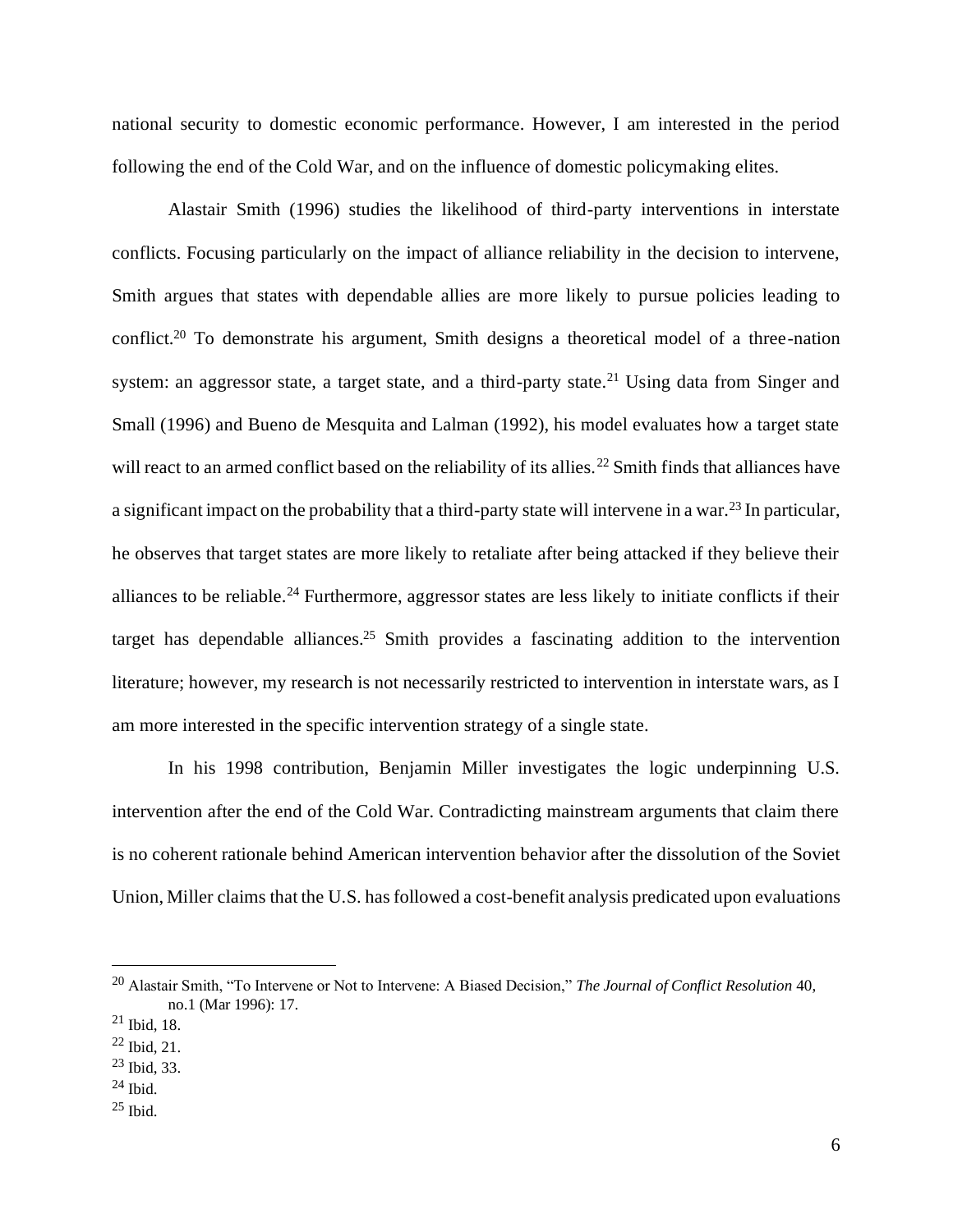national security to domestic economic performance. However, I am interested in the period following the end of the Cold War, and on the influence of domestic policymaking elites.

Alastair Smith (1996) studies the likelihood of third-party interventions in interstate conflicts. Focusing particularly on the impact of alliance reliability in the decision to intervene, Smith argues that states with dependable allies are more likely to pursue policies leading to conflict.[20] To demonstrate his argument, Smith designs a theoretical model of a three-nation system: an aggressor state, a target state, and a third-party state.[21] Using data from Singer and Small (1996) and Bueno de Mesquita and Lalman (1992), his model evaluates how a target state will react to an armed conflict based on the reliability of its allies.[22] Smith finds that alliances have a significant impact on the probability that a third-party state will intervene in a war.[23] In particular, he observes that target states are more likely to retaliate after being attacked if they believe their alliances to be reliable.[24] Furthermore, aggressor states are less likely to initiate conflicts if their target has dependable alliances.[25] Smith provides a fascinating addition to the intervention literature; however, my research is not necessarily restricted to intervention in interstate wars, as I am more interested in the specific intervention strategy of a single state.

In his 1998 contribution, Benjamin Miller investigates the logic underpinning U.S. intervention after the end of the Cold War. Contradicting mainstream arguments that claim there is no coherent rationale behind American intervention behavior after the dissolution of the Soviet Union, Miller claims that the U.S. has followed a cost-benefit analysis predicated upon evaluations

---

[20] Alastair Smith, "To Intervene or Not to Intervene: A Biased Decision," *The Journal of Conflict Resolution* 40, no.1 (Mar 1996): 17.

[21] Ibid, 18.

[22] Ibid, 21.

[23] Ibid, 33.

[24] Ibid.

[25] Ibid.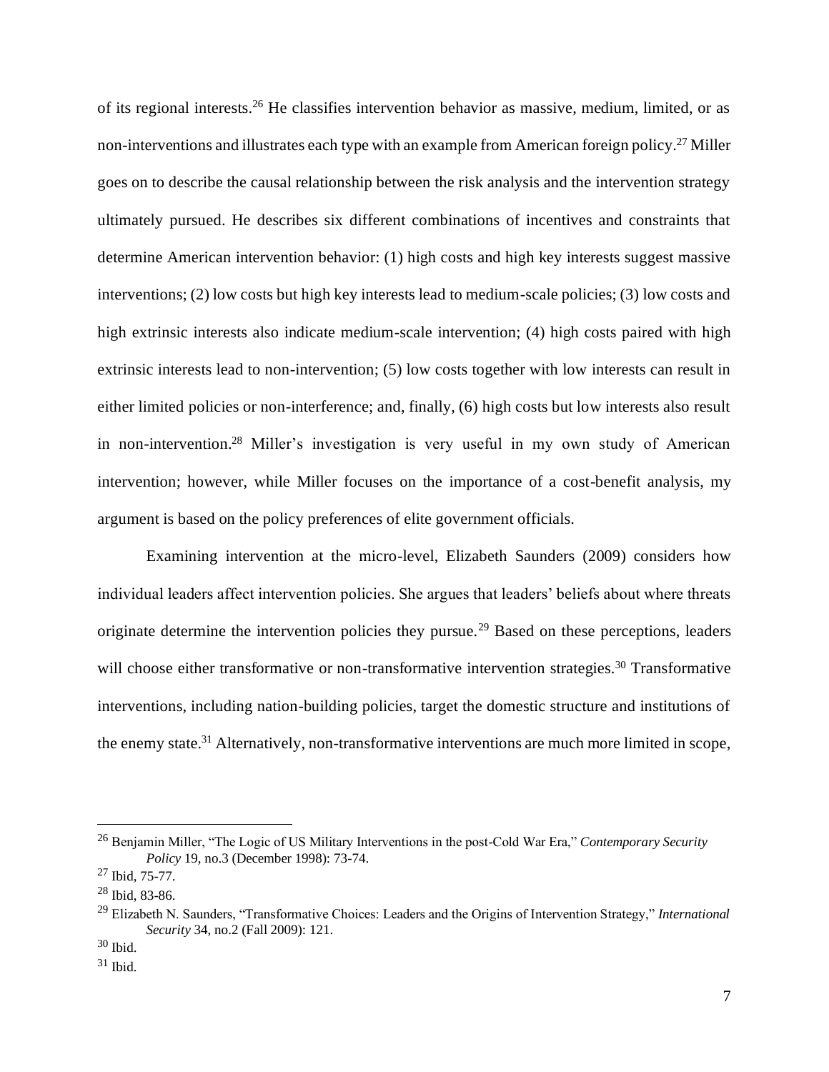of its regional interests.[26] He classifies intervention behavior as massive, medium, limited, or as non-interventions and illustrates each type with an example from American foreign policy.[27] Miller goes on to describe the causal relationship between the risk analysis and the intervention strategy ultimately pursued. He describes six different combinations of incentives and constraints that determine American intervention behavior: (1) high costs and high key interests suggest massive interventions; (2) low costs but high key interests lead to medium-scale policies; (3) low costs and high extrinsic interests also indicate medium-scale intervention; (4) high costs paired with high extrinsic interests lead to non-intervention; (5) low costs together with low interests can result in either limited policies or non-interference; and, finally, (6) high costs but low interests also result in non-intervention.[28] Miller's investigation is very useful in my own study of American intervention; however, while Miller focuses on the importance of a cost-benefit analysis, my argument is based on the policy preferences of elite government officials.

Examining intervention at the micro-level, Elizabeth Saunders (2009) considers how individual leaders affect intervention policies. She argues that leaders' beliefs about where threats originate determine the intervention policies they pursue.[29] Based on these perceptions, leaders will choose either transformative or non-transformative intervention strategies.[30] Transformative interventions, including nation-building policies, target the domestic structure and institutions of the enemy state.[31] Alternatively, non-transformative interventions are much more limited in scope,

---

[26] Benjamin Miller, "The Logic of US Military Interventions in the post-Cold War Era," *Contemporary Security Policy* 19, no.3 (December 1998): 73-74.

[27] Ibid, 75-77.

[28] Ibid, 83-86.

[29] Elizabeth N. Saunders, "Transformative Choices: Leaders and the Origins of Intervention Strategy," *International Security* 34, no.2 (Fall 2009): 121.

[30] Ibid.

[31] Ibid.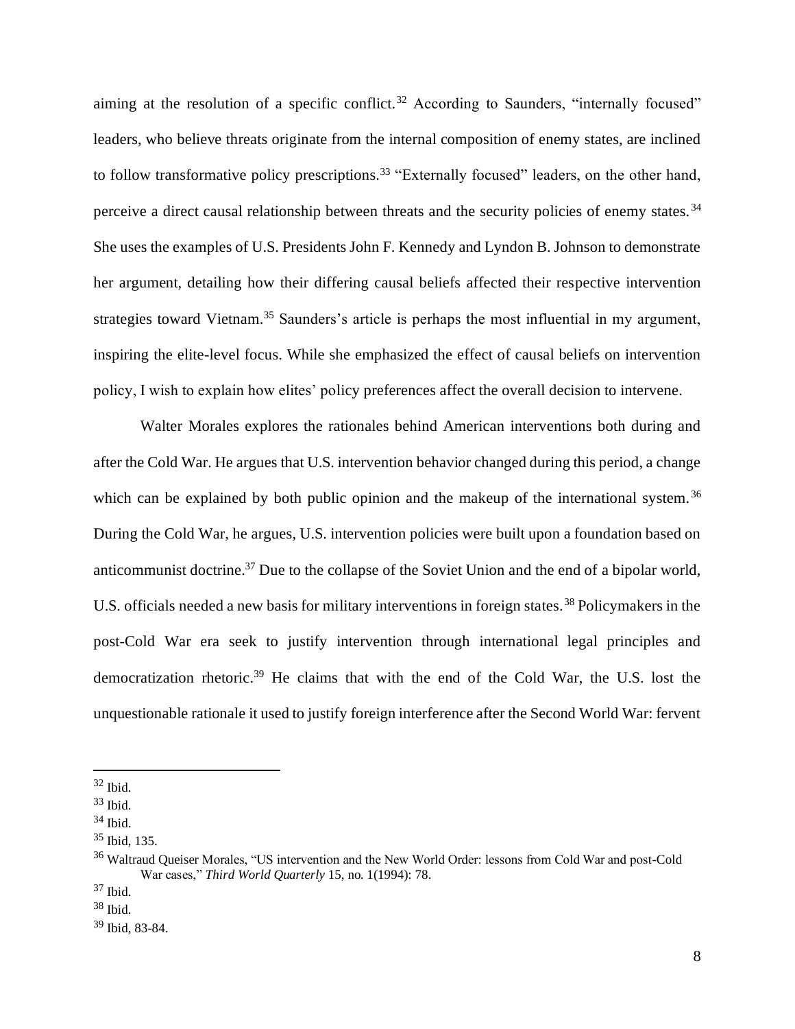aiming at the resolution of a specific conflict.[32] According to Saunders, "internally focused" leaders, who believe threats originate from the internal composition of enemy states, are inclined to follow transformative policy prescriptions.[33] "Externally focused" leaders, on the other hand, perceive a direct causal relationship between threats and the security policies of enemy states.[34] She uses the examples of U.S. Presidents John F. Kennedy and Lyndon B. Johnson to demonstrate her argument, detailing how their differing causal beliefs affected their respective intervention strategies toward Vietnam.[35] Saunders's article is perhaps the most influential in my argument, inspiring the elite-level focus. While she emphasized the effect of causal beliefs on intervention policy, I wish to explain how elites' policy preferences affect the overall decision to intervene.

Walter Morales explores the rationales behind American interventions both during and after the Cold War. He argues that U.S. intervention behavior changed during this period, a change which can be explained by both public opinion and the makeup of the international system.[36] During the Cold War, he argues, U.S. intervention policies were built upon a foundation based on anticommunist doctrine.[37] Due to the collapse of the Soviet Union and the end of a bipolar world, U.S. officials needed a new basis for military interventions in foreign states.[38] Policymakers in the post-Cold War era seek to justify intervention through international legal principles and democratization rhetoric.[39] He claims that with the end of the Cold War, the U.S. lost the unquestionable rationale it used to justify foreign interference after the Second World War: fervent

---

[32] Ibid.

[33] Ibid.

[34] Ibid.

[35] Ibid, 135.

[36] Waltraud Queiser Morales, "US intervention and the New World Order: lessons from Cold War and post-Cold War cases," *Third World Quarterly* 15, no. 1(1994): 78.

[37] Ibid.

[38] Ibid.

[39] Ibid, 83-84.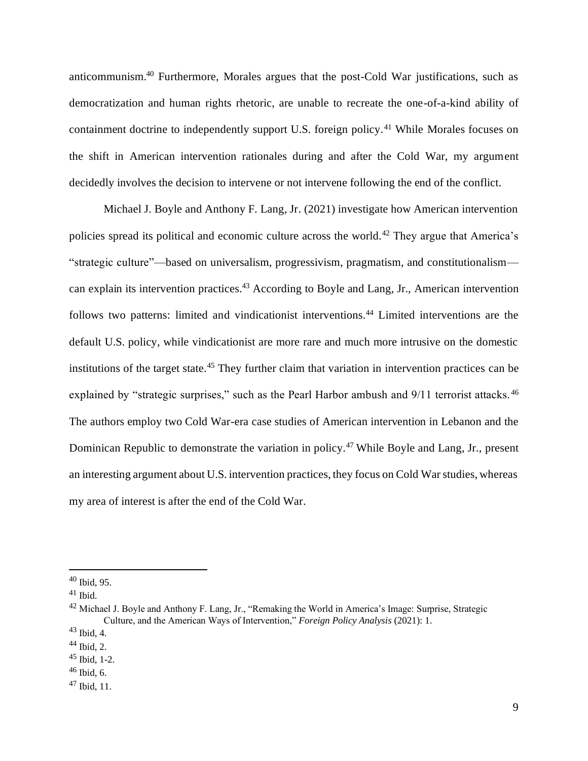anticommunism.[40] Furthermore, Morales argues that the post-Cold War justifications, such as democratization and human rights rhetoric, are unable to recreate the one-of-a-kind ability of containment doctrine to independently support U.S. foreign policy.[41] While Morales focuses on the shift in American intervention rationales during and after the Cold War, my argument decidedly involves the decision to intervene or not intervene following the end of the conflict.

Michael J. Boyle and Anthony F. Lang, Jr. (2021) investigate how American intervention policies spread its political and economic culture across the world.[42] They argue that America's "strategic culture"—based on universalism, progressivism, pragmatism, and constitutionalism—can explain its intervention practices.[43] According to Boyle and Lang, Jr., American intervention follows two patterns: limited and vindicationist interventions.[44] Limited interventions are the default U.S. policy, while vindicationist are more rare and much more intrusive on the domestic institutions of the target state.[45] They further claim that variation in intervention practices can be explained by "strategic surprises," such as the Pearl Harbor ambush and 9/11 terrorist attacks.[46] The authors employ two Cold War-era case studies of American intervention in Lebanon and the Dominican Republic to demonstrate the variation in policy.[47] While Boyle and Lang, Jr., present an interesting argument about U.S. intervention practices, they focus on Cold War studies, whereas my area of interest is after the end of the Cold War.

---

[40] Ibid, 95.

[41] Ibid.

[42] Michael J. Boyle and Anthony F. Lang, Jr., "Remaking the World in America's Image: Surprise, Strategic Culture, and the American Ways of Intervention," *Foreign Policy Analysis* (2021): 1.

[43] Ibid, 4.

[44] Ibid, 2.

[45] Ibid, 1-2.

[46] Ibid, 6.

[47] Ibid, 11.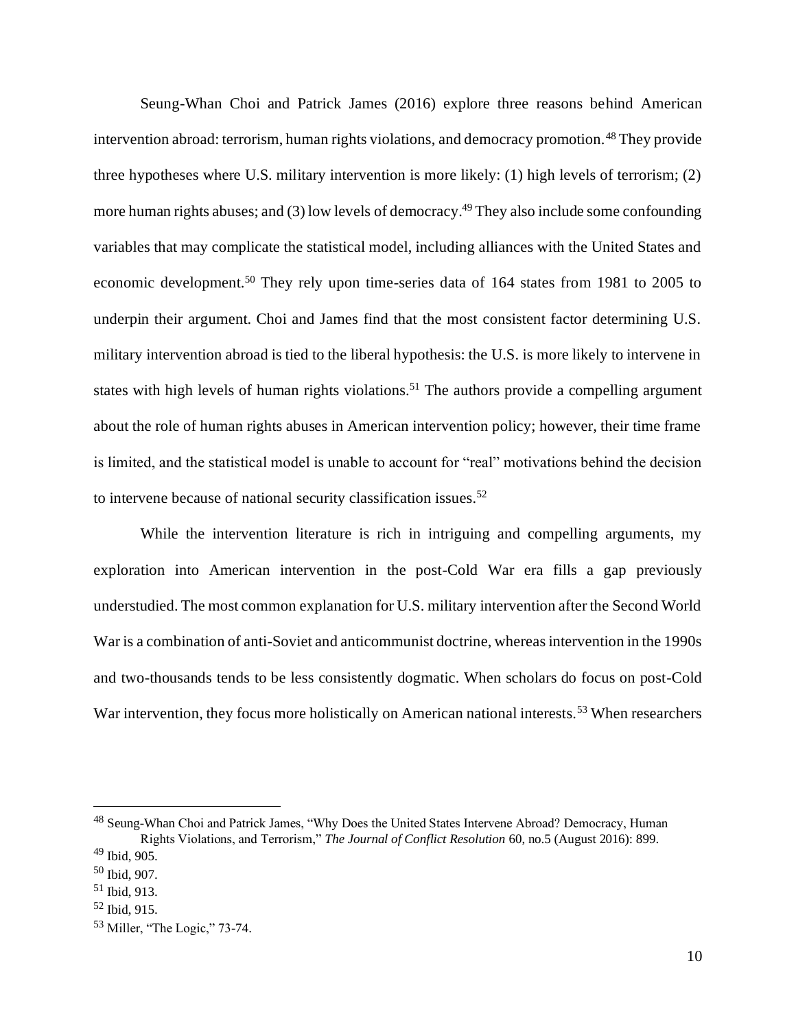Seung-Whan Choi and Patrick James (2016) explore three reasons behind American intervention abroad: terrorism, human rights violations, and democracy promotion.[48] They provide three hypotheses where U.S. military intervention is more likely: (1) high levels of terrorism; (2) more human rights abuses; and (3) low levels of democracy.[49] They also include some confounding variables that may complicate the statistical model, including alliances with the United States and economic development.[50] They rely upon time-series data of 164 states from 1981 to 2005 to underpin their argument. Choi and James find that the most consistent factor determining U.S. military intervention abroad is tied to the liberal hypothesis: the U.S. is more likely to intervene in states with high levels of human rights violations.[51] The authors provide a compelling argument about the role of human rights abuses in American intervention policy; however, their time frame is limited, and the statistical model is unable to account for "real" motivations behind the decision to intervene because of national security classification issues.[52]

While the intervention literature is rich in intriguing and compelling arguments, my exploration into American intervention in the post-Cold War era fills a gap previously understudied. The most common explanation for U.S. military intervention after the Second World War is a combination of anti-Soviet and anticommunist doctrine, whereas intervention in the 1990s and two-thousands tends to be less consistently dogmatic. When scholars do focus on post-Cold War intervention, they focus more holistically on American national interests.[53] When researchers

---

[48] Seung-Whan Choi and Patrick James, "Why Does the United States Intervene Abroad? Democracy, Human Rights Violations, and Terrorism," *The Journal of Conflict Resolution* 60, no.5 (August 2016): 899.

[49] Ibid, 905.

[50] Ibid, 907.

[51] Ibid, 913.

[52] Ibid, 915.

[53] Miller, "The Logic," 73-74.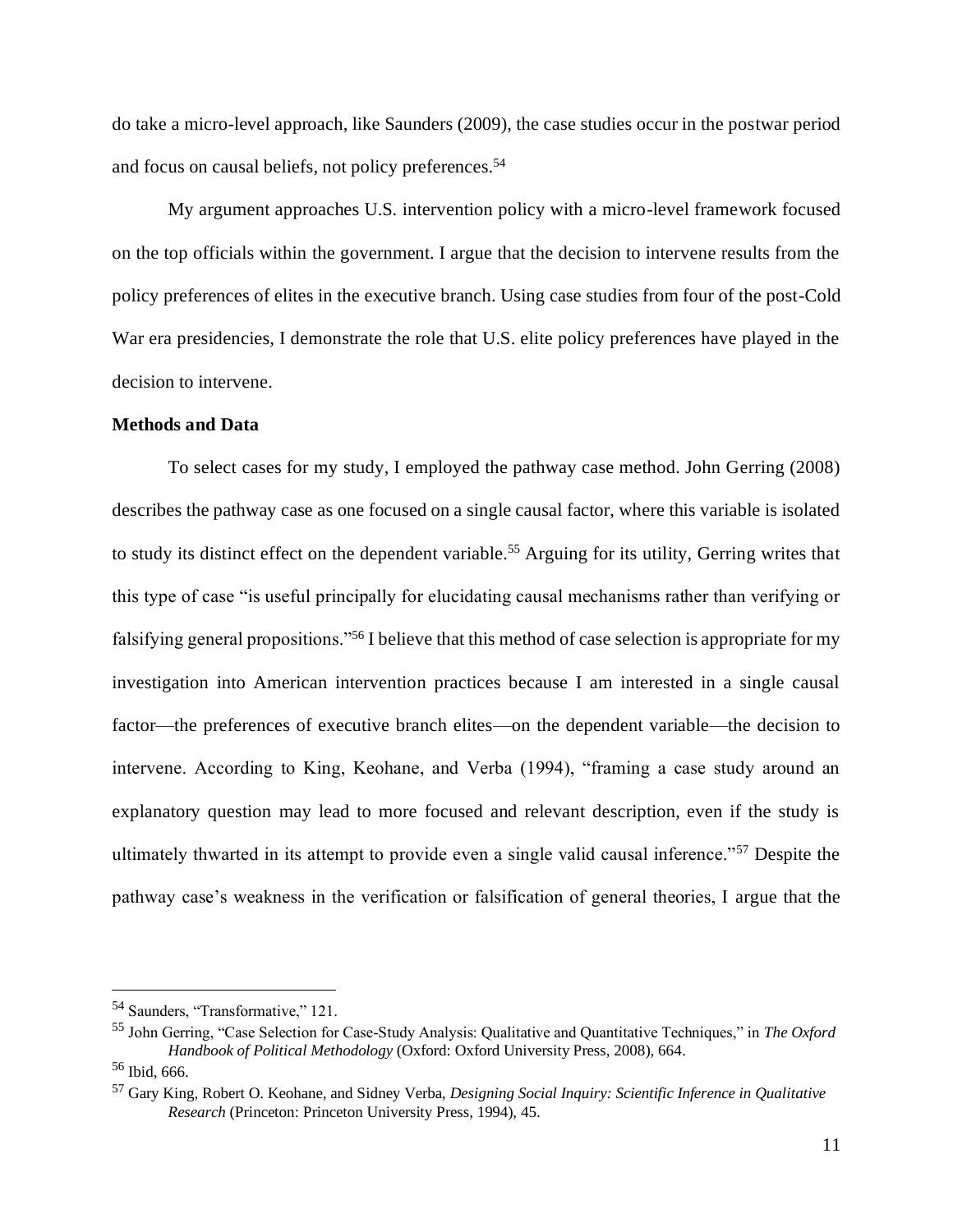do take a micro-level approach, like Saunders (2009), the case studies occur in the postwar period and focus on causal beliefs, not policy preferences.[54]

My argument approaches U.S. intervention policy with a micro-level framework focused on the top officials within the government. I argue that the decision to intervene results from the policy preferences of elites in the executive branch. Using case studies from four of the post-Cold War era presidencies, I demonstrate the role that U.S. elite policy preferences have played in the decision to intervene.

**Methods and Data**

To select cases for my study, I employed the pathway case method. John Gerring (2008) describes the pathway case as one focused on a single causal factor, where this variable is isolated to study its distinct effect on the dependent variable.[55] Arguing for its utility, Gerring writes that this type of case "is useful principally for elucidating causal mechanisms rather than verifying or falsifying general propositions."[56] I believe that this method of case selection is appropriate for my investigation into American intervention practices because I am interested in a single causal factor—the preferences of executive branch elites—on the dependent variable—the decision to intervene. According to King, Keohane, and Verba (1994), "framing a case study around an explanatory question may lead to more focused and relevant description, even if the study is ultimately thwarted in its attempt to provide even a single valid causal inference."[57] Despite the pathway case's weakness in the verification or falsification of general theories, I argue that the

---

[54] Saunders, "Transformative," 121.

[55] John Gerring, "Case Selection for Case-Study Analysis: Qualitative and Quantitative Techniques," in *The Oxford Handbook of Political Methodology* (Oxford: Oxford University Press, 2008), 664.

[56] Ibid, 666.

[57] Gary King, Robert O. Keohane, and Sidney Verba, *Designing Social Inquiry: Scientific Inference in Qualitative Research* (Princeton: Princeton University Press, 1994), 45.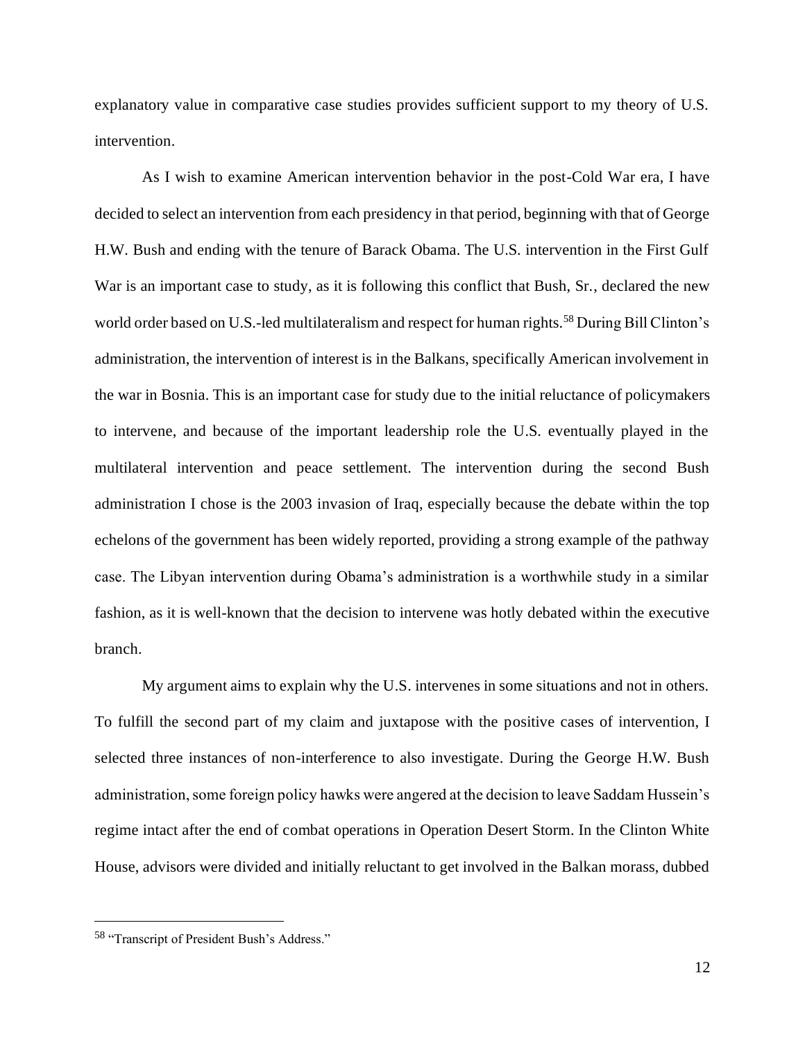explanatory value in comparative case studies provides sufficient support to my theory of U.S. intervention.

As I wish to examine American intervention behavior in the post-Cold War era, I have decided to select an intervention from each presidency in that period, beginning with that of George H.W. Bush and ending with the tenure of Barack Obama. The U.S. intervention in the First Gulf War is an important case to study, as it is following this conflict that Bush, Sr., declared the new world order based on U.S.-led multilateralism and respect for human rights.[58] During Bill Clinton's administration, the intervention of interest is in the Balkans, specifically American involvement in the war in Bosnia. This is an important case for study due to the initial reluctance of policymakers to intervene, and because of the important leadership role the U.S. eventually played in the multilateral intervention and peace settlement. The intervention during the second Bush administration I chose is the 2003 invasion of Iraq, especially because the debate within the top echelons of the government has been widely reported, providing a strong example of the pathway case. The Libyan intervention during Obama's administration is a worthwhile study in a similar fashion, as it is well-known that the decision to intervene was hotly debated within the executive branch.

My argument aims to explain why the U.S. intervenes in some situations and not in others. To fulfill the second part of my claim and juxtapose with the positive cases of intervention, I selected three instances of non-interference to also investigate. During the George H.W. Bush administration, some foreign policy hawks were angered at the decision to leave Saddam Hussein's regime intact after the end of combat operations in Operation Desert Storm. In the Clinton White House, advisors were divided and initially reluctant to get involved in the Balkan morass, dubbed

[58] "Transcript of President Bush's Address."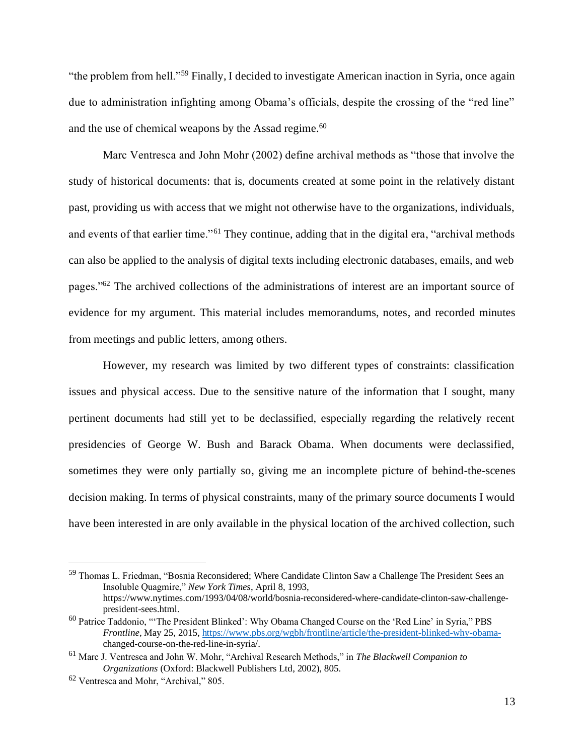"the problem from hell."[59] Finally, I decided to investigate American inaction in Syria, once again due to administration infighting among Obama's officials, despite the crossing of the "red line" and the use of chemical weapons by the Assad regime.[60]

Marc Ventresca and John Mohr (2002) define archival methods as "those that involve the study of historical documents: that is, documents created at some point in the relatively distant past, providing us with access that we might not otherwise have to the organizations, individuals, and events of that earlier time."[61] They continue, adding that in the digital era, "archival methods can also be applied to the analysis of digital texts including electronic databases, emails, and web pages."[62] The archived collections of the administrations of interest are an important source of evidence for my argument. This material includes memorandums, notes, and recorded minutes from meetings and public letters, among others.

However, my research was limited by two different types of constraints: classification issues and physical access. Due to the sensitive nature of the information that I sought, many pertinent documents had still yet to be declassified, especially regarding the relatively recent presidencies of George W. Bush and Barack Obama. When documents were declassified, sometimes they were only partially so, giving me an incomplete picture of behind-the-scenes decision making. In terms of physical constraints, many of the primary source documents I would have been interested in are only available in the physical location of the archived collection, such

---

[59] Thomas L. Friedman, "Bosnia Reconsidered; Where Candidate Clinton Saw a Challenge The President Sees an Insoluble Quagmire," *New York Times*, April 8, 1993, https://www.nytimes.com/1993/04/08/world/bosnia-reconsidered-where-candidate-clinton-saw-challenge-president-sees.html.

[60] Patrice Taddonio, "'The President Blinked': Why Obama Changed Course on the 'Red Line' in Syria," PBS *Frontline*, May 25, 2015, https://www.pbs.org/wgbh/frontline/article/the-president-blinked-why-obama-changed-course-on-the-red-line-in-syria/.

[61] Marc J. Ventresca and John W. Mohr, "Archival Research Methods," in *The Blackwell Companion to Organizations* (Oxford: Blackwell Publishers Ltd, 2002), 805.

[62] Ventresca and Mohr, "Archival," 805.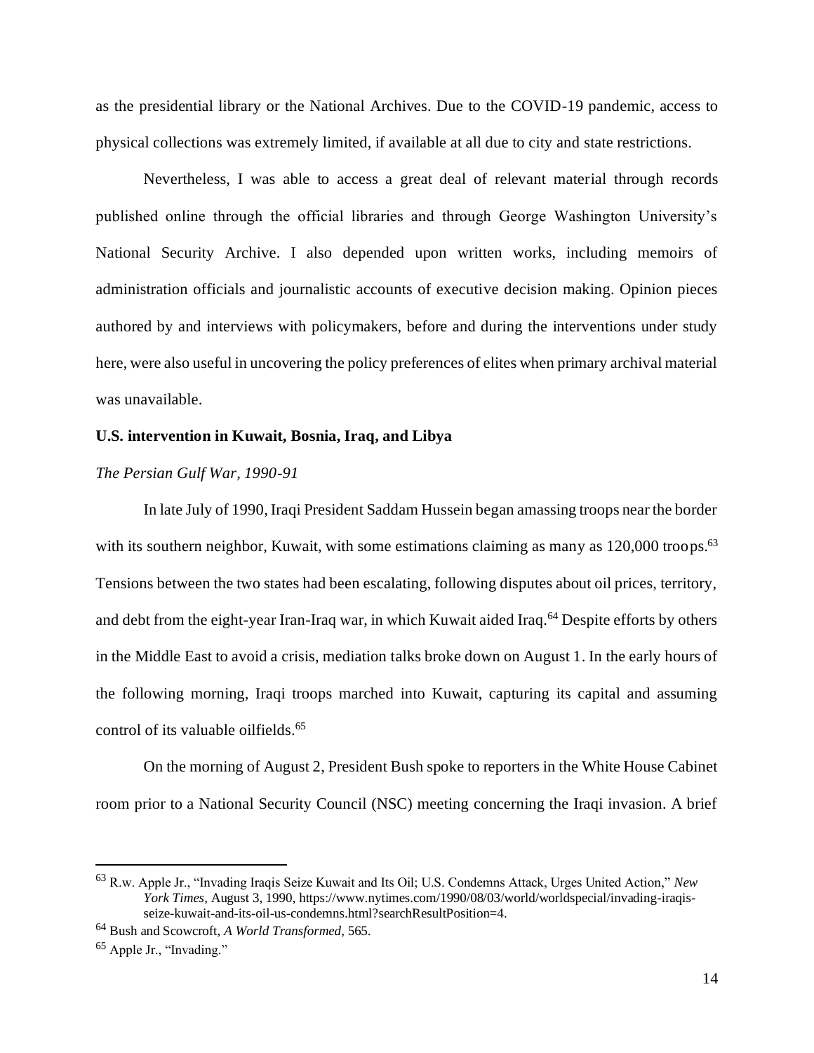as the presidential library or the National Archives. Due to the COVID-19 pandemic, access to physical collections was extremely limited, if available at all due to city and state restrictions.

Nevertheless, I was able to access a great deal of relevant material through records published online through the official libraries and through George Washington University's National Security Archive. I also depended upon written works, including memoirs of administration officials and journalistic accounts of executive decision making. Opinion pieces authored by and interviews with policymakers, before and during the interventions under study here, were also useful in uncovering the policy preferences of elites when primary archival material was unavailable.

### U.S. intervention in Kuwait, Bosnia, Iraq, and Libya

#### *The Persian Gulf War, 1990-91*

In late July of 1990, Iraqi President Saddam Hussein began amassing troops near the border with its southern neighbor, Kuwait, with some estimations claiming as many as 120,000 troops.[63] Tensions between the two states had been escalating, following disputes about oil prices, territory, and debt from the eight-year Iran-Iraq war, in which Kuwait aided Iraq.[64] Despite efforts by others in the Middle East to avoid a crisis, mediation talks broke down on August 1. In the early hours of the following morning, Iraqi troops marched into Kuwait, capturing its capital and assuming control of its valuable oilfields.[65]

On the morning of August 2, President Bush spoke to reporters in the White House Cabinet room prior to a National Security Council (NSC) meeting concerning the Iraqi invasion. A brief

---

[63] R.w. Apple Jr., "Invading Iraqis Seize Kuwait and Its Oil; U.S. Condemns Attack, Urges United Action," *New York Times*, August 3, 1990, https://www.nytimes.com/1990/08/03/world/worldspecial/invading-iraqis-seize-kuwait-and-its-oil-us-condemns.html?searchResultPosition=4.

[64] Bush and Scowcroft, *A World Transformed*, 565.

[65] Apple Jr., "Invading."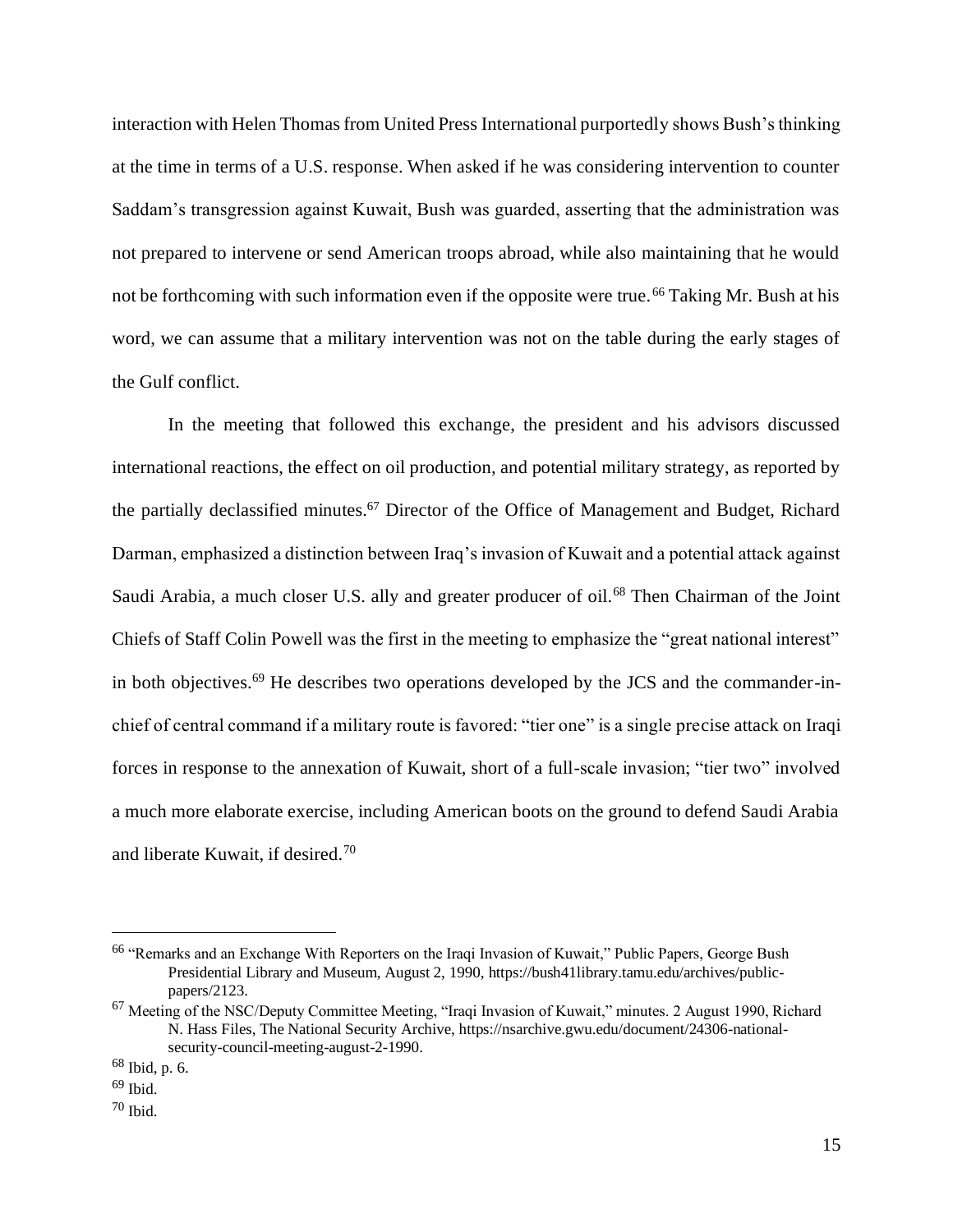interaction with Helen Thomas from United Press International purportedly shows Bush's thinking at the time in terms of a U.S. response. When asked if he was considering intervention to counter Saddam's transgression against Kuwait, Bush was guarded, asserting that the administration was not prepared to intervene or send American troops abroad, while also maintaining that he would not be forthcoming with such information even if the opposite were true.[66] Taking Mr. Bush at his word, we can assume that a military intervention was not on the table during the early stages of the Gulf conflict.

In the meeting that followed this exchange, the president and his advisors discussed international reactions, the effect on oil production, and potential military strategy, as reported by the partially declassified minutes.[67] Director of the Office of Management and Budget, Richard Darman, emphasized a distinction between Iraq's invasion of Kuwait and a potential attack against Saudi Arabia, a much closer U.S. ally and greater producer of oil.[68] Then Chairman of the Joint Chiefs of Staff Colin Powell was the first in the meeting to emphasize the "great national interest" in both objectives.[69] He describes two operations developed by the JCS and the commander-in-chief of central command if a military route is favored: "tier one" is a single precise attack on Iraqi forces in response to the annexation of Kuwait, short of a full-scale invasion; "tier two" involved a much more elaborate exercise, including American boots on the ground to defend Saudi Arabia and liberate Kuwait, if desired.[70]

---

[66] "Remarks and an Exchange With Reporters on the Iraqi Invasion of Kuwait," Public Papers, George Bush Presidential Library and Museum, August 2, 1990, https://bush41library.tamu.edu/archives/public-papers/2123.

[67] Meeting of the NSC/Deputy Committee Meeting, "Iraqi Invasion of Kuwait," minutes. 2 August 1990, Richard N. Hass Files, The National Security Archive, https://nsarchive.gwu.edu/document/24306-national-security-council-meeting-august-2-1990.

[68] Ibid, p. 6.

[69] Ibid.

[70] Ibid.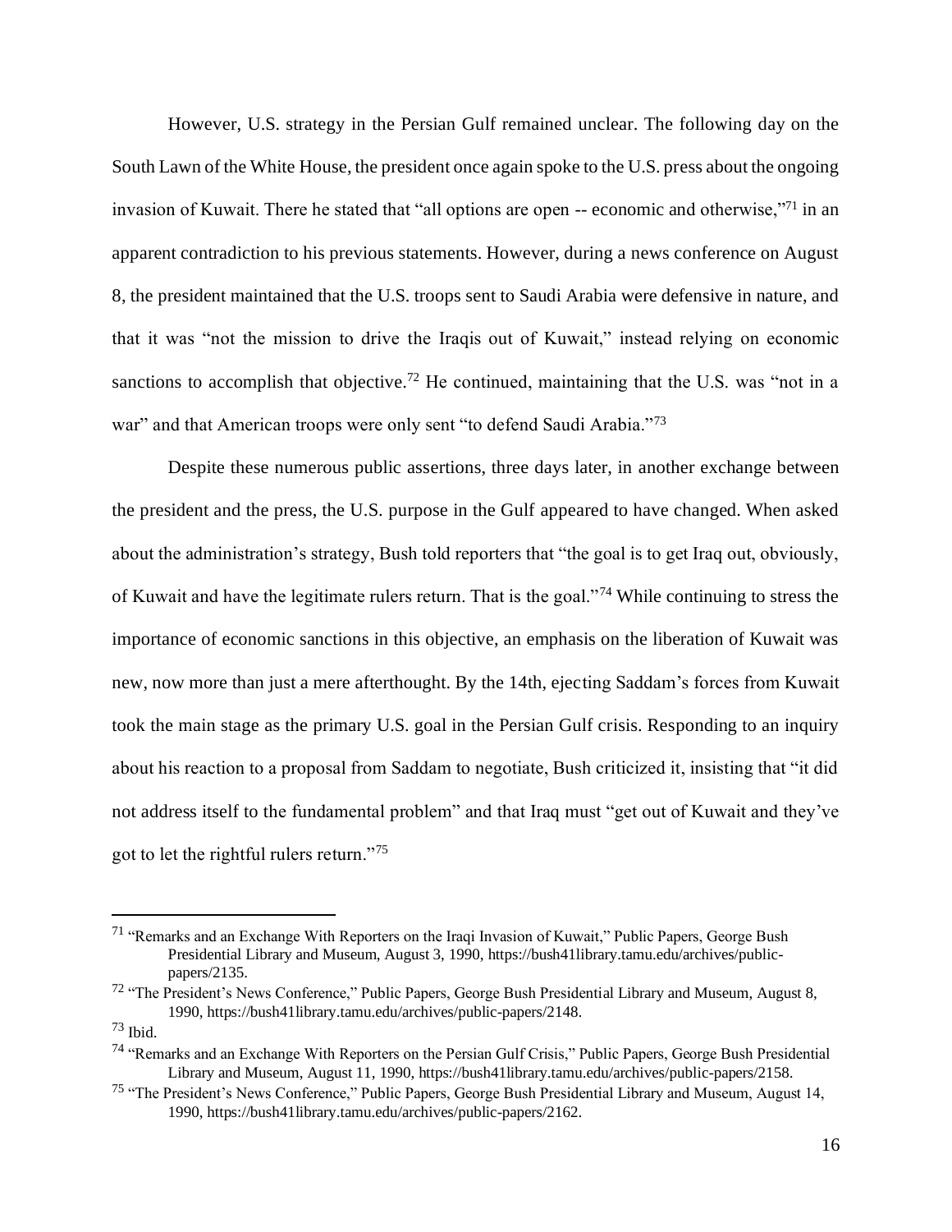However, U.S. strategy in the Persian Gulf remained unclear. The following day on the South Lawn of the White House, the president once again spoke to the U.S. press about the ongoing invasion of Kuwait. There he stated that "all options are open -- economic and otherwise,"[71] in an apparent contradiction to his previous statements. However, during a news conference on August 8, the president maintained that the U.S. troops sent to Saudi Arabia were defensive in nature, and that it was "not the mission to drive the Iraqis out of Kuwait," instead relying on economic sanctions to accomplish that objective.[72] He continued, maintaining that the U.S. was "not in a war" and that American troops were only sent "to defend Saudi Arabia."[73]

Despite these numerous public assertions, three days later, in another exchange between the president and the press, the U.S. purpose in the Gulf appeared to have changed. When asked about the administration's strategy, Bush told reporters that "the goal is to get Iraq out, obviously, of Kuwait and have the legitimate rulers return. That is the goal."[74] While continuing to stress the importance of economic sanctions in this objective, an emphasis on the liberation of Kuwait was new, now more than just a mere afterthought. By the 14th, ejecting Saddam's forces from Kuwait took the main stage as the primary U.S. goal in the Persian Gulf crisis. Responding to an inquiry about his reaction to a proposal from Saddam to negotiate, Bush criticized it, insisting that "it did not address itself to the fundamental problem" and that Iraq must "get out of Kuwait and they've got to let the rightful rulers return."[75]

---

[71] "Remarks and an Exchange With Reporters on the Iraqi Invasion of Kuwait," Public Papers, George Bush Presidential Library and Museum, August 3, 1990, https://bush41library.tamu.edu/archives/public-papers/2135.

[72] "The President's News Conference," Public Papers, George Bush Presidential Library and Museum, August 8, 1990, https://bush41library.tamu.edu/archives/public-papers/2148.

[73] Ibid.

[74] "Remarks and an Exchange With Reporters on the Persian Gulf Crisis," Public Papers, George Bush Presidential Library and Museum, August 11, 1990, https://bush41library.tamu.edu/archives/public-papers/2158.

[75] "The President's News Conference," Public Papers, George Bush Presidential Library and Museum, August 14, 1990, https://bush41library.tamu.edu/archives/public-papers/2162.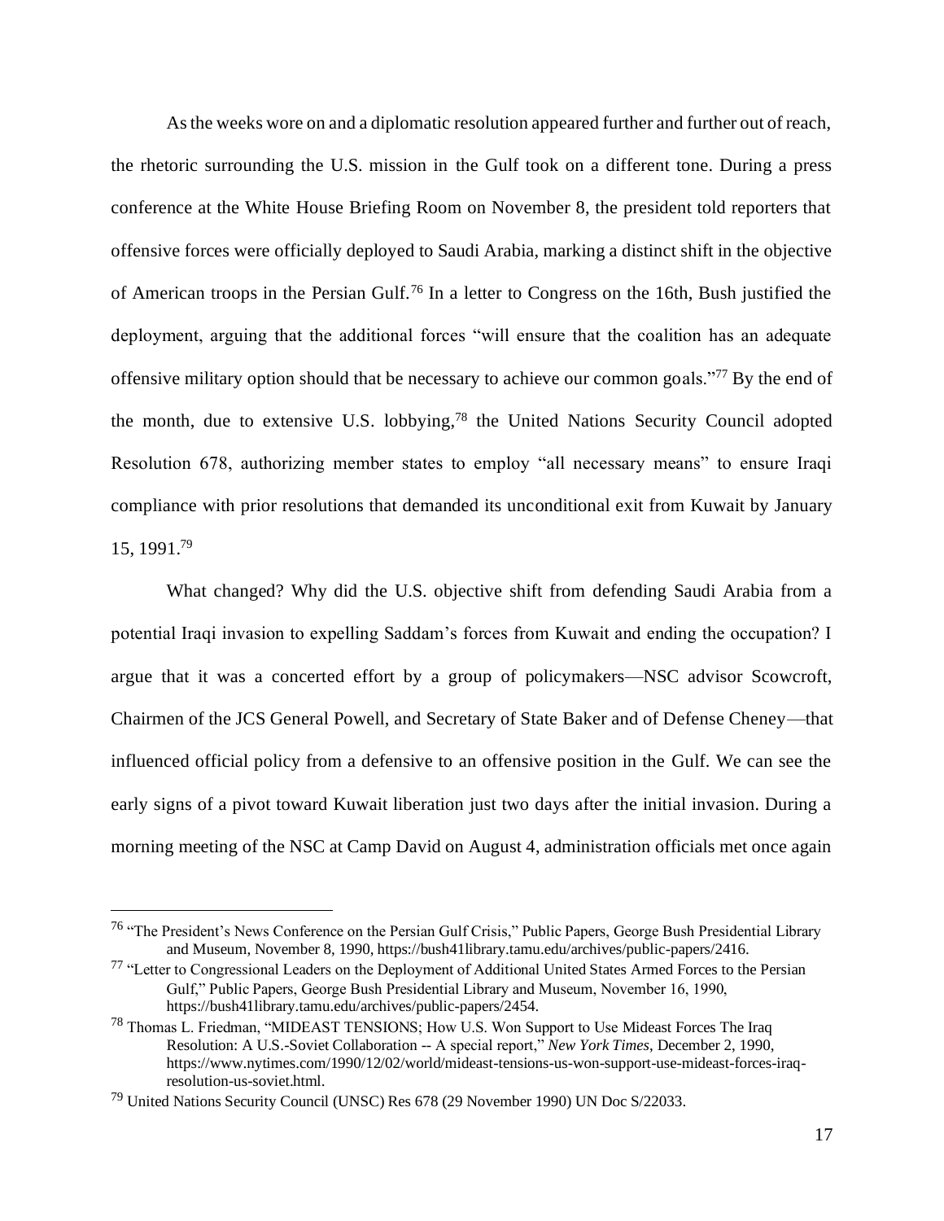As the weeks wore on and a diplomatic resolution appeared further and further out of reach, the rhetoric surrounding the U.S. mission in the Gulf took on a different tone. During a press conference at the White House Briefing Room on November 8, the president told reporters that offensive forces were officially deployed to Saudi Arabia, marking a distinct shift in the objective of American troops in the Persian Gulf.[76] In a letter to Congress on the 16th, Bush justified the deployment, arguing that the additional forces "will ensure that the coalition has an adequate offensive military option should that be necessary to achieve our common goals."[77] By the end of the month, due to extensive U.S. lobbying,[78] the United Nations Security Council adopted Resolution 678, authorizing member states to employ "all necessary means" to ensure Iraqi compliance with prior resolutions that demanded its unconditional exit from Kuwait by January 15, 1991.[79]

What changed? Why did the U.S. objective shift from defending Saudi Arabia from a potential Iraqi invasion to expelling Saddam's forces from Kuwait and ending the occupation? I argue that it was a concerted effort by a group of policymakers—NSC advisor Scowcroft, Chairmen of the JCS General Powell, and Secretary of State Baker and of Defense Cheney—that influenced official policy from a defensive to an offensive position in the Gulf. We can see the early signs of a pivot toward Kuwait liberation just two days after the initial invasion. During a morning meeting of the NSC at Camp David on August 4, administration officials met once again

---

[76] "The President's News Conference on the Persian Gulf Crisis," Public Papers, George Bush Presidential Library and Museum, November 8, 1990, https://bush41library.tamu.edu/archives/public-papers/2416.

[77] "Letter to Congressional Leaders on the Deployment of Additional United States Armed Forces to the Persian Gulf," Public Papers, George Bush Presidential Library and Museum, November 16, 1990, https://bush41library.tamu.edu/archives/public-papers/2454.

[78] Thomas L. Friedman, "MIDEAST TENSIONS; How U.S. Won Support to Use Mideast Forces The Iraq Resolution: A U.S.-Soviet Collaboration -- A special report," *New York Times*, December 2, 1990, https://www.nytimes.com/1990/12/02/world/mideast-tensions-us-won-support-use-mideast-forces-iraq-resolution-us-soviet.html.

[79] United Nations Security Council (UNSC) Res 678 (29 November 1990) UN Doc S/22033.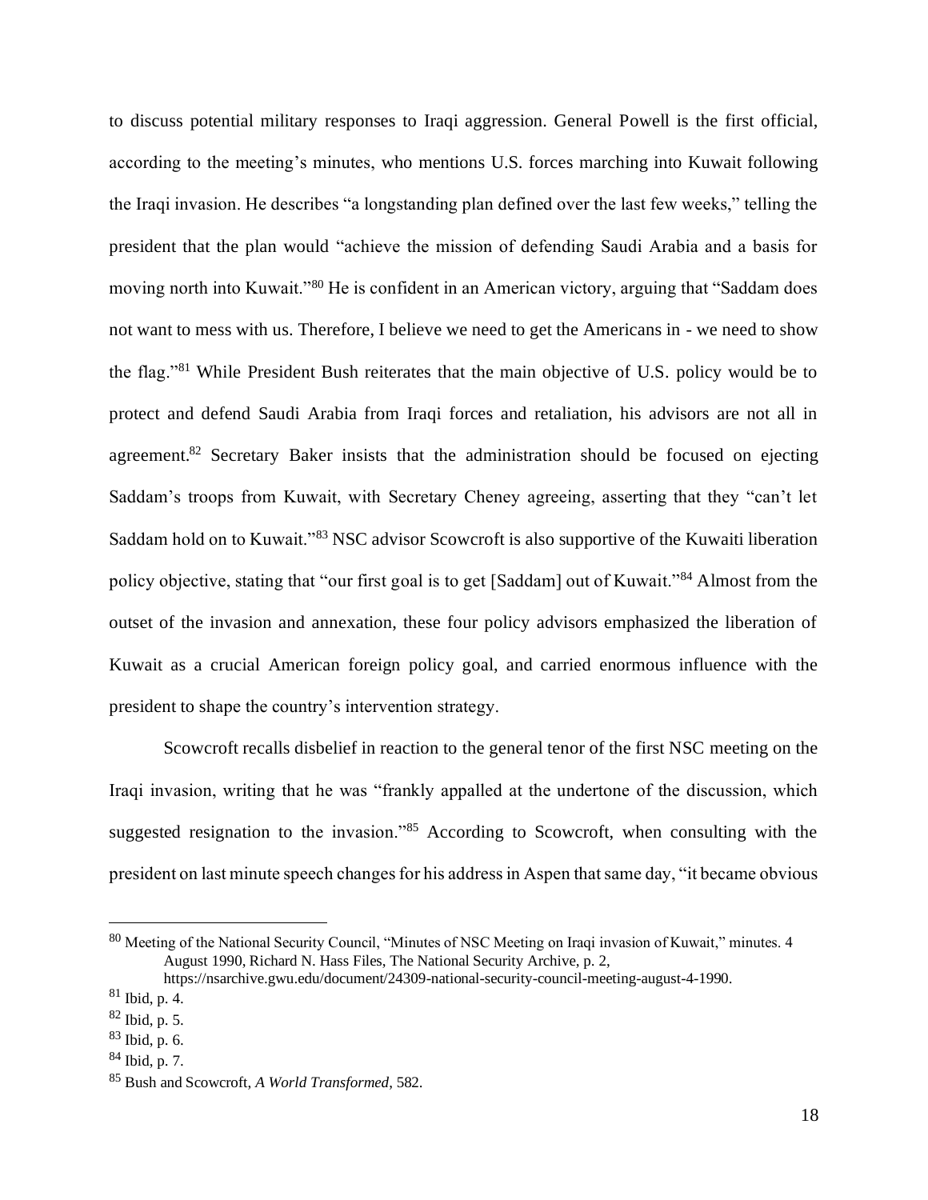to discuss potential military responses to Iraqi aggression. General Powell is the first official, according to the meeting's minutes, who mentions U.S. forces marching into Kuwait following the Iraqi invasion. He describes "a longstanding plan defined over the last few weeks," telling the president that the plan would "achieve the mission of defending Saudi Arabia and a basis for moving north into Kuwait."[80] He is confident in an American victory, arguing that "Saddam does not want to mess with us. Therefore, I believe we need to get the Americans in - we need to show the flag."[81] While President Bush reiterates that the main objective of U.S. policy would be to protect and defend Saudi Arabia from Iraqi forces and retaliation, his advisors are not all in agreement.[82] Secretary Baker insists that the administration should be focused on ejecting Saddam's troops from Kuwait, with Secretary Cheney agreeing, asserting that they "can't let Saddam hold on to Kuwait."[83] NSC advisor Scowcroft is also supportive of the Kuwaiti liberation policy objective, stating that "our first goal is to get [Saddam] out of Kuwait."[84] Almost from the outset of the invasion and annexation, these four policy advisors emphasized the liberation of Kuwait as a crucial American foreign policy goal, and carried enormous influence with the president to shape the country's intervention strategy.

Scowcroft recalls disbelief in reaction to the general tenor of the first NSC meeting on the Iraqi invasion, writing that he was "frankly appalled at the undertone of the discussion, which suggested resignation to the invasion."[85] According to Scowcroft, when consulting with the president on last minute speech changes for his address in Aspen that same day, "it became obvious

---

[80] Meeting of the National Security Council, "Minutes of NSC Meeting on Iraqi invasion of Kuwait," minutes. 4 August 1990, Richard N. Hass Files, The National Security Archive, p. 2, https://nsarchive.gwu.edu/document/24309-national-security-council-meeting-august-4-1990.

[81] Ibid, p. 4.

[82] Ibid, p. 5.

[83] Ibid, p. 6.

[84] Ibid, p. 7.

[85] Bush and Scowcroft, *A World Transformed*, 582.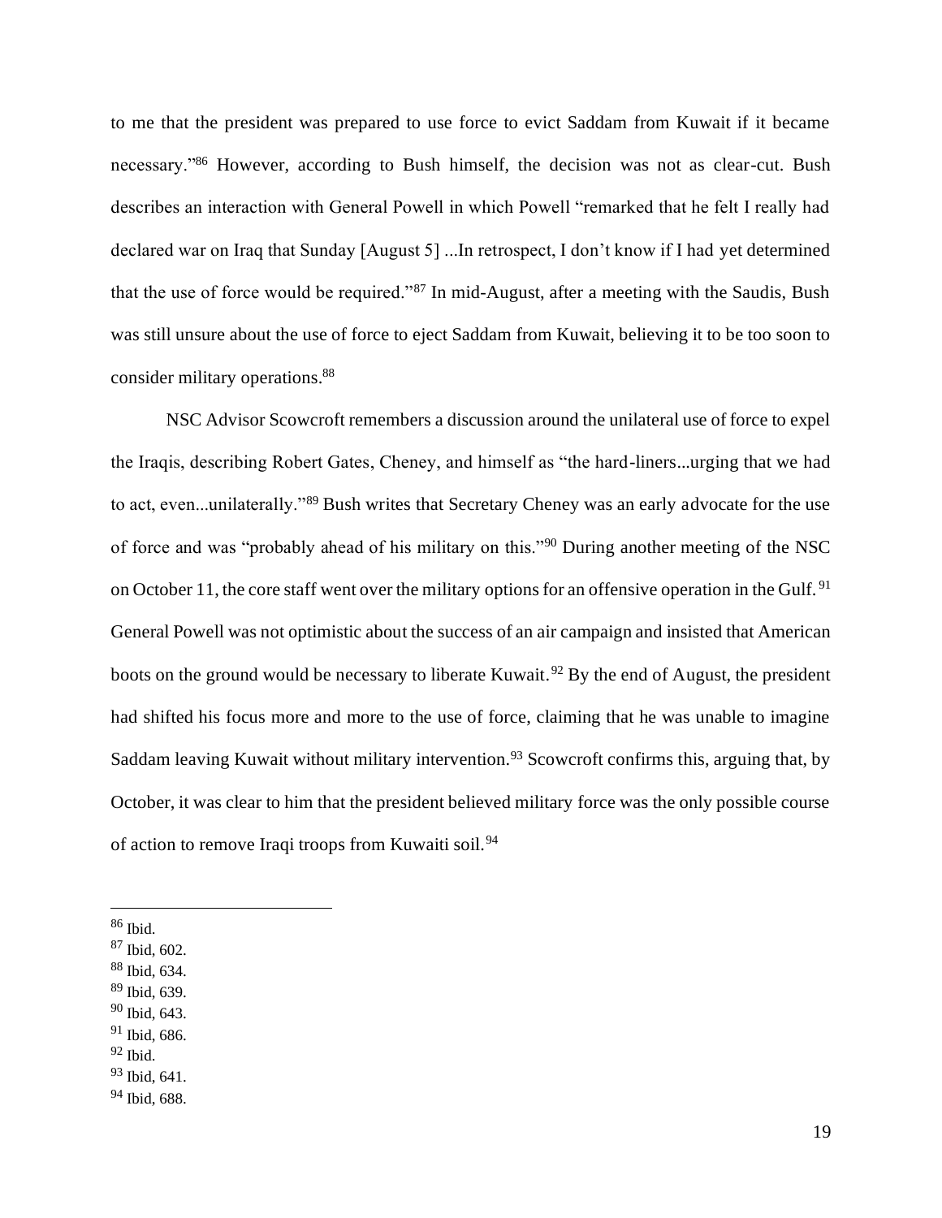to me that the president was prepared to use force to evict Saddam from Kuwait if it became necessary."[86] However, according to Bush himself, the decision was not as clear-cut. Bush describes an interaction with General Powell in which Powell "remarked that he felt I really had declared war on Iraq that Sunday [August 5] ...In retrospect, I don't know if I had yet determined that the use of force would be required."[87] In mid-August, after a meeting with the Saudis, Bush was still unsure about the use of force to eject Saddam from Kuwait, believing it to be too soon to consider military operations.[88]

NSC Advisor Scowcroft remembers a discussion around the unilateral use of force to expel the Iraqis, describing Robert Gates, Cheney, and himself as "the hard-liners...urging that we had to act, even...unilaterally."[89] Bush writes that Secretary Cheney was an early advocate for the use of force and was "probably ahead of his military on this."[90] During another meeting of the NSC on October 11, the core staff went over the military options for an offensive operation in the Gulf.[91] General Powell was not optimistic about the success of an air campaign and insisted that American boots on the ground would be necessary to liberate Kuwait.[92] By the end of August, the president had shifted his focus more and more to the use of force, claiming that he was unable to imagine Saddam leaving Kuwait without military intervention.[93] Scowcroft confirms this, arguing that, by October, it was clear to him that the president believed military force was the only possible course of action to remove Iraqi troops from Kuwaiti soil.[94]

---

[86] Ibid.
[87] Ibid, 602.
[88] Ibid, 634.
[89] Ibid, 639.
[90] Ibid, 643.
[91] Ibid, 686.
[92] Ibid.
[93] Ibid, 641.
[94] Ibid, 688.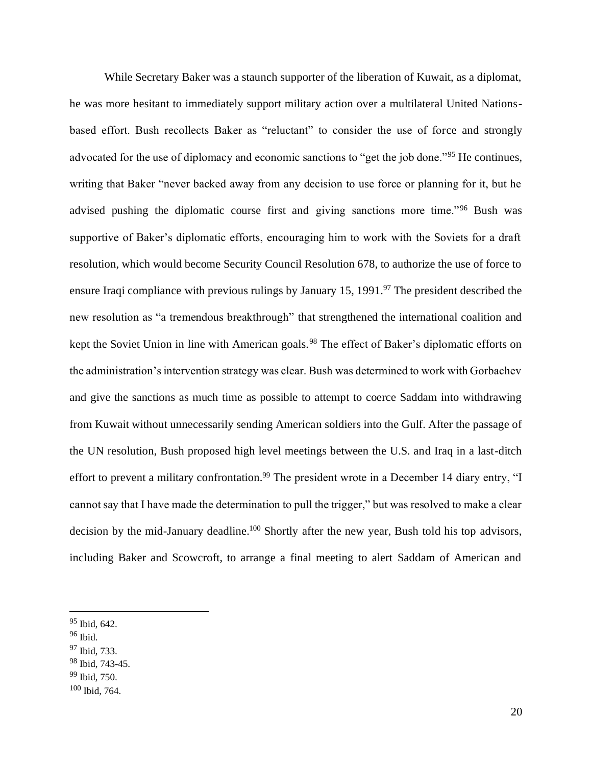While Secretary Baker was a staunch supporter of the liberation of Kuwait, as a diplomat, he was more hesitant to immediately support military action over a multilateral United Nations-based effort. Bush recollects Baker as "reluctant" to consider the use of force and strongly advocated for the use of diplomacy and economic sanctions to "get the job done."[95] He continues, writing that Baker "never backed away from any decision to use force or planning for it, but he advised pushing the diplomatic course first and giving sanctions more time."[96] Bush was supportive of Baker's diplomatic efforts, encouraging him to work with the Soviets for a draft resolution, which would become Security Council Resolution 678, to authorize the use of force to ensure Iraqi compliance with previous rulings by January 15, 1991.[97] The president described the new resolution as "a tremendous breakthrough" that strengthened the international coalition and kept the Soviet Union in line with American goals.[98] The effect of Baker's diplomatic efforts on the administration's intervention strategy was clear. Bush was determined to work with Gorbachev and give the sanctions as much time as possible to attempt to coerce Saddam into withdrawing from Kuwait without unnecessarily sending American soldiers into the Gulf. After the passage of the UN resolution, Bush proposed high level meetings between the U.S. and Iraq in a last-ditch effort to prevent a military confrontation.[99] The president wrote in a December 14 diary entry, "I cannot say that I have made the determination to pull the trigger," but was resolved to make a clear decision by the mid-January deadline.[100] Shortly after the new year, Bush told his top advisors, including Baker and Scowcroft, to arrange a final meeting to alert Saddam of American and

---

[95] Ibid, 642.

[96] Ibid.

[97] Ibid, 733.

[98] Ibid, 743-45.

[99] Ibid, 750.

[100] Ibid, 764.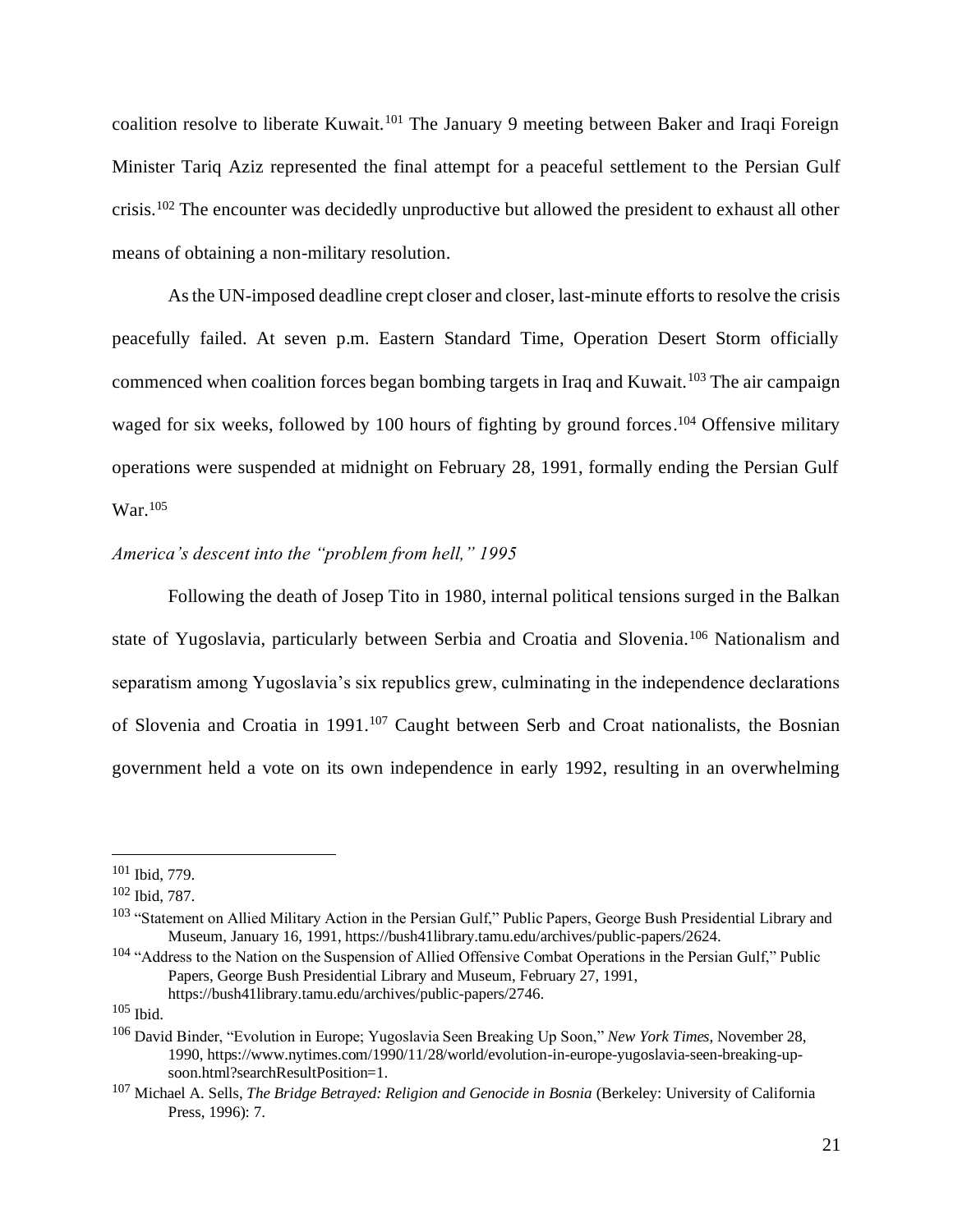coalition resolve to liberate Kuwait.[101] The January 9 meeting between Baker and Iraqi Foreign Minister Tariq Aziz represented the final attempt for a peaceful settlement to the Persian Gulf crisis.[102] The encounter was decidedly unproductive but allowed the president to exhaust all other means of obtaining a non-military resolution.

As the UN-imposed deadline crept closer and closer, last-minute efforts to resolve the crisis peacefully failed. At seven p.m. Eastern Standard Time, Operation Desert Storm officially commenced when coalition forces began bombing targets in Iraq and Kuwait.[103] The air campaign waged for six weeks, followed by 100 hours of fighting by ground forces.[104] Offensive military operations were suspended at midnight on February 28, 1991, formally ending the Persian Gulf War.[105]

*America's descent into the "problem from hell," 1995*

Following the death of Josep Tito in 1980, internal political tensions surged in the Balkan state of Yugoslavia, particularly between Serbia and Croatia and Slovenia.[106] Nationalism and separatism among Yugoslavia's six republics grew, culminating in the independence declarations of Slovenia and Croatia in 1991.[107] Caught between Serb and Croat nationalists, the Bosnian government held a vote on its own independence in early 1992, resulting in an overwhelming

---

[101] Ibid, 779.

[102] Ibid, 787.

[103] "Statement on Allied Military Action in the Persian Gulf," Public Papers, George Bush Presidential Library and Museum, January 16, 1991, https://bush41library.tamu.edu/archives/public-papers/2624.

[104] "Address to the Nation on the Suspension of Allied Offensive Combat Operations in the Persian Gulf," Public Papers, George Bush Presidential Library and Museum, February 27, 1991, https://bush41library.tamu.edu/archives/public-papers/2746.

[105] Ibid.

[106] David Binder, "Evolution in Europe; Yugoslavia Seen Breaking Up Soon," *New York Times*, November 28, 1990, https://www.nytimes.com/1990/11/28/world/evolution-in-europe-yugoslavia-seen-breaking-up-soon.html?searchResultPosition=1.

[107] Michael A. Sells, *The Bridge Betrayed: Religion and Genocide in Bosnia* (Berkeley: University of California Press, 1996): 7.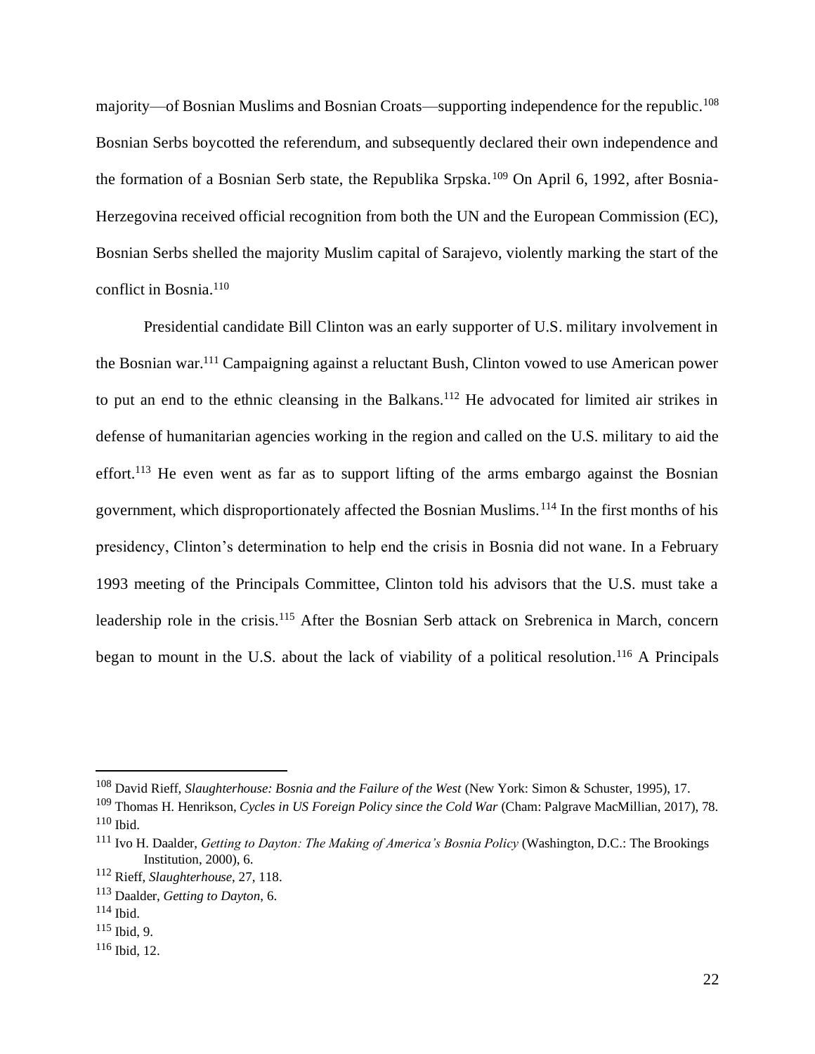majority—of Bosnian Muslims and Bosnian Croats—supporting independence for the republic.[108] Bosnian Serbs boycotted the referendum, and subsequently declared their own independence and the formation of a Bosnian Serb state, the Republika Srpska.[109] On April 6, 1992, after Bosnia-Herzegovina received official recognition from both the UN and the European Commission (EC), Bosnian Serbs shelled the majority Muslim capital of Sarajevo, violently marking the start of the conflict in Bosnia.[110]

Presidential candidate Bill Clinton was an early supporter of U.S. military involvement in the Bosnian war.[111] Campaigning against a reluctant Bush, Clinton vowed to use American power to put an end to the ethnic cleansing in the Balkans.[112] He advocated for limited air strikes in defense of humanitarian agencies working in the region and called on the U.S. military to aid the effort.[113] He even went as far as to support lifting of the arms embargo against the Bosnian government, which disproportionately affected the Bosnian Muslims.[114] In the first months of his presidency, Clinton's determination to help end the crisis in Bosnia did not wane. In a February 1993 meeting of the Principals Committee, Clinton told his advisors that the U.S. must take a leadership role in the crisis.[115] After the Bosnian Serb attack on Srebrenica in March, concern began to mount in the U.S. about the lack of viability of a political resolution.[116] A Principals

---

[108] David Rieff, *Slaughterhouse: Bosnia and the Failure of the West* (New York: Simon & Schuster, 1995), 17.

[109] Thomas H. Henrikson, *Cycles in US Foreign Policy since the Cold War* (Cham: Palgrave MacMillian, 2017), 78.

[110] Ibid.

[111] Ivo H. Daalder, *Getting to Dayton: The Making of America's Bosnia Policy* (Washington, D.C.: The Brookings Institution, 2000), 6.

[112] Rieff, *Slaughterhouse*, 27, 118.

[113] Daalder, *Getting to Dayton*, 6.

[114] Ibid.

[115] Ibid, 9.

[116] Ibid, 12.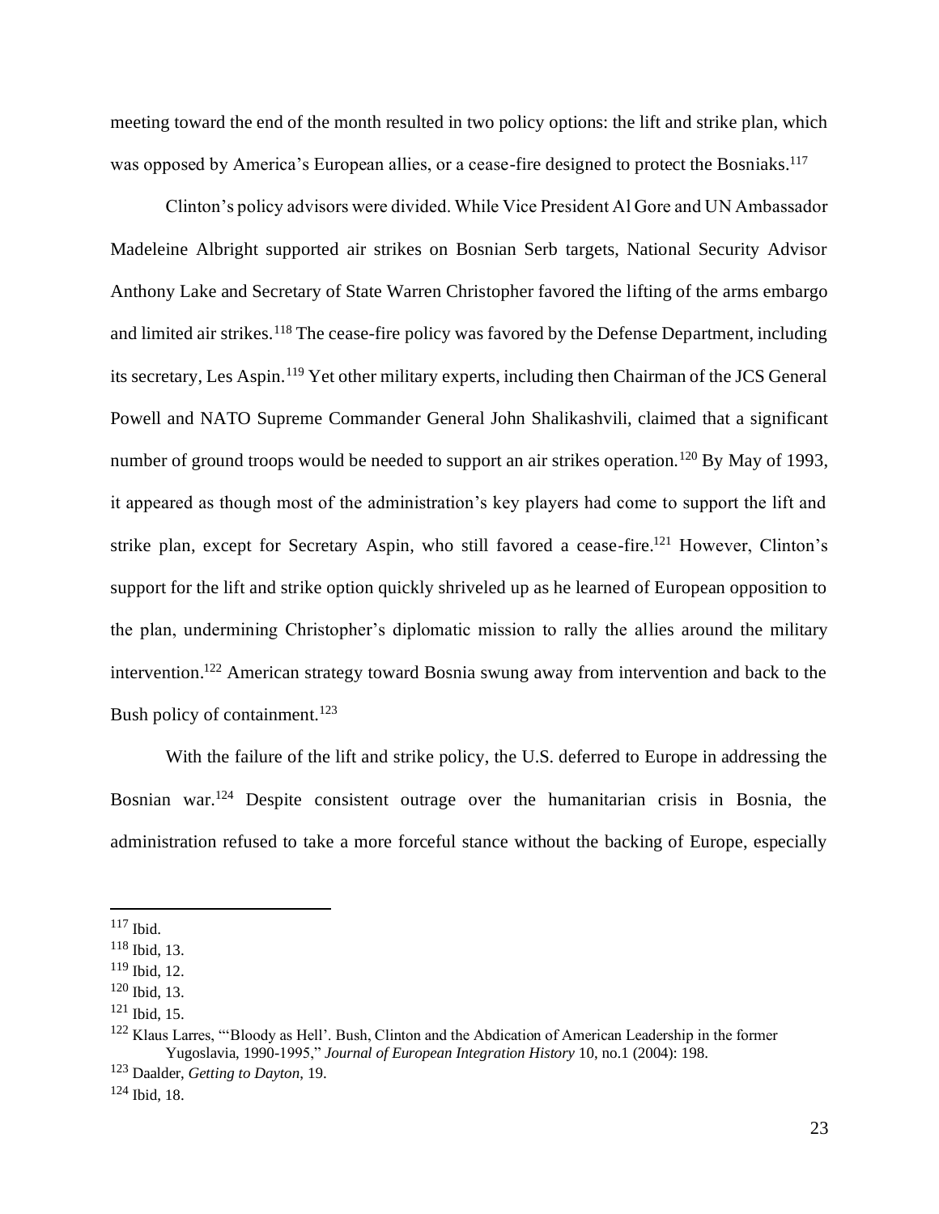meeting toward the end of the month resulted in two policy options: the lift and strike plan, which was opposed by America's European allies, or a cease-fire designed to protect the Bosniaks.[117]

Clinton's policy advisors were divided. While Vice President Al Gore and UN Ambassador Madeleine Albright supported air strikes on Bosnian Serb targets, National Security Advisor Anthony Lake and Secretary of State Warren Christopher favored the lifting of the arms embargo and limited air strikes.[118] The cease-fire policy was favored by the Defense Department, including its secretary, Les Aspin.[119] Yet other military experts, including then Chairman of the JCS General Powell and NATO Supreme Commander General John Shalikashvili, claimed that a significant number of ground troops would be needed to support an air strikes operation.[120] By May of 1993, it appeared as though most of the administration's key players had come to support the lift and strike plan, except for Secretary Aspin, who still favored a cease-fire.[121] However, Clinton's support for the lift and strike option quickly shriveled up as he learned of European opposition to the plan, undermining Christopher's diplomatic mission to rally the allies around the military intervention.[122] American strategy toward Bosnia swung away from intervention and back to the Bush policy of containment.[123]

With the failure of the lift and strike policy, the U.S. deferred to Europe in addressing the Bosnian war.[124] Despite consistent outrage over the humanitarian crisis in Bosnia, the administration refused to take a more forceful stance without the backing of Europe, especially

---

[117] Ibid.

[118] Ibid, 13.

[119] Ibid, 12.

[120] Ibid, 13.

[121] Ibid, 15.

[122] Klaus Larres, "'Bloody as Hell'. Bush, Clinton and the Abdication of American Leadership in the former Yugoslavia, 1990-1995," *Journal of European Integration History* 10, no.1 (2004): 198.

[123] Daalder, *Getting to Dayton*, 19.

[124] Ibid, 18.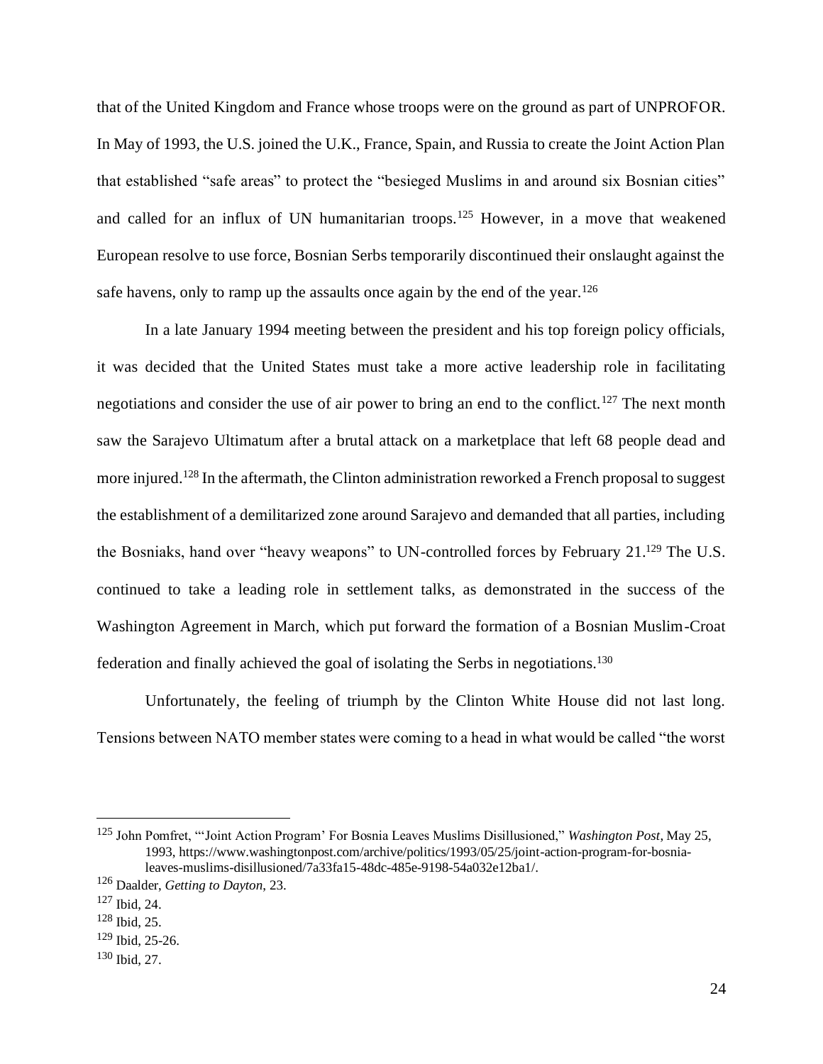that of the United Kingdom and France whose troops were on the ground as part of UNPROFOR. In May of 1993, the U.S. joined the U.K., France, Spain, and Russia to create the Joint Action Plan that established "safe areas" to protect the "besieged Muslims in and around six Bosnian cities" and called for an influx of UN humanitarian troops.[125] However, in a move that weakened European resolve to use force, Bosnian Serbs temporarily discontinued their onslaught against the safe havens, only to ramp up the assaults once again by the end of the year.[126]

In a late January 1994 meeting between the president and his top foreign policy officials, it was decided that the United States must take a more active leadership role in facilitating negotiations and consider the use of air power to bring an end to the conflict.[127] The next month saw the Sarajevo Ultimatum after a brutal attack on a marketplace that left 68 people dead and more injured.[128] In the aftermath, the Clinton administration reworked a French proposal to suggest the establishment of a demilitarized zone around Sarajevo and demanded that all parties, including the Bosniaks, hand over "heavy weapons" to UN-controlled forces by February 21.[129] The U.S. continued to take a leading role in settlement talks, as demonstrated in the success of the Washington Agreement in March, which put forward the formation of a Bosnian Muslim-Croat federation and finally achieved the goal of isolating the Serbs in negotiations.[130]

Unfortunately, the feeling of triumph by the Clinton White House did not last long. Tensions between NATO member states were coming to a head in what would be called "the worst

---

[125] John Pomfret, "'Joint Action Program' For Bosnia Leaves Muslims Disillusioned," *Washington Post*, May 25, 1993, https://www.washingtonpost.com/archive/politics/1993/05/25/joint-action-program-for-bosnia-leaves-muslims-disillusioned/7a33fa15-48dc-485e-9198-54a032e12ba1/.

[126] Daalder, *Getting to Dayton*, 23.

[127] Ibid, 24.

[128] Ibid, 25.

[129] Ibid, 25-26.

[130] Ibid, 27.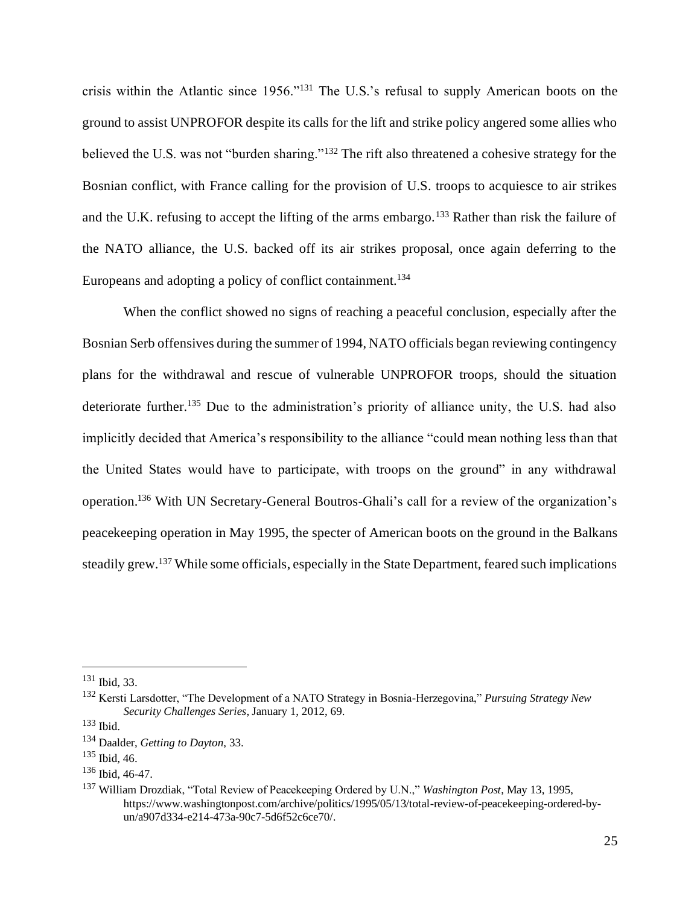crisis within the Atlantic since 1956."[131] The U.S.'s refusal to supply American boots on the ground to assist UNPROFOR despite its calls for the lift and strike policy angered some allies who believed the U.S. was not "burden sharing."[132] The rift also threatened a cohesive strategy for the Bosnian conflict, with France calling for the provision of U.S. troops to acquiesce to air strikes and the U.K. refusing to accept the lifting of the arms embargo.[133] Rather than risk the failure of the NATO alliance, the U.S. backed off its air strikes proposal, once again deferring to the Europeans and adopting a policy of conflict containment.[134]

When the conflict showed no signs of reaching a peaceful conclusion, especially after the Bosnian Serb offensives during the summer of 1994, NATO officials began reviewing contingency plans for the withdrawal and rescue of vulnerable UNPROFOR troops, should the situation deteriorate further.[135] Due to the administration's priority of alliance unity, the U.S. had also implicitly decided that America's responsibility to the alliance "could mean nothing less than that the United States would have to participate, with troops on the ground" in any withdrawal operation.[136] With UN Secretary-General Boutros-Ghali's call for a review of the organization's peacekeeping operation in May 1995, the specter of American boots on the ground in the Balkans steadily grew.[137] While some officials, especially in the State Department, feared such implications

---

[131] Ibid, 33.

[132] Kersti Larsdotter, "The Development of a NATO Strategy in Bosnia-Herzegovina," *Pursuing Strategy New Security Challenges Series*, January 1, 2012, 69.

[133] Ibid.

[134] Daalder, *Getting to Dayton*, 33.

[135] Ibid, 46.

[136] Ibid, 46-47.

[137] William Drozdiak, "Total Review of Peacekeeping Ordered by U.N.," *Washington Post*, May 13, 1995, https://www.washingtonpost.com/archive/politics/1995/05/13/total-review-of-peacekeeping-ordered-by-un/a907d334-e214-473a-90c7-5d6f52c6ce70/.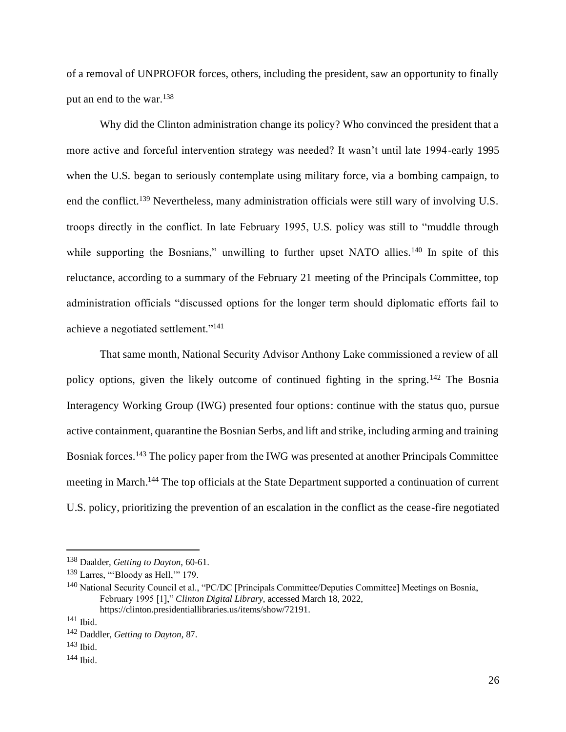of a removal of UNPROFOR forces, others, including the president, saw an opportunity to finally put an end to the war.[138]

Why did the Clinton administration change its policy? Who convinced the president that a more active and forceful intervention strategy was needed? It wasn't until late 1994-early 1995 when the U.S. began to seriously contemplate using military force, via a bombing campaign, to end the conflict.[139] Nevertheless, many administration officials were still wary of involving U.S. troops directly in the conflict. In late February 1995, U.S. policy was still to "muddle through while supporting the Bosnians," unwilling to further upset NATO allies.[140] In spite of this reluctance, according to a summary of the February 21 meeting of the Principals Committee, top administration officials "discussed options for the longer term should diplomatic efforts fail to achieve a negotiated settlement."[141]

That same month, National Security Advisor Anthony Lake commissioned a review of all policy options, given the likely outcome of continued fighting in the spring.[142] The Bosnia Interagency Working Group (IWG) presented four options: continue with the status quo, pursue active containment, quarantine the Bosnian Serbs, and lift and strike, including arming and training Bosniak forces.[143] The policy paper from the IWG was presented at another Principals Committee meeting in March.[144] The top officials at the State Department supported a continuation of current U.S. policy, prioritizing the prevention of an escalation in the conflict as the cease-fire negotiated

---

[138] Daalder, *Getting to Dayton*, 60-61.

[139] Larres, "'Bloody as Hell,'" 179.

[140] National Security Council et al., "PC/DC [Principals Committee/Deputies Committee] Meetings on Bosnia, February 1995 [1]," *Clinton Digital Library*, accessed March 18, 2022, https://clinton.presidentiallibraries.us/items/show/72191.

[141] Ibid.

[142] Daddler, *Getting to Dayton*, 87.

[143] Ibid.

[144] Ibid.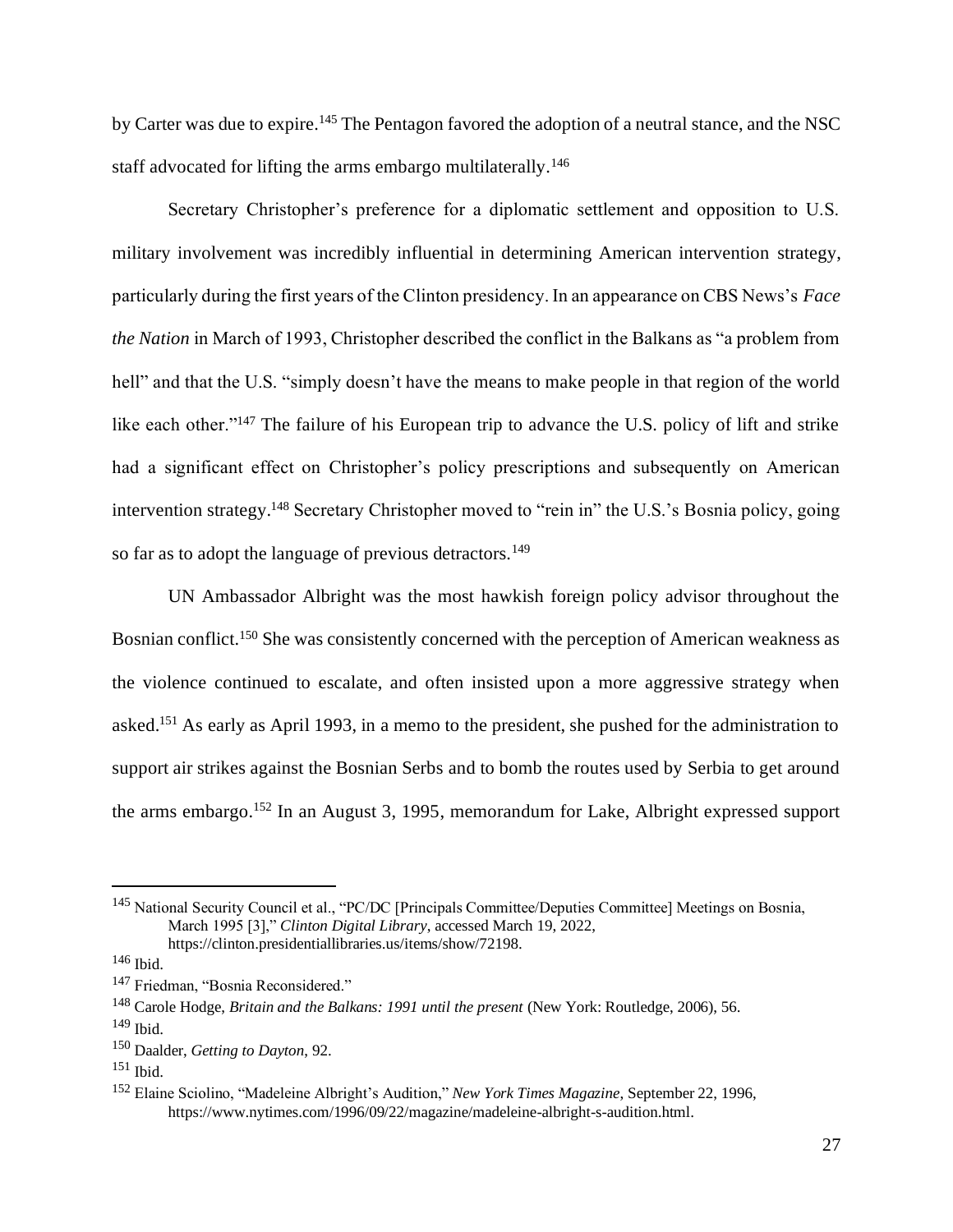by Carter was due to expire.[145] The Pentagon favored the adoption of a neutral stance, and the NSC staff advocated for lifting the arms embargo multilaterally.[146]

Secretary Christopher's preference for a diplomatic settlement and opposition to U.S. military involvement was incredibly influential in determining American intervention strategy, particularly during the first years of the Clinton presidency. In an appearance on CBS News's *Face the Nation* in March of 1993, Christopher described the conflict in the Balkans as "a problem from hell" and that the U.S. "simply doesn't have the means to make people in that region of the world like each other."[147] The failure of his European trip to advance the U.S. policy of lift and strike had a significant effect on Christopher's policy prescriptions and subsequently on American intervention strategy.[148] Secretary Christopher moved to "rein in" the U.S.'s Bosnia policy, going so far as to adopt the language of previous detractors.[149]

UN Ambassador Albright was the most hawkish foreign policy advisor throughout the Bosnian conflict.[150] She was consistently concerned with the perception of American weakness as the violence continued to escalate, and often insisted upon a more aggressive strategy when asked.[151] As early as April 1993, in a memo to the president, she pushed for the administration to support air strikes against the Bosnian Serbs and to bomb the routes used by Serbia to get around the arms embargo.[152] In an August 3, 1995, memorandum for Lake, Albright expressed support

---

[145] National Security Council et al., "PC/DC [Principals Committee/Deputies Committee] Meetings on Bosnia, March 1995 [3]," *Clinton Digital Library*, accessed March 19, 2022, https://clinton.presidentiallibraries.us/items/show/72198.

[146] Ibid.

[147] Friedman, "Bosnia Reconsidered."

[148] Carole Hodge, *Britain and the Balkans: 1991 until the present* (New York: Routledge, 2006), 56.

[149] Ibid.

[150] Daalder, *Getting to Dayton*, 92.

[151] Ibid.

[152] Elaine Sciolino, "Madeleine Albright's Audition," *New York Times Magazine*, September 22, 1996, https://www.nytimes.com/1996/09/22/magazine/madeleine-albright-s-audition.html.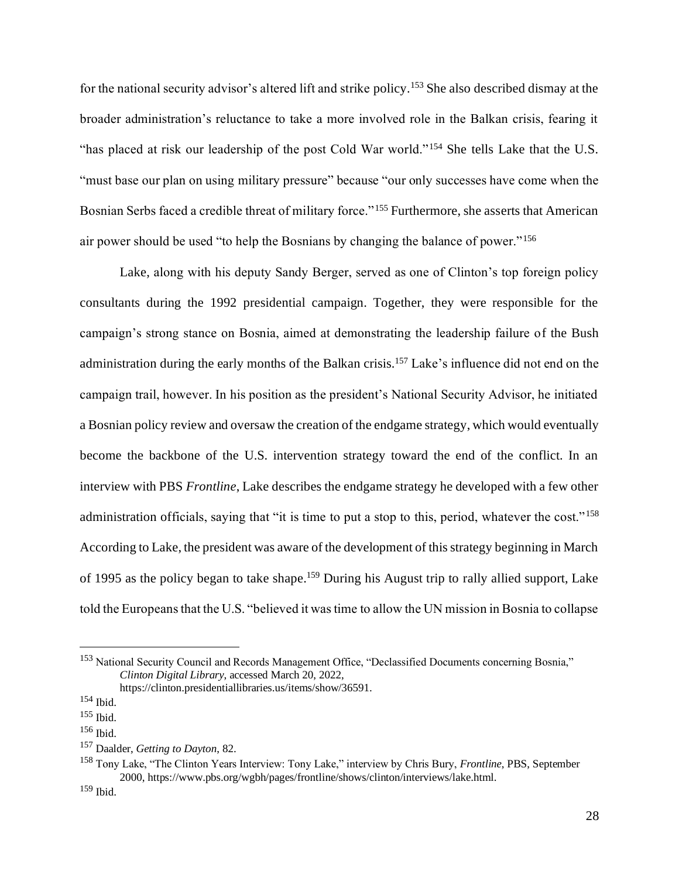for the national security advisor's altered lift and strike policy.[153] She also described dismay at the broader administration's reluctance to take a more involved role in the Balkan crisis, fearing it "has placed at risk our leadership of the post Cold War world."[154] She tells Lake that the U.S. "must base our plan on using military pressure" because "our only successes have come when the Bosnian Serbs faced a credible threat of military force."[155] Furthermore, she asserts that American air power should be used "to help the Bosnians by changing the balance of power."[156]

Lake, along with his deputy Sandy Berger, served as one of Clinton's top foreign policy consultants during the 1992 presidential campaign. Together, they were responsible for the campaign's strong stance on Bosnia, aimed at demonstrating the leadership failure of the Bush administration during the early months of the Balkan crisis.[157] Lake's influence did not end on the campaign trail, however. In his position as the president's National Security Advisor, he initiated a Bosnian policy review and oversaw the creation of the endgame strategy, which would eventually become the backbone of the U.S. intervention strategy toward the end of the conflict. In an interview with PBS *Frontline*, Lake describes the endgame strategy he developed with a few other administration officials, saying that "it is time to put a stop to this, period, whatever the cost."[158] According to Lake, the president was aware of the development of this strategy beginning in March of 1995 as the policy began to take shape.[159] During his August trip to rally allied support, Lake told the Europeans that the U.S. "believed it was time to allow the UN mission in Bosnia to collapse

---

[153] National Security Council and Records Management Office, "Declassified Documents concerning Bosnia," *Clinton Digital Library*, accessed March 20, 2022, https://clinton.presidentiallibraries.us/items/show/36591.

[154] Ibid.

[155] Ibid.

[156] Ibid.

[157] Daalder, *Getting to Dayton*, 82.

[158] Tony Lake, "The Clinton Years Interview: Tony Lake," interview by Chris Bury, *Frontline*, PBS, September 2000, https://www.pbs.org/wgbh/pages/frontline/shows/clinton/interviews/lake.html.

[159] Ibid.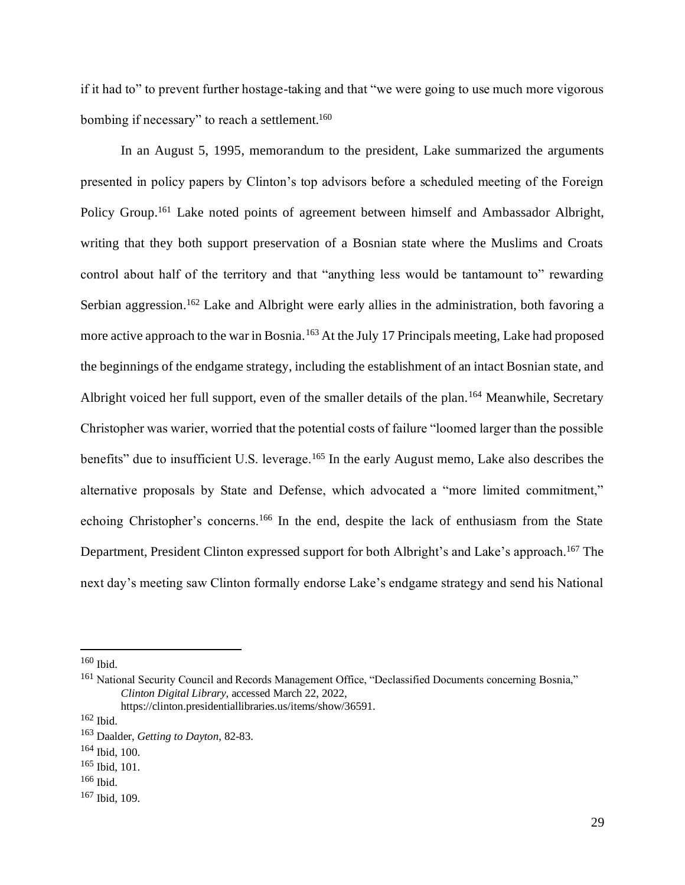if it had to" to prevent further hostage-taking and that "we were going to use much more vigorous bombing if necessary" to reach a settlement.[160]

In an August 5, 1995, memorandum to the president, Lake summarized the arguments presented in policy papers by Clinton's top advisors before a scheduled meeting of the Foreign Policy Group.[161] Lake noted points of agreement between himself and Ambassador Albright, writing that they both support preservation of a Bosnian state where the Muslims and Croats control about half of the territory and that "anything less would be tantamount to" rewarding Serbian aggression.[162] Lake and Albright were early allies in the administration, both favoring a more active approach to the war in Bosnia.[163] At the July 17 Principals meeting, Lake had proposed the beginnings of the endgame strategy, including the establishment of an intact Bosnian state, and Albright voiced her full support, even of the smaller details of the plan.[164] Meanwhile, Secretary Christopher was warier, worried that the potential costs of failure "loomed larger than the possible benefits" due to insufficient U.S. leverage.[165] In the early August memo, Lake also describes the alternative proposals by State and Defense, which advocated a "more limited commitment," echoing Christopher's concerns.[166] In the end, despite the lack of enthusiasm from the State Department, President Clinton expressed support for both Albright's and Lake's approach.[167] The next day's meeting saw Clinton formally endorse Lake's endgame strategy and send his National

---

[160] Ibid.

[161] National Security Council and Records Management Office, "Declassified Documents concerning Bosnia," *Clinton Digital Library*, accessed March 22, 2022, https://clinton.presidentiallibraries.us/items/show/36591.

[162] Ibid.

[163] Daalder, *Getting to Dayton*, 82-83.

[164] Ibid, 100.

[165] Ibid, 101.

[166] Ibid.

[167] Ibid, 109.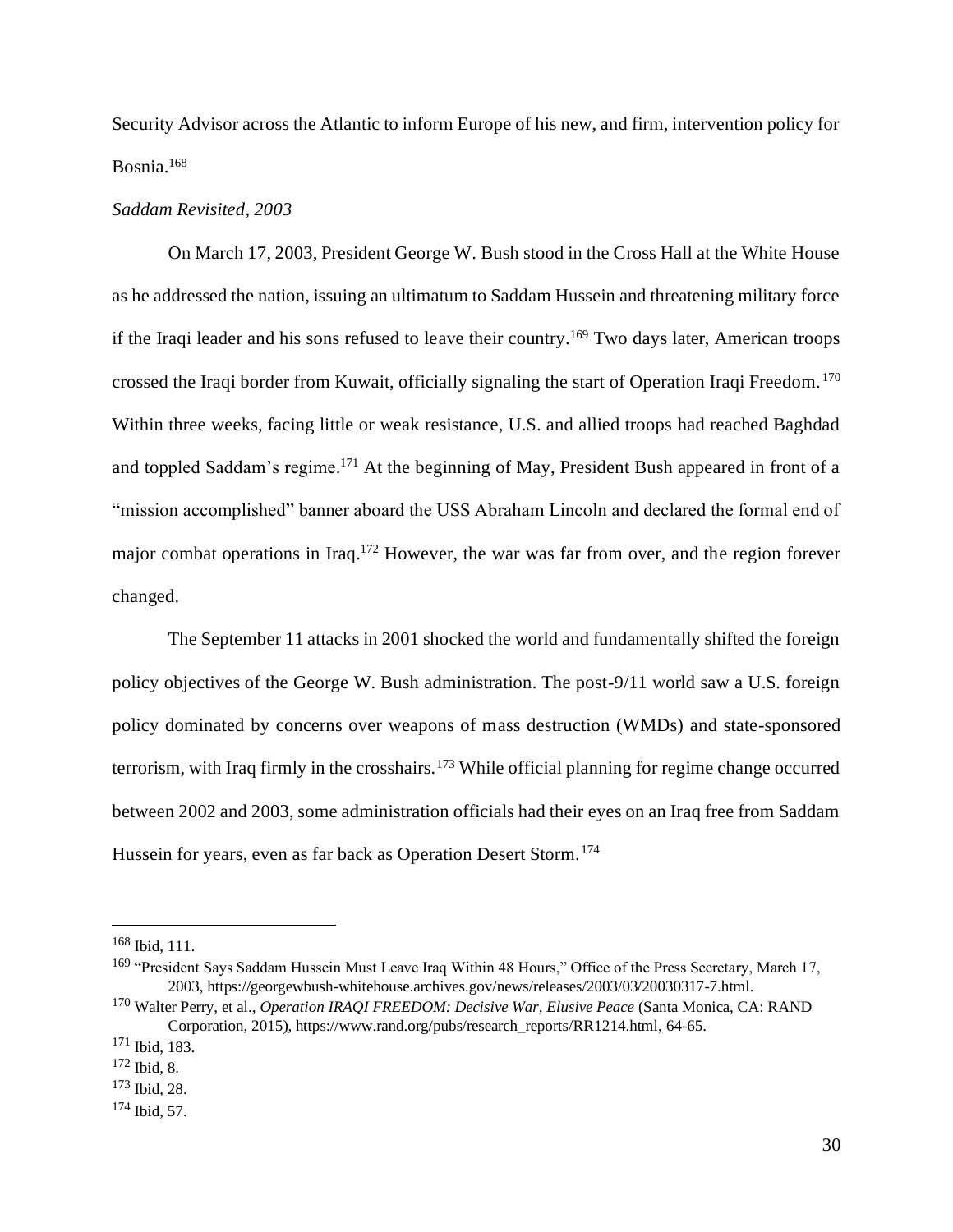Security Advisor across the Atlantic to inform Europe of his new, and firm, intervention policy for Bosnia.[168]

*Saddam Revisited, 2003*

On March 17, 2003, President George W. Bush stood in the Cross Hall at the White House as he addressed the nation, issuing an ultimatum to Saddam Hussein and threatening military force if the Iraqi leader and his sons refused to leave their country.[169] Two days later, American troops crossed the Iraqi border from Kuwait, officially signaling the start of Operation Iraqi Freedom.[170] Within three weeks, facing little or weak resistance, U.S. and allied troops had reached Baghdad and toppled Saddam's regime.[171] At the beginning of May, President Bush appeared in front of a "mission accomplished" banner aboard the USS Abraham Lincoln and declared the formal end of major combat operations in Iraq.[172] However, the war was far from over, and the region forever changed.

The September 11 attacks in 2001 shocked the world and fundamentally shifted the foreign policy objectives of the George W. Bush administration. The post-9/11 world saw a U.S. foreign policy dominated by concerns over weapons of mass destruction (WMDs) and state-sponsored terrorism, with Iraq firmly in the crosshairs.[173] While official planning for regime change occurred between 2002 and 2003, some administration officials had their eyes on an Iraq free from Saddam Hussein for years, even as far back as Operation Desert Storm.[174]

---

[168] Ibid, 111.

[169] "President Says Saddam Hussein Must Leave Iraq Within 48 Hours," Office of the Press Secretary, March 17, 2003, https://georgewbush-whitehouse.archives.gov/news/releases/2003/03/20030317-7.html.

[170] Walter Perry, et al., *Operation IRAQI FREEDOM: Decisive War, Elusive Peace* (Santa Monica, CA: RAND Corporation, 2015), https://www.rand.org/pubs/research_reports/RR1214.html, 64-65.

[171] Ibid, 183.

[172] Ibid, 8.

[173] Ibid, 28.

[174] Ibid, 57.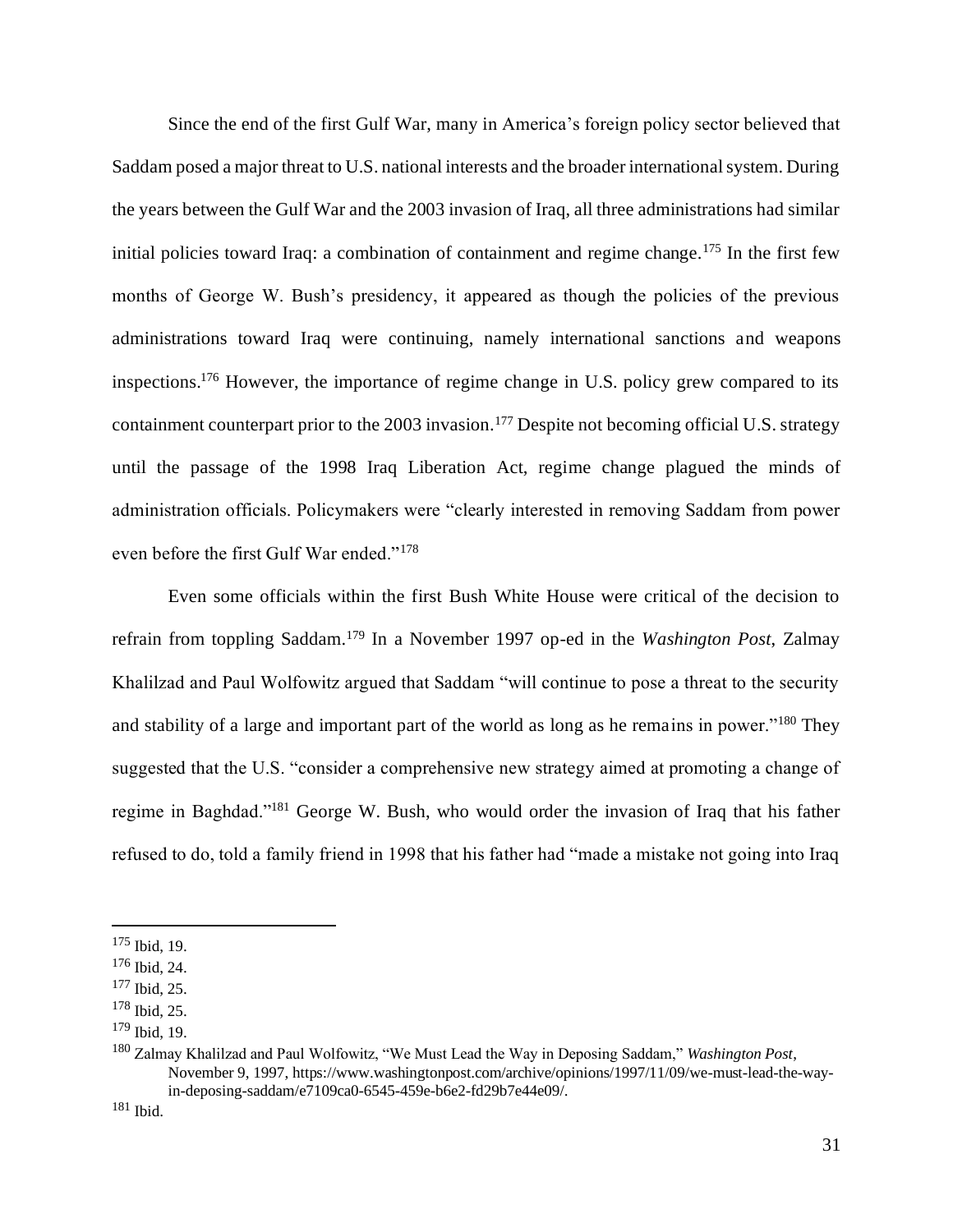Since the end of the first Gulf War, many in America's foreign policy sector believed that Saddam posed a major threat to U.S. national interests and the broader international system. During the years between the Gulf War and the 2003 invasion of Iraq, all three administrations had similar initial policies toward Iraq: a combination of containment and regime change.[175] In the first few months of George W. Bush's presidency, it appeared as though the policies of the previous administrations toward Iraq were continuing, namely international sanctions and weapons inspections.[176] However, the importance of regime change in U.S. policy grew compared to its containment counterpart prior to the 2003 invasion.[177] Despite not becoming official U.S. strategy until the passage of the 1998 Iraq Liberation Act, regime change plagued the minds of administration officials. Policymakers were "clearly interested in removing Saddam from power even before the first Gulf War ended."[178]

Even some officials within the first Bush White House were critical of the decision to refrain from toppling Saddam.[179] In a November 1997 op-ed in the *Washington Post*, Zalmay Khalilzad and Paul Wolfowitz argued that Saddam "will continue to pose a threat to the security and stability of a large and important part of the world as long as he remains in power."[180] They suggested that the U.S. "consider a comprehensive new strategy aimed at promoting a change of regime in Baghdad."[181] George W. Bush, who would order the invasion of Iraq that his father refused to do, told a family friend in 1998 that his father had "made a mistake not going into Iraq

---

[175] Ibid, 19.
[176] Ibid, 24.
[177] Ibid, 25.
[178] Ibid, 25.
[179] Ibid, 19.
[180] Zalmay Khalilzad and Paul Wolfowitz, "We Must Lead the Way in Deposing Saddam," *Washington Post*, November 9, 1997, https://www.washingtonpost.com/archive/opinions/1997/11/09/we-must-lead-the-way-in-deposing-saddam/e7109ca0-6545-459e-b6e2-fd29b7e44e09/.
[181] Ibid.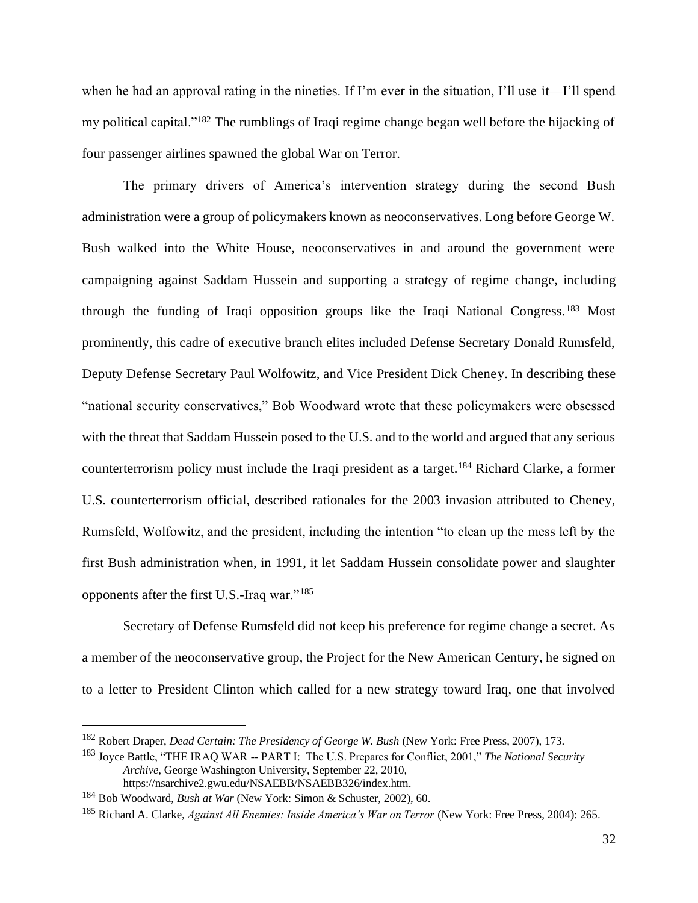when he had an approval rating in the nineties. If I'm ever in the situation, I'll use it—I'll spend my political capital."[182] The rumblings of Iraqi regime change began well before the hijacking of four passenger airlines spawned the global War on Terror.

The primary drivers of America's intervention strategy during the second Bush administration were a group of policymakers known as neoconservatives. Long before George W. Bush walked into the White House, neoconservatives in and around the government were campaigning against Saddam Hussein and supporting a strategy of regime change, including through the funding of Iraqi opposition groups like the Iraqi National Congress.[183] Most prominently, this cadre of executive branch elites included Defense Secretary Donald Rumsfeld, Deputy Defense Secretary Paul Wolfowitz, and Vice President Dick Cheney. In describing these "national security conservatives," Bob Woodward wrote that these policymakers were obsessed with the threat that Saddam Hussein posed to the U.S. and to the world and argued that any serious counterterrorism policy must include the Iraqi president as a target.[184] Richard Clarke, a former U.S. counterterrorism official, described rationales for the 2003 invasion attributed to Cheney, Rumsfeld, Wolfowitz, and the president, including the intention "to clean up the mess left by the first Bush administration when, in 1991, it let Saddam Hussein consolidate power and slaughter opponents after the first U.S.-Iraq war."[185]

Secretary of Defense Rumsfeld did not keep his preference for regime change a secret. As a member of the neoconservative group, the Project for the New American Century, he signed on to a letter to President Clinton which called for a new strategy toward Iraq, one that involved

---

[182] Robert Draper, *Dead Certain: The Presidency of George W. Bush* (New York: Free Press, 2007), 173.

[183] Joyce Battle, "THE IRAQ WAR -- PART I: The U.S. Prepares for Conflict, 2001," *The National Security Archive*, George Washington University, September 22, 2010, https://nsarchive2.gwu.edu/NSAEBB/NSAEBB326/index.htm.

[184] Bob Woodward, *Bush at War* (New York: Simon & Schuster, 2002), 60.

[185] Richard A. Clarke, *Against All Enemies: Inside America's War on Terror* (New York: Free Press, 2004): 265.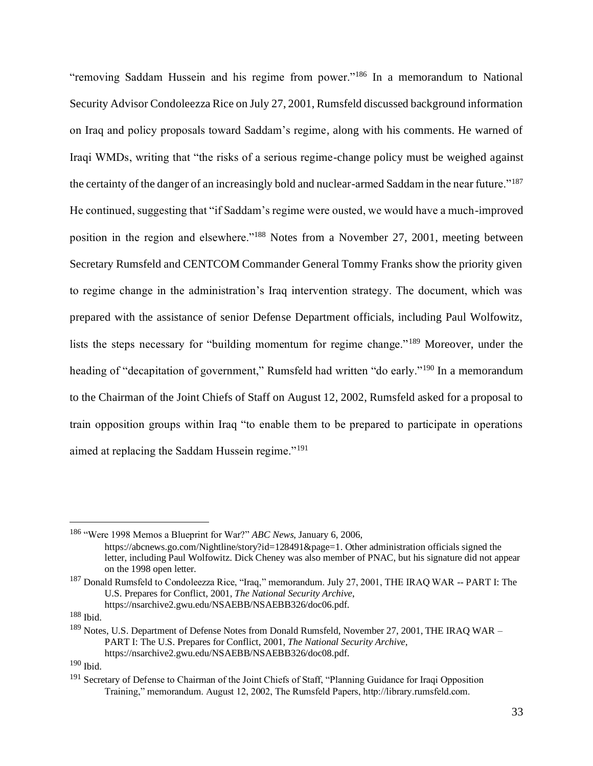"removing Saddam Hussein and his regime from power."[186] In a memorandum to National Security Advisor Condoleezza Rice on July 27, 2001, Rumsfeld discussed background information on Iraq and policy proposals toward Saddam's regime, along with his comments. He warned of Iraqi WMDs, writing that "the risks of a serious regime-change policy must be weighed against the certainty of the danger of an increasingly bold and nuclear-armed Saddam in the near future."[187] He continued, suggesting that "if Saddam's regime were ousted, we would have a much-improved position in the region and elsewhere."[188] Notes from a November 27, 2001, meeting between Secretary Rumsfeld and CENTCOM Commander General Tommy Franks show the priority given to regime change in the administration's Iraq intervention strategy. The document, which was prepared with the assistance of senior Defense Department officials, including Paul Wolfowitz, lists the steps necessary for "building momentum for regime change."[189] Moreover, under the heading of "decapitation of government," Rumsfeld had written "do early."[190] In a memorandum to the Chairman of the Joint Chiefs of Staff on August 12, 2002, Rumsfeld asked for a proposal to train opposition groups within Iraq "to enable them to be prepared to participate in operations aimed at replacing the Saddam Hussein regime."[191]

---

[186] "Were 1998 Memos a Blueprint for War?" *ABC News*, January 6, 2006, https://abcnews.go.com/Nightline/story?id=128491&page=1. Other administration officials signed the letter, including Paul Wolfowitz. Dick Cheney was also member of PNAC, but his signature did not appear on the 1998 open letter.

[187] Donald Rumsfeld to Condoleezza Rice, "Iraq," memorandum. July 27, 2001, THE IRAQ WAR -- PART I: The U.S. Prepares for Conflict, 2001, *The National Security Archive*, https://nsarchive2.gwu.edu/NSAEBB/NSAEBB326/doc06.pdf.

[188] Ibid.

[189] Notes, U.S. Department of Defense Notes from Donald Rumsfeld, November 27, 2001, THE IRAQ WAR – PART I: The U.S. Prepares for Conflict, 2001, *The National Security Archive*, https://nsarchive2.gwu.edu/NSAEBB/NSAEBB326/doc08.pdf.

[190] Ibid.

[191] Secretary of Defense to Chairman of the Joint Chiefs of Staff, "Planning Guidance for Iraqi Opposition Training," memorandum. August 12, 2002, The Rumsfeld Papers, http://library.rumsfeld.com.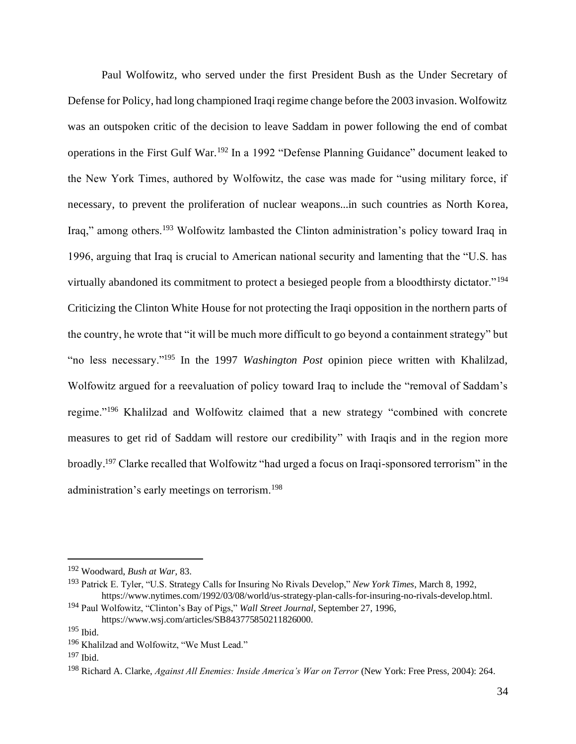Paul Wolfowitz, who served under the first President Bush as the Under Secretary of Defense for Policy, had long championed Iraqi regime change before the 2003 invasion. Wolfowitz was an outspoken critic of the decision to leave Saddam in power following the end of combat operations in the First Gulf War.[192] In a 1992 "Defense Planning Guidance" document leaked to the New York Times, authored by Wolfowitz, the case was made for "using military force, if necessary, to prevent the proliferation of nuclear weapons...in such countries as North Korea, Iraq," among others.[193] Wolfowitz lambasted the Clinton administration's policy toward Iraq in 1996, arguing that Iraq is crucial to American national security and lamenting that the "U.S. has virtually abandoned its commitment to protect a besieged people from a bloodthirsty dictator."[194] Criticizing the Clinton White House for not protecting the Iraqi opposition in the northern parts of the country, he wrote that "it will be much more difficult to go beyond a containment strategy" but "no less necessary."[195] In the 1997 *Washington Post* opinion piece written with Khalilzad, Wolfowitz argued for a reevaluation of policy toward Iraq to include the "removal of Saddam's regime."[196] Khalilzad and Wolfowitz claimed that a new strategy "combined with concrete measures to get rid of Saddam will restore our credibility" with Iraqis and in the region more broadly.[197] Clarke recalled that Wolfowitz "had urged a focus on Iraqi-sponsored terrorism" in the administration's early meetings on terrorism.[198]

---

[192] Woodward, *Bush at War*, 83.

[193] Patrick E. Tyler, "U.S. Strategy Calls for Insuring No Rivals Develop," *New York Times*, March 8, 1992, https://www.nytimes.com/1992/03/08/world/us-strategy-plan-calls-for-insuring-no-rivals-develop.html.

[194] Paul Wolfowitz, "Clinton's Bay of Pigs," *Wall Street Journal*, September 27, 1996, https://www.wsj.com/articles/SB843775850211826000.

[195] Ibid.

[196] Khalilzad and Wolfowitz, "We Must Lead."

[197] Ibid.

[198] Richard A. Clarke, *Against All Enemies: Inside America's War on Terror* (New York: Free Press, 2004): 264.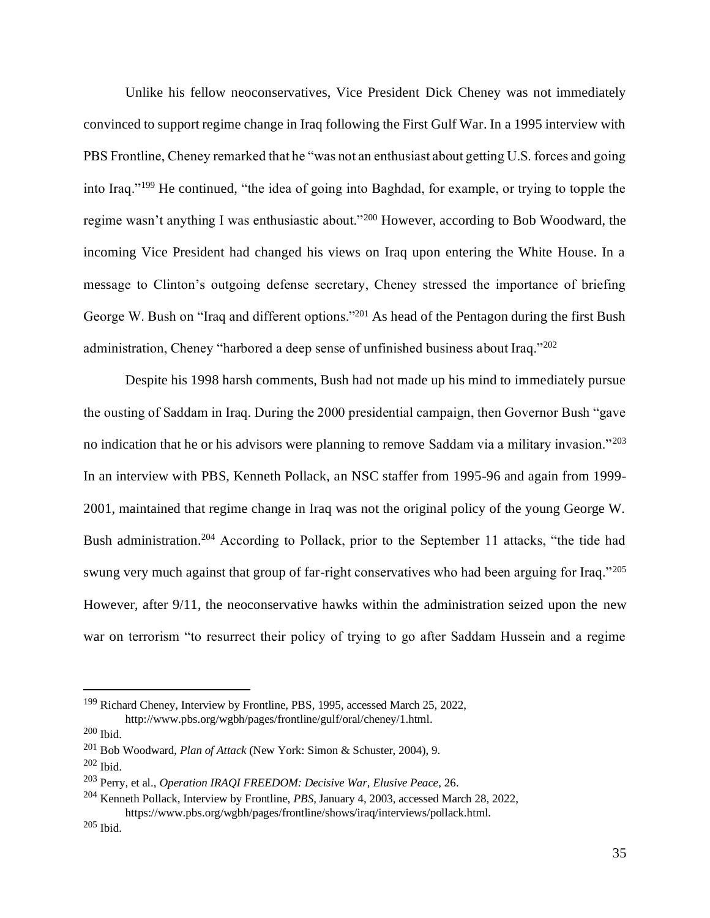Unlike his fellow neoconservatives, Vice President Dick Cheney was not immediately convinced to support regime change in Iraq following the First Gulf War. In a 1995 interview with PBS Frontline, Cheney remarked that he "was not an enthusiast about getting U.S. forces and going into Iraq."[199] He continued, "the idea of going into Baghdad, for example, or trying to topple the regime wasn't anything I was enthusiastic about."[200] However, according to Bob Woodward, the incoming Vice President had changed his views on Iraq upon entering the White House. In a message to Clinton's outgoing defense secretary, Cheney stressed the importance of briefing George W. Bush on "Iraq and different options."[201] As head of the Pentagon during the first Bush administration, Cheney "harbored a deep sense of unfinished business about Iraq."[202]

Despite his 1998 harsh comments, Bush had not made up his mind to immediately pursue the ousting of Saddam in Iraq. During the 2000 presidential campaign, then Governor Bush "gave no indication that he or his advisors were planning to remove Saddam via a military invasion."[203] In an interview with PBS, Kenneth Pollack, an NSC staffer from 1995-96 and again from 1999-2001, maintained that regime change in Iraq was not the original policy of the young George W. Bush administration.[204] According to Pollack, prior to the September 11 attacks, "the tide had swung very much against that group of far-right conservatives who had been arguing for Iraq."[205] However, after 9/11, the neoconservative hawks within the administration seized upon the new war on terrorism "to resurrect their policy of trying to go after Saddam Hussein and a regime

---

[199] Richard Cheney, Interview by Frontline, PBS, 1995, accessed March 25, 2022, http://www.pbs.org/wgbh/pages/frontline/gulf/oral/cheney/1.html.

[200] Ibid.

[201] Bob Woodward, *Plan of Attack* (New York: Simon & Schuster, 2004), 9.

[202] Ibid.

[203] Perry, et al., *Operation IRAQI FREEDOM: Decisive War, Elusive Peace*, 26.

[204] Kenneth Pollack, Interview by Frontline, *PBS*, January 4, 2003, accessed March 28, 2022, https://www.pbs.org/wgbh/pages/frontline/shows/iraq/interviews/pollack.html.

[205] Ibid.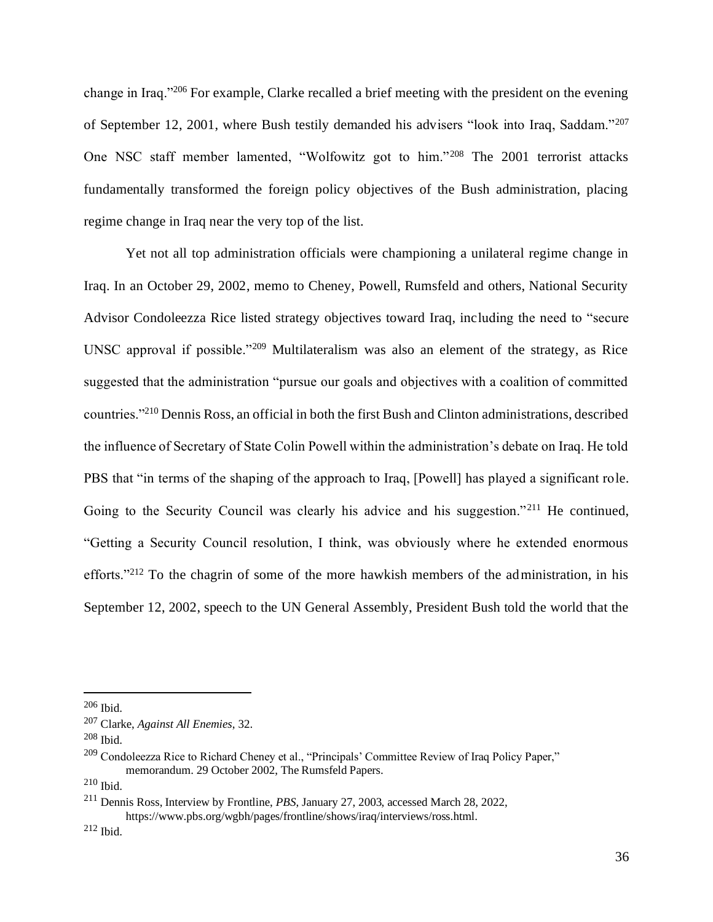change in Iraq."[206] For example, Clarke recalled a brief meeting with the president on the evening of September 12, 2001, where Bush testily demanded his advisers "look into Iraq, Saddam."[207] One NSC staff member lamented, "Wolfowitz got to him."[208] The 2001 terrorist attacks fundamentally transformed the foreign policy objectives of the Bush administration, placing regime change in Iraq near the very top of the list.

Yet not all top administration officials were championing a unilateral regime change in Iraq. In an October 29, 2002, memo to Cheney, Powell, Rumsfeld and others, National Security Advisor Condoleezza Rice listed strategy objectives toward Iraq, including the need to "secure UNSC approval if possible."[209] Multilateralism was also an element of the strategy, as Rice suggested that the administration "pursue our goals and objectives with a coalition of committed countries."[210] Dennis Ross, an official in both the first Bush and Clinton administrations, described the influence of Secretary of State Colin Powell within the administration's debate on Iraq. He told PBS that "in terms of the shaping of the approach to Iraq, [Powell] has played a significant role. Going to the Security Council was clearly his advice and his suggestion."[211] He continued, "Getting a Security Council resolution, I think, was obviously where he extended enormous efforts."[212] To the chagrin of some of the more hawkish members of the administration, in his September 12, 2002, speech to the UN General Assembly, President Bush told the world that the

---

[206] Ibid.

[207] Clarke, *Against All Enemies*, 32.

[208] Ibid.

[209] Condoleezza Rice to Richard Cheney et al., "Principals' Committee Review of Iraq Policy Paper," memorandum. 29 October 2002, The Rumsfeld Papers.

[210] Ibid.

[211] Dennis Ross, Interview by Frontline, *PBS*, January 27, 2003, accessed March 28, 2022, https://www.pbs.org/wgbh/pages/frontline/shows/iraq/interviews/ross.html.

[212] Ibid.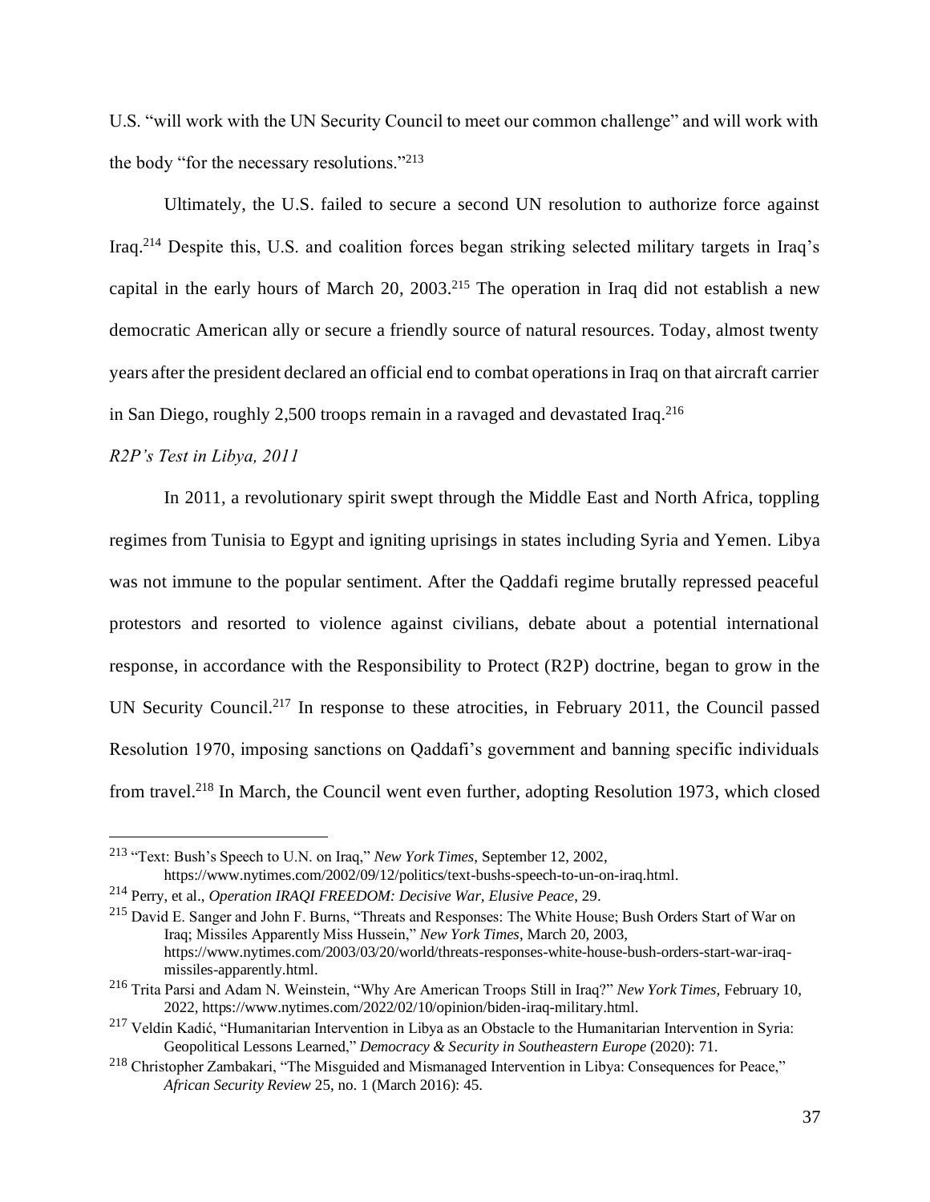U.S. "will work with the UN Security Council to meet our common challenge" and will work with the body "for the necessary resolutions."[213]

Ultimately, the U.S. failed to secure a second UN resolution to authorize force against Iraq.[214] Despite this, U.S. and coalition forces began striking selected military targets in Iraq's capital in the early hours of March 20, 2003.[215] The operation in Iraq did not establish a new democratic American ally or secure a friendly source of natural resources. Today, almost twenty years after the president declared an official end to combat operations in Iraq on that aircraft carrier in San Diego, roughly 2,500 troops remain in a ravaged and devastated Iraq.[216]

*R2P's Test in Libya, 2011*

In 2011, a revolutionary spirit swept through the Middle East and North Africa, toppling regimes from Tunisia to Egypt and igniting uprisings in states including Syria and Yemen. Libya was not immune to the popular sentiment. After the Qaddafi regime brutally repressed peaceful protestors and resorted to violence against civilians, debate about a potential international response, in accordance with the Responsibility to Protect (R2P) doctrine, began to grow in the UN Security Council.[217] In response to these atrocities, in February 2011, the Council passed Resolution 1970, imposing sanctions on Qaddafi's government and banning specific individuals from travel.[218] In March, the Council went even further, adopting Resolution 1973, which closed

---

[213] "Text: Bush's Speech to U.N. on Iraq," *New York Times*, September 12, 2002, https://www.nytimes.com/2002/09/12/politics/text-bushs-speech-to-un-on-iraq.html.

[214] Perry, et al., *Operation IRAQI FREEDOM: Decisive War, Elusive Peace*, 29.

[215] David E. Sanger and John F. Burns, "Threats and Responses: The White House; Bush Orders Start of War on Iraq; Missiles Apparently Miss Hussein," *New York Times*, March 20, 2003, https://www.nytimes.com/2003/03/20/world/threats-responses-white-house-bush-orders-start-war-iraq-missiles-apparently.html.

[216] Trita Parsi and Adam N. Weinstein, "Why Are American Troops Still in Iraq?" *New York Times*, February 10, 2022, https://www.nytimes.com/2022/02/10/opinion/biden-iraq-military.html.

[217] Veldin Kadić, "Humanitarian Intervention in Libya as an Obstacle to the Humanitarian Intervention in Syria: Geopolitical Lessons Learned," *Democracy & Security in Southeastern Europe* (2020): 71.

[218] Christopher Zambakari, "The Misguided and Mismanaged Intervention in Libya: Consequences for Peace," *African Security Review* 25, no. 1 (March 2016): 45.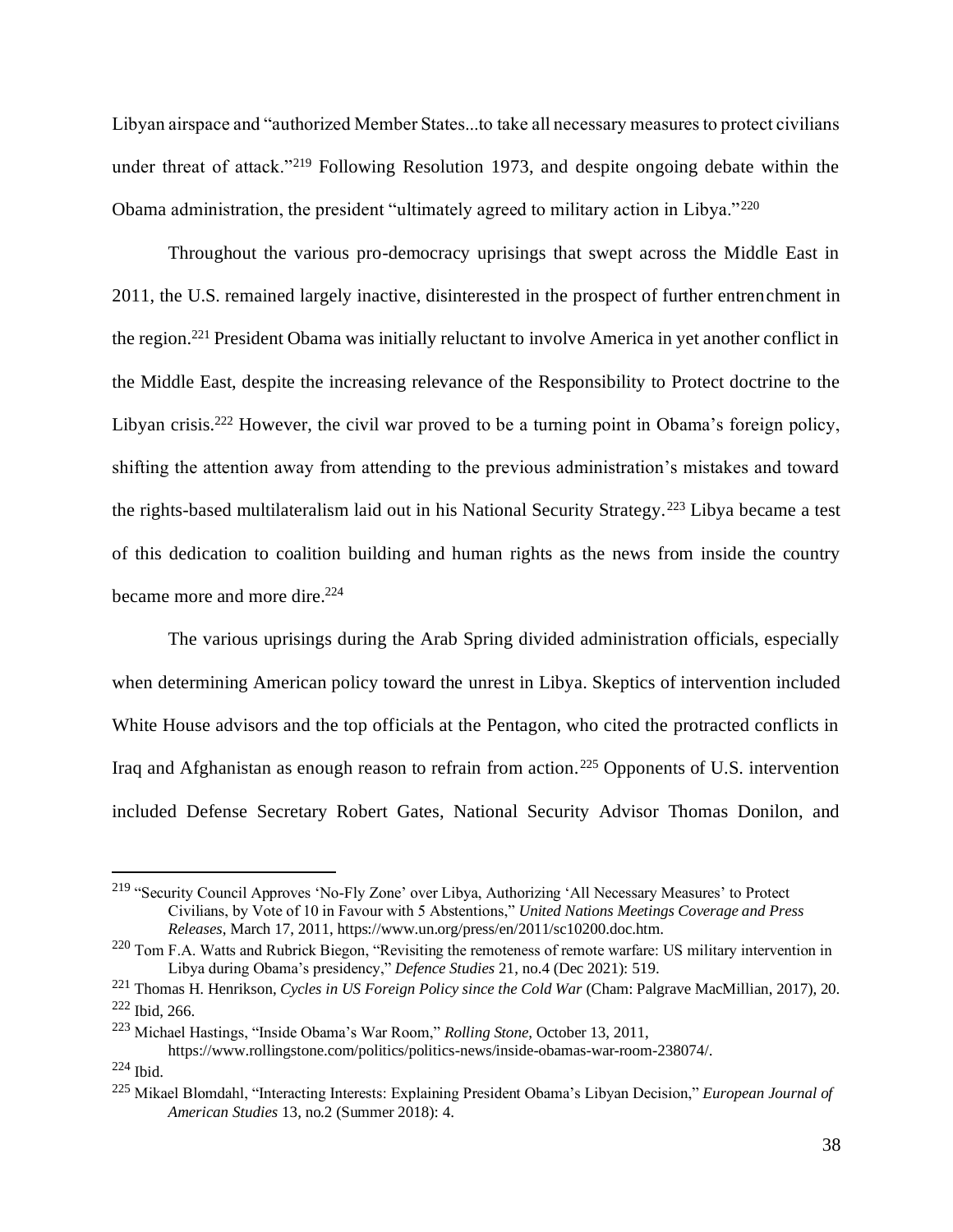Libyan airspace and "authorized Member States...to take all necessary measures to protect civilians under threat of attack."[219] Following Resolution 1973, and despite ongoing debate within the Obama administration, the president "ultimately agreed to military action in Libya."[220]

Throughout the various pro-democracy uprisings that swept across the Middle East in 2011, the U.S. remained largely inactive, disinterested in the prospect of further entrenchment in the region.[221] President Obama was initially reluctant to involve America in yet another conflict in the Middle East, despite the increasing relevance of the Responsibility to Protect doctrine to the Libyan crisis.[222] However, the civil war proved to be a turning point in Obama's foreign policy, shifting the attention away from attending to the previous administration's mistakes and toward the rights-based multilateralism laid out in his National Security Strategy.[223] Libya became a test of this dedication to coalition building and human rights as the news from inside the country became more and more dire.[224]

The various uprisings during the Arab Spring divided administration officials, especially when determining American policy toward the unrest in Libya. Skeptics of intervention included White House advisors and the top officials at the Pentagon, who cited the protracted conflicts in Iraq and Afghanistan as enough reason to refrain from action.[225] Opponents of U.S. intervention included Defense Secretary Robert Gates, National Security Advisor Thomas Donilon, and

---

[219] "Security Council Approves 'No-Fly Zone' over Libya, Authorizing 'All Necessary Measures' to Protect Civilians, by Vote of 10 in Favour with 5 Abstentions," *United Nations Meetings Coverage and Press Releases*, March 17, 2011, https://www.un.org/press/en/2011/sc10200.doc.htm.

[220] Tom F.A. Watts and Rubrick Biegon, "Revisiting the remoteness of remote warfare: US military intervention in Libya during Obama's presidency," *Defence Studies* 21, no.4 (Dec 2021): 519.

[221] Thomas H. Henrikson, *Cycles in US Foreign Policy since the Cold War* (Cham: Palgrave MacMillian, 2017), 20.

[222] Ibid, 266.

[223] Michael Hastings, "Inside Obama's War Room," *Rolling Stone*, October 13, 2011, https://www.rollingstone.com/politics/politics-news/inside-obamas-war-room-238074/.

[224] Ibid.

[225] Mikael Blomdahl, "Interacting Interests: Explaining President Obama's Libyan Decision," *European Journal of American Studies* 13, no.2 (Summer 2018): 4.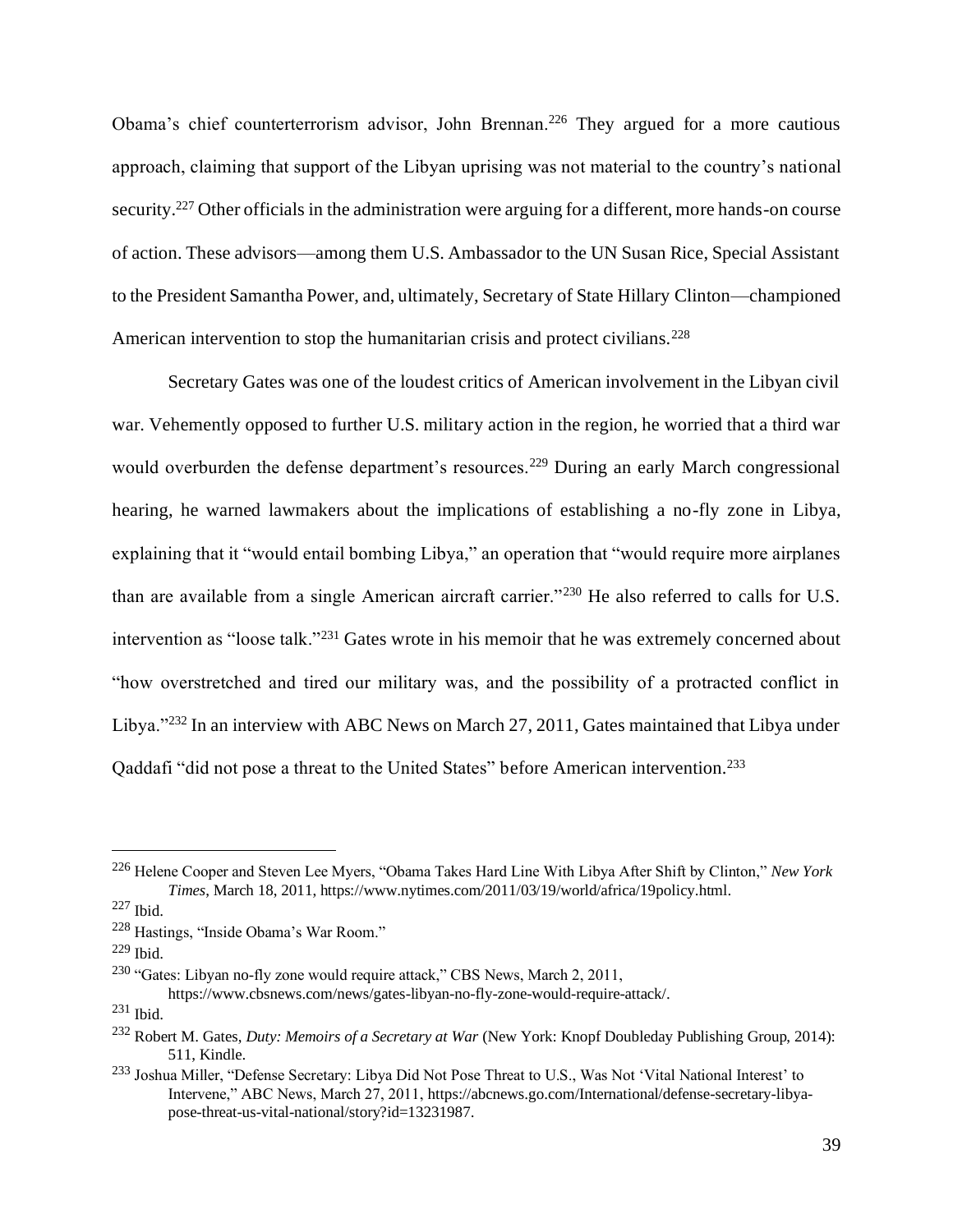Obama's chief counterterrorism advisor, John Brennan.[226] They argued for a more cautious approach, claiming that support of the Libyan uprising was not material to the country's national security.[227] Other officials in the administration were arguing for a different, more hands-on course of action. These advisors—among them U.S. Ambassador to the UN Susan Rice, Special Assistant to the President Samantha Power, and, ultimately, Secretary of State Hillary Clinton—championed American intervention to stop the humanitarian crisis and protect civilians.[228]

Secretary Gates was one of the loudest critics of American involvement in the Libyan civil war. Vehemently opposed to further U.S. military action in the region, he worried that a third war would overburden the defense department's resources.[229] During an early March congressional hearing, he warned lawmakers about the implications of establishing a no-fly zone in Libya, explaining that it "would entail bombing Libya," an operation that "would require more airplanes than are available from a single American aircraft carrier."[230] He also referred to calls for U.S. intervention as "loose talk."[231] Gates wrote in his memoir that he was extremely concerned about "how overstretched and tired our military was, and the possibility of a protracted conflict in Libya."[232] In an interview with ABC News on March 27, 2011, Gates maintained that Libya under Qaddafi "did not pose a threat to the United States" before American intervention.[233]

---

[226] Helene Cooper and Steven Lee Myers, "Obama Takes Hard Line With Libya After Shift by Clinton," *New York Times*, March 18, 2011, https://www.nytimes.com/2011/03/19/world/africa/19policy.html.

[227] Ibid.

[228] Hastings, "Inside Obama's War Room."

[229] Ibid.

[230] "Gates: Libyan no-fly zone would require attack," CBS News, March 2, 2011, https://www.cbsnews.com/news/gates-libyan-no-fly-zone-would-require-attack/.

[231] Ibid.

[232] Robert M. Gates, *Duty: Memoirs of a Secretary at War* (New York: Knopf Doubleday Publishing Group, 2014): 511, Kindle.

[233] Joshua Miller, "Defense Secretary: Libya Did Not Pose Threat to U.S., Was Not 'Vital National Interest' to Intervene," ABC News, March 27, 2011, https://abcnews.go.com/International/defense-secretary-libya-pose-threat-us-vital-national/story?id=13231987.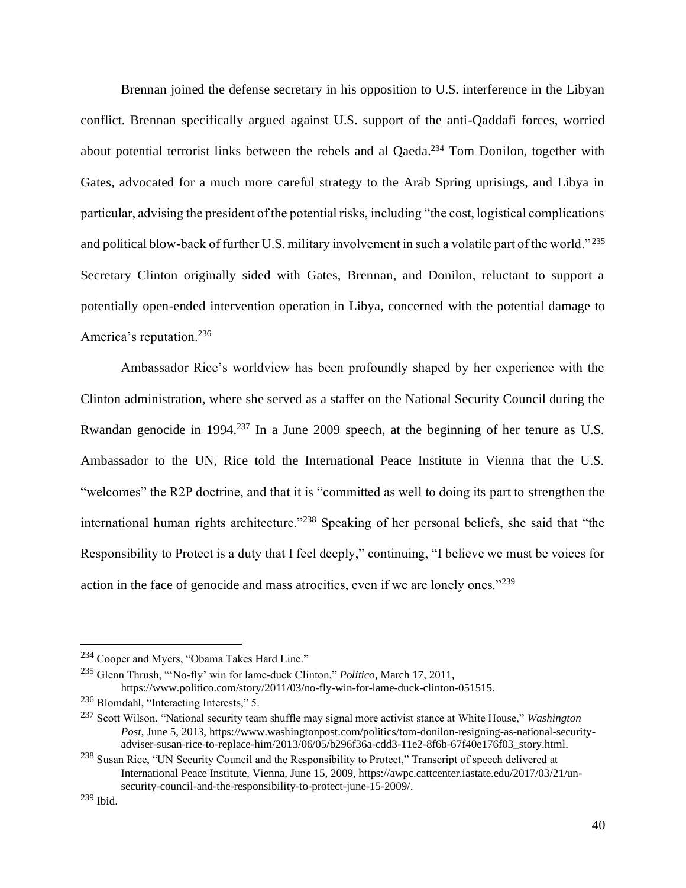Brennan joined the defense secretary in his opposition to U.S. interference in the Libyan conflict. Brennan specifically argued against U.S. support of the anti-Qaddafi forces, worried about potential terrorist links between the rebels and al Qaeda.[234] Tom Donilon, together with Gates, advocated for a much more careful strategy to the Arab Spring uprisings, and Libya in particular, advising the president of the potential risks, including "the cost, logistical complications and political blow-back of further U.S. military involvement in such a volatile part of the world."[235] Secretary Clinton originally sided with Gates, Brennan, and Donilon, reluctant to support a potentially open-ended intervention operation in Libya, concerned with the potential damage to America's reputation.[236]

Ambassador Rice's worldview has been profoundly shaped by her experience with the Clinton administration, where she served as a staffer on the National Security Council during the Rwandan genocide in 1994.[237] In a June 2009 speech, at the beginning of her tenure as U.S. Ambassador to the UN, Rice told the International Peace Institute in Vienna that the U.S. "welcomes" the R2P doctrine, and that it is "committed as well to doing its part to strengthen the international human rights architecture."[238] Speaking of her personal beliefs, she said that "the Responsibility to Protect is a duty that I feel deeply," continuing, "I believe we must be voices for action in the face of genocide and mass atrocities, even if we are lonely ones."[239]

---

[234] Cooper and Myers, "Obama Takes Hard Line."

[235] Glenn Thrush, "'No-fly' win for lame-duck Clinton," *Politico*, March 17, 2011, https://www.politico.com/story/2011/03/no-fly-win-for-lame-duck-clinton-051515.

[236] Blomdahl, "Interacting Interests," 5.

[237] Scott Wilson, "National security team shuffle may signal more activist stance at White House," *Washington Post*, June 5, 2013, https://www.washingtonpost.com/politics/tom-donilon-resigning-as-national-security-adviser-susan-rice-to-replace-him/2013/06/05/b296f36a-cdd3-11e2-8f6b-67f40e176f03_story.html.

[238] Susan Rice, "UN Security Council and the Responsibility to Protect," Transcript of speech delivered at International Peace Institute, Vienna, June 15, 2009, https://awpc.cattcenter.iastate.edu/2017/03/21/un-security-council-and-the-responsibility-to-protect-june-15-2009/.

[239] Ibid.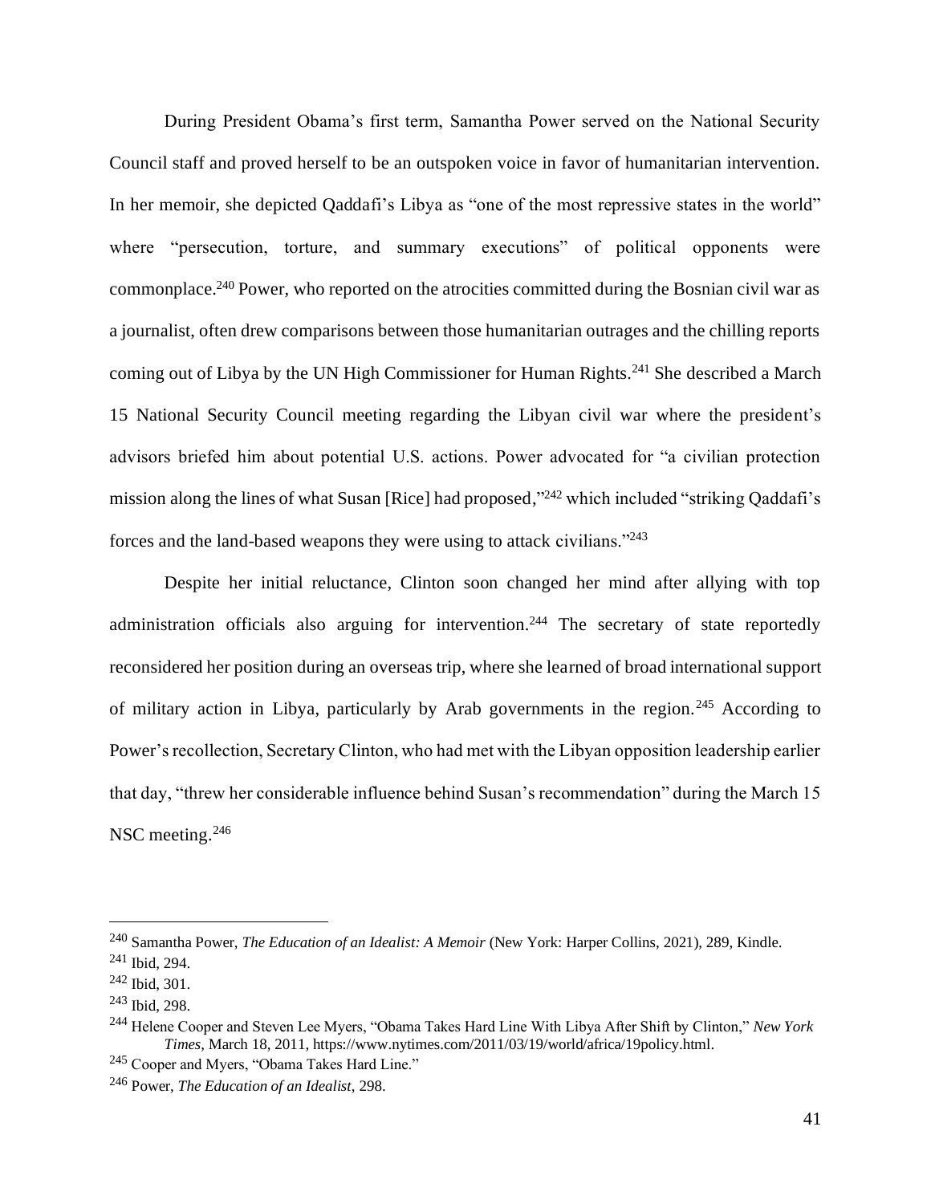During President Obama's first term, Samantha Power served on the National Security Council staff and proved herself to be an outspoken voice in favor of humanitarian intervention. In her memoir, she depicted Qaddafi's Libya as "one of the most repressive states in the world" where "persecution, torture, and summary executions" of political opponents were commonplace.[240] Power, who reported on the atrocities committed during the Bosnian civil war as a journalist, often drew comparisons between those humanitarian outrages and the chilling reports coming out of Libya by the UN High Commissioner for Human Rights.[241] She described a March 15 National Security Council meeting regarding the Libyan civil war where the president's advisors briefed him about potential U.S. actions. Power advocated for "a civilian protection mission along the lines of what Susan [Rice] had proposed,"[242] which included "striking Qaddafi's forces and the land-based weapons they were using to attack civilians."[243]

Despite her initial reluctance, Clinton soon changed her mind after allying with top administration officials also arguing for intervention.[244] The secretary of state reportedly reconsidered her position during an overseas trip, where she learned of broad international support of military action in Libya, particularly by Arab governments in the region.[245] According to Power's recollection, Secretary Clinton, who had met with the Libyan opposition leadership earlier that day, "threw her considerable influence behind Susan's recommendation" during the March 15 NSC meeting.[246]

---

[240] Samantha Power, *The Education of an Idealist: A Memoir* (New York: Harper Collins, 2021), 289, Kindle.

[241] Ibid, 294.

[242] Ibid, 301.

[243] Ibid, 298.

[244] Helene Cooper and Steven Lee Myers, "Obama Takes Hard Line With Libya After Shift by Clinton," *New York Times*, March 18, 2011, https://www.nytimes.com/2011/03/19/world/africa/19policy.html.

[245] Cooper and Myers, "Obama Takes Hard Line."

[246] Power, *The Education of an Idealist*, 298.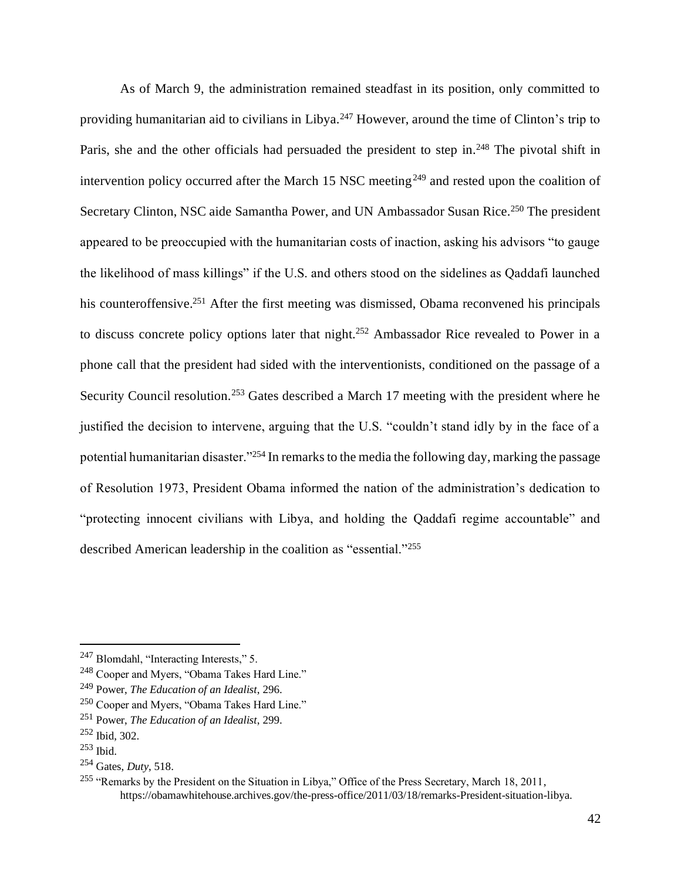As of March 9, the administration remained steadfast in its position, only committed to providing humanitarian aid to civilians in Libya.[247] However, around the time of Clinton's trip to Paris, she and the other officials had persuaded the president to step in.[248] The pivotal shift in intervention policy occurred after the March 15 NSC meeting[249] and rested upon the coalition of Secretary Clinton, NSC aide Samantha Power, and UN Ambassador Susan Rice.[250] The president appeared to be preoccupied with the humanitarian costs of inaction, asking his advisors "to gauge the likelihood of mass killings" if the U.S. and others stood on the sidelines as Qaddafi launched his counteroffensive.[251] After the first meeting was dismissed, Obama reconvened his principals to discuss concrete policy options later that night.[252] Ambassador Rice revealed to Power in a phone call that the president had sided with the interventionists, conditioned on the passage of a Security Council resolution.[253] Gates described a March 17 meeting with the president where he justified the decision to intervene, arguing that the U.S. "couldn't stand idly by in the face of a potential humanitarian disaster."[254] In remarks to the media the following day, marking the passage of Resolution 1973, President Obama informed the nation of the administration's dedication to "protecting innocent civilians with Libya, and holding the Qaddafi regime accountable" and described American leadership in the coalition as "essential."[255]

---

[247] Blomdahl, "Interacting Interests," 5.

[248] Cooper and Myers, "Obama Takes Hard Line."

[249] Power, *The Education of an Idealist*, 296.

[250] Cooper and Myers, "Obama Takes Hard Line."

[251] Power, *The Education of an Idealist*, 299.

[252] Ibid, 302.

[253] Ibid.

[254] Gates, *Duty*, 518.

[255] "Remarks by the President on the Situation in Libya," Office of the Press Secretary, March 18, 2011, https://obamawhitehouse.archives.gov/the-press-office/2011/03/18/remarks-President-situation-libya.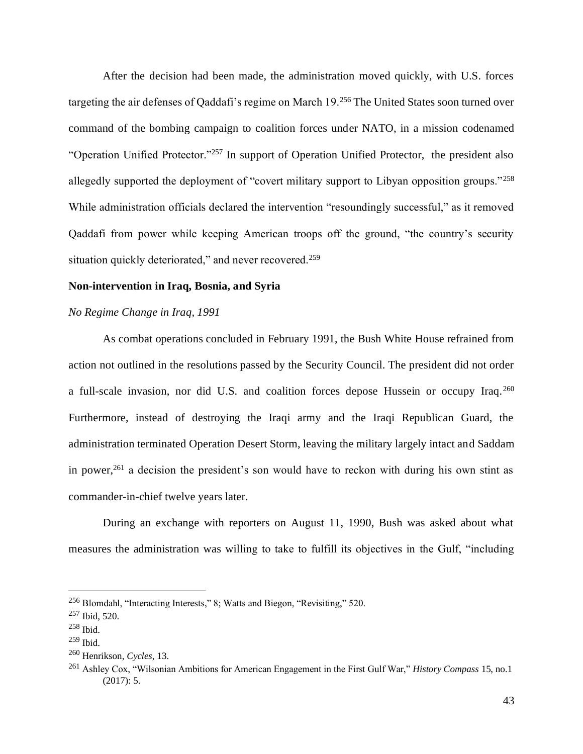After the decision had been made, the administration moved quickly, with U.S. forces targeting the air defenses of Qaddafi's regime on March 19.[256] The United States soon turned over command of the bombing campaign to coalition forces under NATO, in a mission codenamed "Operation Unified Protector."[257] In support of Operation Unified Protector, the president also allegedly supported the deployment of "covert military support to Libyan opposition groups."[258] While administration officials declared the intervention "resoundingly successful," as it removed Qaddafi from power while keeping American troops off the ground, "the country's security situation quickly deteriorated," and never recovered.[259]

**Non-intervention in Iraq, Bosnia, and Syria**

*No Regime Change in Iraq, 1991*

As combat operations concluded in February 1991, the Bush White House refrained from action not outlined in the resolutions passed by the Security Council. The president did not order a full-scale invasion, nor did U.S. and coalition forces depose Hussein or occupy Iraq.[260] Furthermore, instead of destroying the Iraqi army and the Iraqi Republican Guard, the administration terminated Operation Desert Storm, leaving the military largely intact and Saddam in power,[261] a decision the president's son would have to reckon with during his own stint as commander-in-chief twelve years later.

During an exchange with reporters on August 11, 1990, Bush was asked about what measures the administration was willing to take to fulfill its objectives in the Gulf, "including

---

[256] Blomdahl, "Interacting Interests," 8; Watts and Biegon, "Revisiting," 520.

[257] Ibid, 520.

[258] Ibid.

[259] Ibid.

[260] Henrikson, *Cycles*, 13.

[261] Ashley Cox, "Wilsonian Ambitions for American Engagement in the First Gulf War," *History Compass* 15, no.1 (2017): 5.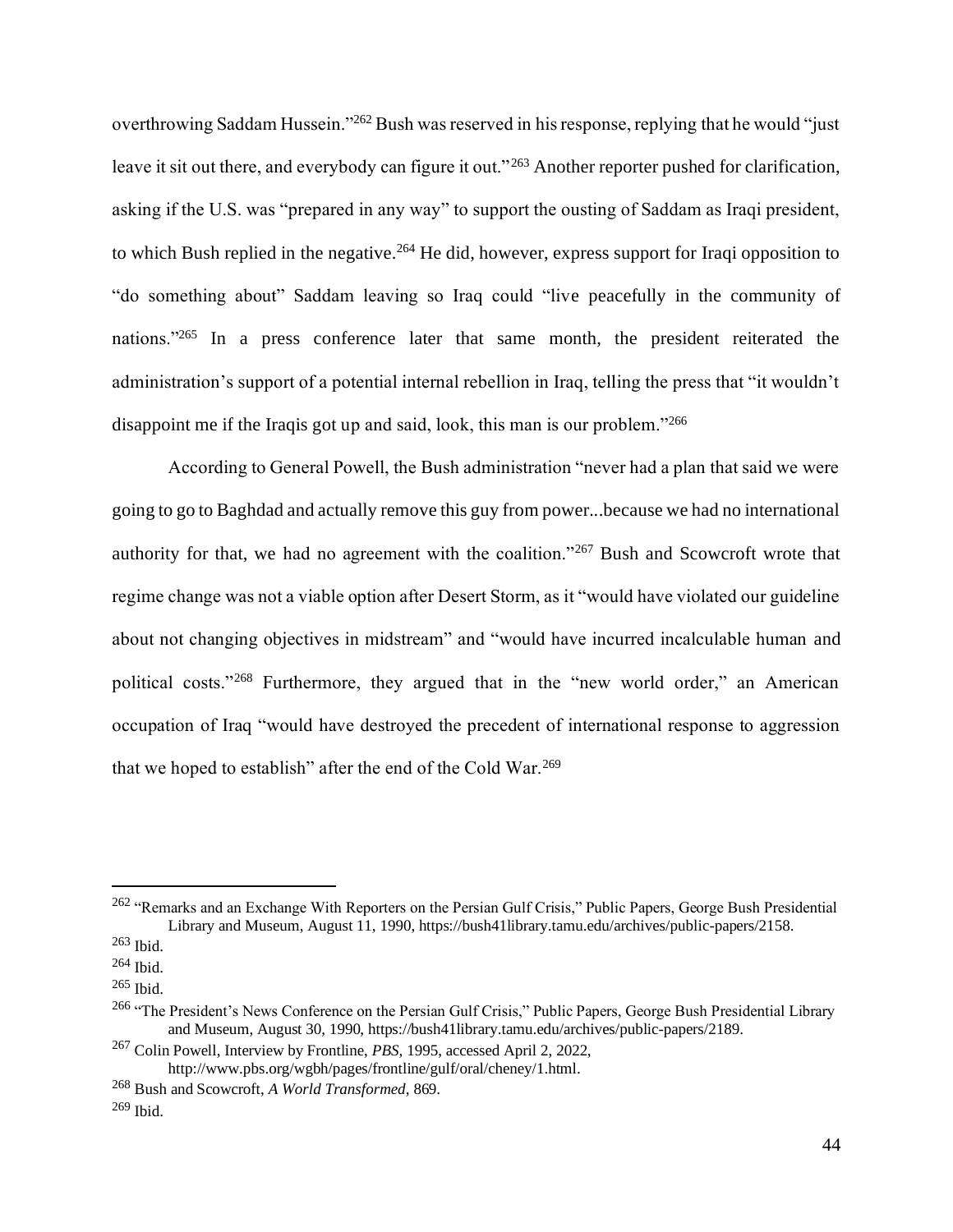overthrowing Saddam Hussein."[262] Bush was reserved in his response, replying that he would "just leave it sit out there, and everybody can figure it out."[263] Another reporter pushed for clarification, asking if the U.S. was "prepared in any way" to support the ousting of Saddam as Iraqi president, to which Bush replied in the negative.[264] He did, however, express support for Iraqi opposition to "do something about" Saddam leaving so Iraq could "live peacefully in the community of nations."[265] In a press conference later that same month, the president reiterated the administration's support of a potential internal rebellion in Iraq, telling the press that "it wouldn't disappoint me if the Iraqis got up and said, look, this man is our problem."[266]

According to General Powell, the Bush administration "never had a plan that said we were going to go to Baghdad and actually remove this guy from power...because we had no international authority for that, we had no agreement with the coalition."[267] Bush and Scowcroft wrote that regime change was not a viable option after Desert Storm, as it "would have violated our guideline about not changing objectives in midstream" and "would have incurred incalculable human and political costs."[268] Furthermore, they argued that in the "new world order," an American occupation of Iraq "would have destroyed the precedent of international response to aggression that we hoped to establish" after the end of the Cold War.[269]

---

[262] "Remarks and an Exchange With Reporters on the Persian Gulf Crisis," Public Papers, George Bush Presidential Library and Museum, August 11, 1990, https://bush41library.tamu.edu/archives/public-papers/2158.

[263] Ibid.

[264] Ibid.

[265] Ibid.

[266] "The President's News Conference on the Persian Gulf Crisis," Public Papers, George Bush Presidential Library and Museum, August 30, 1990, https://bush41library.tamu.edu/archives/public-papers/2189.

[267] Colin Powell, Interview by Frontline, *PBS*, 1995, accessed April 2, 2022, http://www.pbs.org/wgbh/pages/frontline/gulf/oral/cheney/1.html.

[268] Bush and Scowcroft, *A World Transformed*, 869.

[269] Ibid.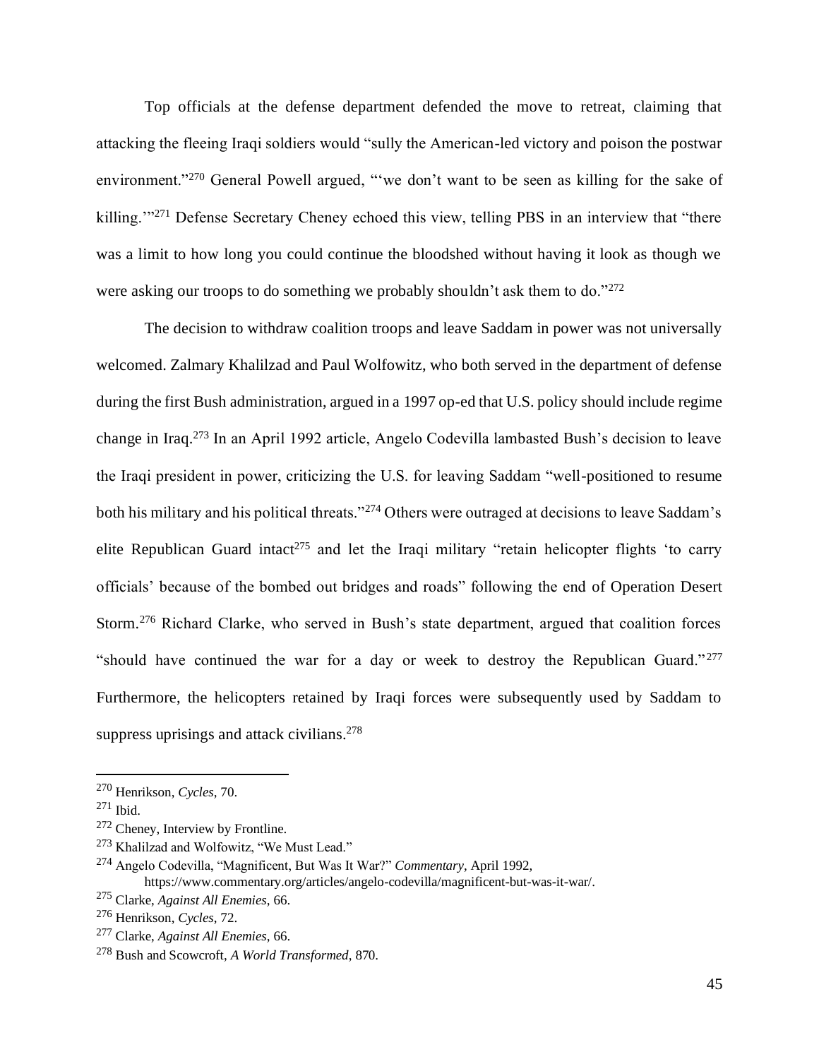Top officials at the defense department defended the move to retreat, claiming that attacking the fleeing Iraqi soldiers would "sully the American-led victory and poison the postwar environment."[270] General Powell argued, "'we don't want to be seen as killing for the sake of killing.'"[271] Defense Secretary Cheney echoed this view, telling PBS in an interview that "there was a limit to how long you could continue the bloodshed without having it look as though we were asking our troops to do something we probably shouldn't ask them to do."[272]

The decision to withdraw coalition troops and leave Saddam in power was not universally welcomed. Zalmary Khalilzad and Paul Wolfowitz, who both served in the department of defense during the first Bush administration, argued in a 1997 op-ed that U.S. policy should include regime change in Iraq.[273] In an April 1992 article, Angelo Codevilla lambasted Bush's decision to leave the Iraqi president in power, criticizing the U.S. for leaving Saddam "well-positioned to resume both his military and his political threats."[274] Others were outraged at decisions to leave Saddam's elite Republican Guard intact[275] and let the Iraqi military "retain helicopter flights 'to carry officials' because of the bombed out bridges and roads" following the end of Operation Desert Storm.[276] Richard Clarke, who served in Bush's state department, argued that coalition forces "should have continued the war for a day or week to destroy the Republican Guard."[277] Furthermore, the helicopters retained by Iraqi forces were subsequently used by Saddam to suppress uprisings and attack civilians.[278]

---

[270] Henrikson, *Cycles*, 70.

[271] Ibid.

[272] Cheney, Interview by Frontline.

[273] Khalilzad and Wolfowitz, "We Must Lead."

[274] Angelo Codevilla, "Magnificent, But Was It War?" *Commentary*, April 1992, https://www.commentary.org/articles/angelo-codevilla/magnificent-but-was-it-war/.

[275] Clarke, *Against All Enemies*, 66.

[276] Henrikson, *Cycles*, 72.

[277] Clarke, *Against All Enemies*, 66.

[278] Bush and Scowcroft, *A World Transformed*, 870.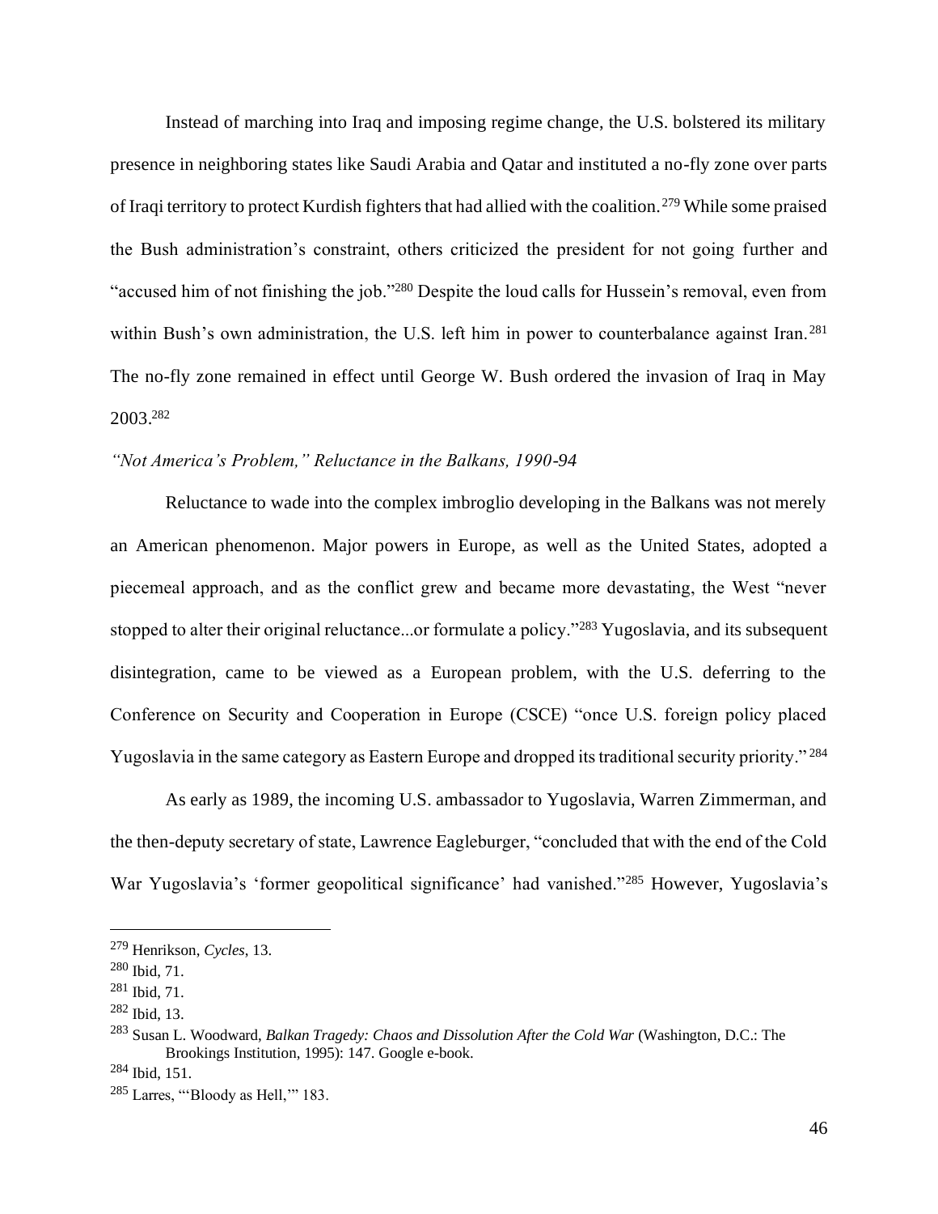Instead of marching into Iraq and imposing regime change, the U.S. bolstered its military presence in neighboring states like Saudi Arabia and Qatar and instituted a no-fly zone over parts of Iraqi territory to protect Kurdish fighters that had allied with the coalition.[279] While some praised the Bush administration's constraint, others criticized the president for not going further and "accused him of not finishing the job."[280] Despite the loud calls for Hussein's removal, even from within Bush's own administration, the U.S. left him in power to counterbalance against Iran.[281] The no-fly zone remained in effect until George W. Bush ordered the invasion of Iraq in May 2003.[282]

*"Not America's Problem," Reluctance in the Balkans, 1990-94*

Reluctance to wade into the complex imbroglio developing in the Balkans was not merely an American phenomenon. Major powers in Europe, as well as the United States, adopted a piecemeal approach, and as the conflict grew and became more devastating, the West "never stopped to alter their original reluctance...or formulate a policy."[283] Yugoslavia, and its subsequent disintegration, came to be viewed as a European problem, with the U.S. deferring to the Conference on Security and Cooperation in Europe (CSCE) "once U.S. foreign policy placed Yugoslavia in the same category as Eastern Europe and dropped its traditional security priority."[284]

As early as 1989, the incoming U.S. ambassador to Yugoslavia, Warren Zimmerman, and the then-deputy secretary of state, Lawrence Eagleburger, "concluded that with the end of the Cold War Yugoslavia's 'former geopolitical significance' had vanished."[285] However, Yugoslavia's

---

[279] Henrikson, *Cycles*, 13.

[280] Ibid, 71.

[281] Ibid, 71.

[282] Ibid, 13.

[283] Susan L. Woodward, *Balkan Tragedy: Chaos and Dissolution After the Cold War* (Washington, D.C.: The Brookings Institution, 1995): 147. Google e-book.

[284] Ibid, 151.

[285] Larres, "'Bloody as Hell,'" 183.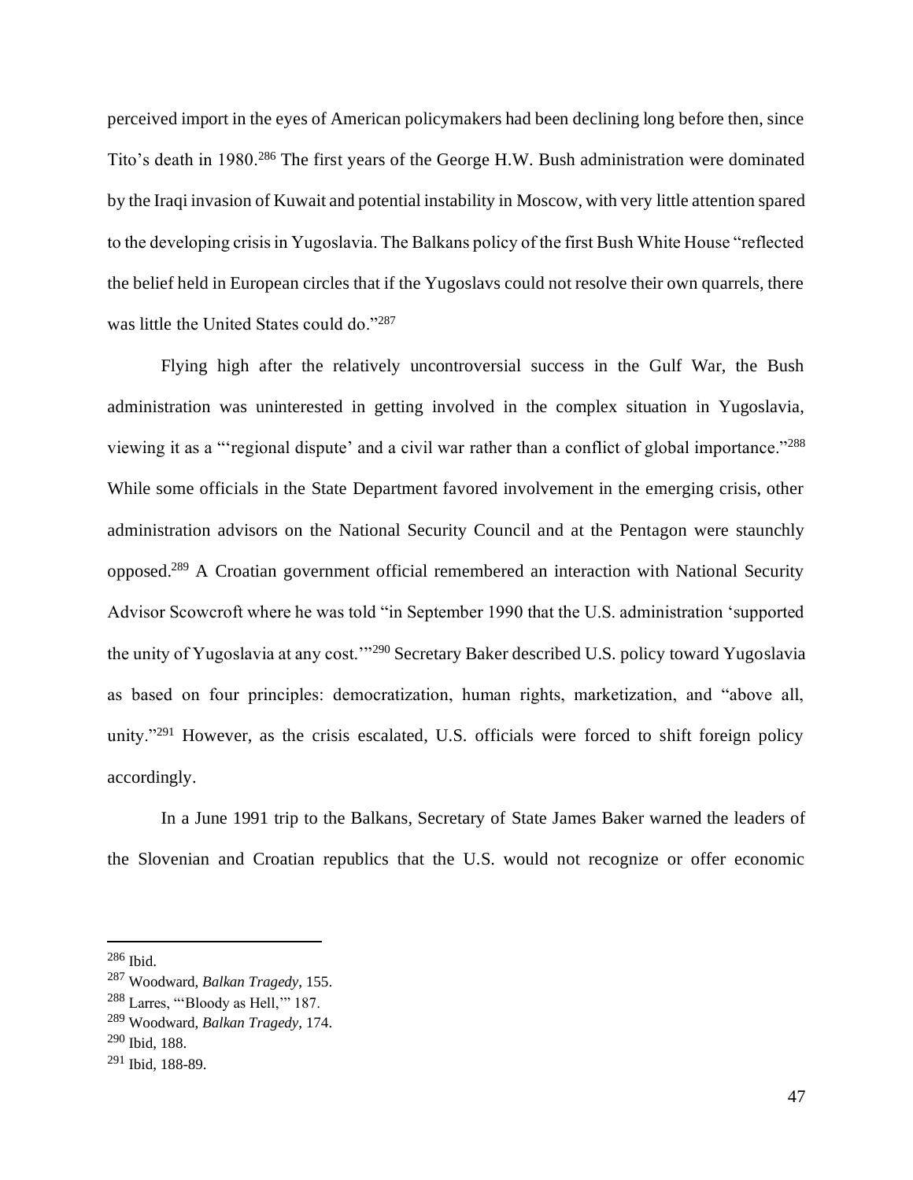perceived import in the eyes of American policymakers had been declining long before then, since Tito's death in 1980.[286] The first years of the George H.W. Bush administration were dominated by the Iraqi invasion of Kuwait and potential instability in Moscow, with very little attention spared to the developing crisis in Yugoslavia. The Balkans policy of the first Bush White House "reflected the belief held in European circles that if the Yugoslavs could not resolve their own quarrels, there was little the United States could do."[287]

Flying high after the relatively uncontroversial success in the Gulf War, the Bush administration was uninterested in getting involved in the complex situation in Yugoslavia, viewing it as a "'regional dispute' and a civil war rather than a conflict of global importance."[288] While some officials in the State Department favored involvement in the emerging crisis, other administration advisors on the National Security Council and at the Pentagon were staunchly opposed.[289] A Croatian government official remembered an interaction with National Security Advisor Scowcroft where he was told "in September 1990 that the U.S. administration 'supported the unity of Yugoslavia at any cost.'"[290] Secretary Baker described U.S. policy toward Yugoslavia as based on four principles: democratization, human rights, marketization, and "above all, unity."[291] However, as the crisis escalated, U.S. officials were forced to shift foreign policy accordingly.

In a June 1991 trip to the Balkans, Secretary of State James Baker warned the leaders of the Slovenian and Croatian republics that the U.S. would not recognize or offer economic

---

[286] Ibid.

[287] Woodward, *Balkan Tragedy*, 155.

[288] Larres, "'Bloody as Hell,'" 187.

[289] Woodward, *Balkan Tragedy*, 174.

[290] Ibid, 188.

[291] Ibid, 188-89.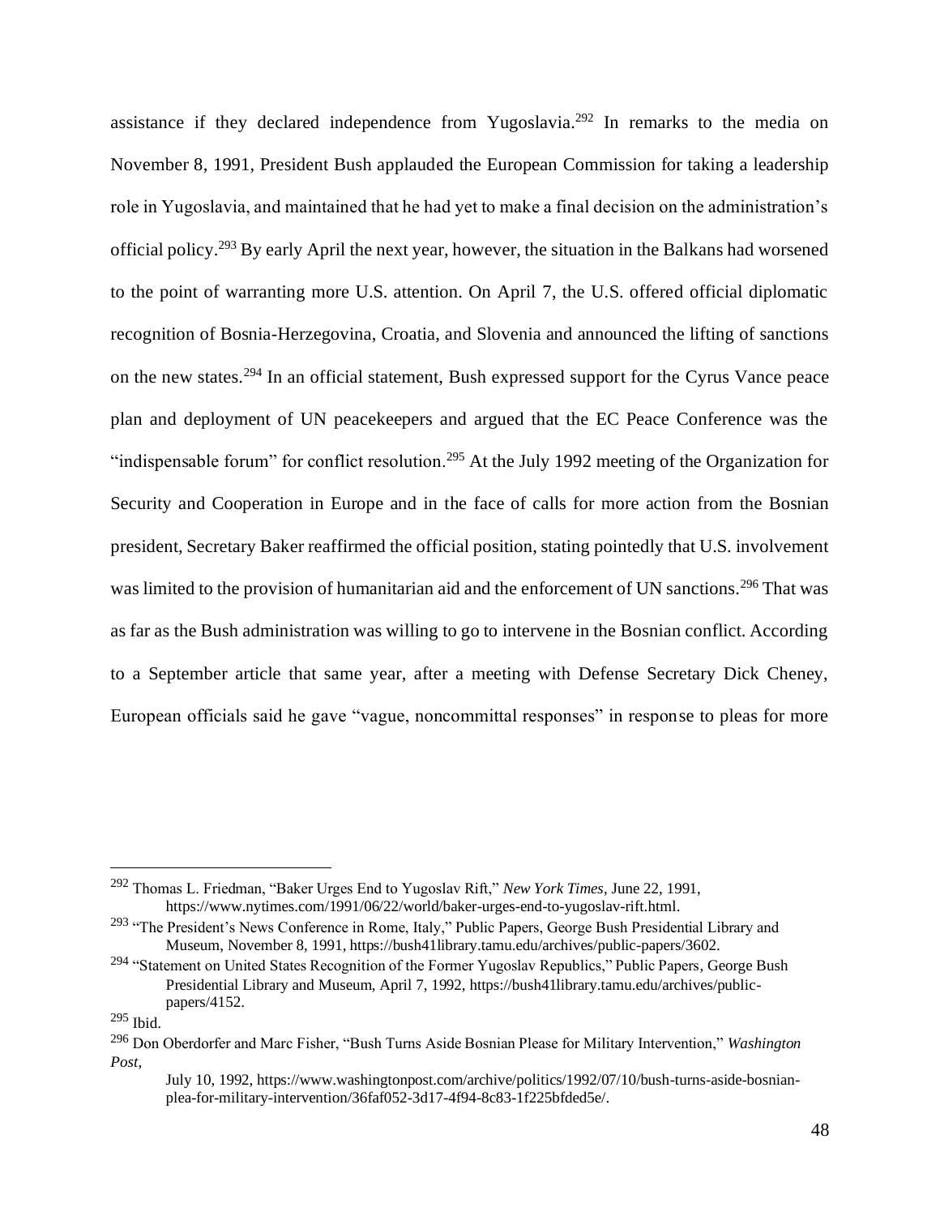assistance if they declared independence from Yugoslavia.[292] In remarks to the media on November 8, 1991, President Bush applauded the European Commission for taking a leadership role in Yugoslavia, and maintained that he had yet to make a final decision on the administration's official policy.[293] By early April the next year, however, the situation in the Balkans had worsened to the point of warranting more U.S. attention. On April 7, the U.S. offered official diplomatic recognition of Bosnia-Herzegovina, Croatia, and Slovenia and announced the lifting of sanctions on the new states.[294] In an official statement, Bush expressed support for the Cyrus Vance peace plan and deployment of UN peacekeepers and argued that the EC Peace Conference was the "indispensable forum" for conflict resolution.[295] At the July 1992 meeting of the Organization for Security and Cooperation in Europe and in the face of calls for more action from the Bosnian president, Secretary Baker reaffirmed the official position, stating pointedly that U.S. involvement was limited to the provision of humanitarian aid and the enforcement of UN sanctions.[296] That was as far as the Bush administration was willing to go to intervene in the Bosnian conflict. According to a September article that same year, after a meeting with Defense Secretary Dick Cheney, European officials said he gave "vague, noncommittal responses" in response to pleas for more

---

[292] Thomas L. Friedman, "Baker Urges End to Yugoslav Rift," *New York Times*, June 22, 1991, https://www.nytimes.com/1991/06/22/world/baker-urges-end-to-yugoslav-rift.html.

[293] "The President's News Conference in Rome, Italy," Public Papers, George Bush Presidential Library and Museum, November 8, 1991, https://bush41library.tamu.edu/archives/public-papers/3602.

[294] "Statement on United States Recognition of the Former Yugoslav Republics," Public Papers, George Bush Presidential Library and Museum, April 7, 1992, https://bush41library.tamu.edu/archives/public-papers/4152.

[295] Ibid.

[296] Don Oberdorfer and Marc Fisher, "Bush Turns Aside Bosnian Please for Military Intervention," *Washington Post*, July 10, 1992, https://www.washingtonpost.com/archive/politics/1992/07/10/bush-turns-aside-bosnian-plea-for-military-intervention/36faf052-3d17-4f94-8c83-1f225bfded5e/.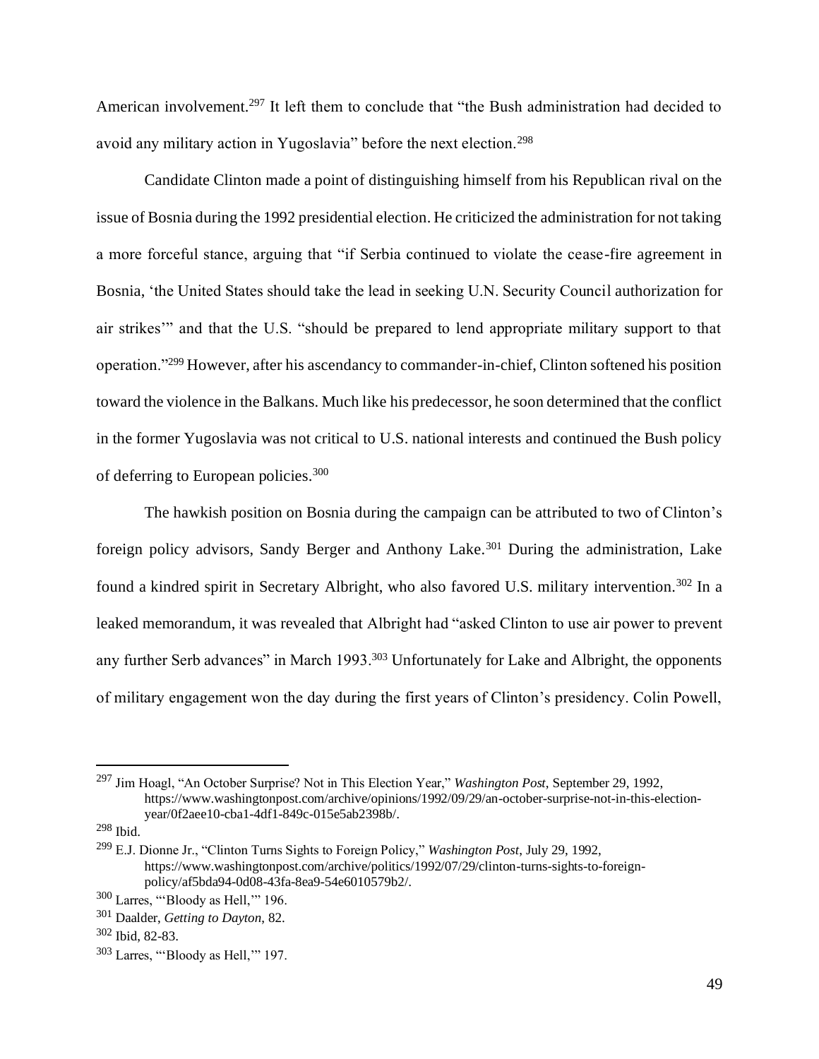American involvement.[297] It left them to conclude that "the Bush administration had decided to avoid any military action in Yugoslavia" before the next election.[298]

Candidate Clinton made a point of distinguishing himself from his Republican rival on the issue of Bosnia during the 1992 presidential election. He criticized the administration for not taking a more forceful stance, arguing that "if Serbia continued to violate the cease-fire agreement in Bosnia, 'the United States should take the lead in seeking U.N. Security Council authorization for air strikes'" and that the U.S. "should be prepared to lend appropriate military support to that operation."[299] However, after his ascendancy to commander-in-chief, Clinton softened his position toward the violence in the Balkans. Much like his predecessor, he soon determined that the conflict in the former Yugoslavia was not critical to U.S. national interests and continued the Bush policy of deferring to European policies.[300]

The hawkish position on Bosnia during the campaign can be attributed to two of Clinton's foreign policy advisors, Sandy Berger and Anthony Lake.[301] During the administration, Lake found a kindred spirit in Secretary Albright, who also favored U.S. military intervention.[302] In a leaked memorandum, it was revealed that Albright had "asked Clinton to use air power to prevent any further Serb advances" in March 1993.[303] Unfortunately for Lake and Albright, the opponents of military engagement won the day during the first years of Clinton's presidency. Colin Powell,

---

[297] Jim Hoagl, "An October Surprise? Not in This Election Year," *Washington Post*, September 29, 1992, https://www.washingtonpost.com/archive/opinions/1992/09/29/an-october-surprise-not-in-this-election-year/0f2aee10-cba1-4df1-849c-015e5ab2398b/.

[298] Ibid.

[299] E.J. Dionne Jr., "Clinton Turns Sights to Foreign Policy," *Washington Post*, July 29, 1992, https://www.washingtonpost.com/archive/politics/1992/07/29/clinton-turns-sights-to-foreign-policy/af5bda94-0d08-43fa-8ea9-54e6010579b2/.

[300] Larres, "'Bloody as Hell,'" 196.

[301] Daalder, *Getting to Dayton*, 82.

[302] Ibid, 82-83.

[303] Larres, "'Bloody as Hell,'" 197.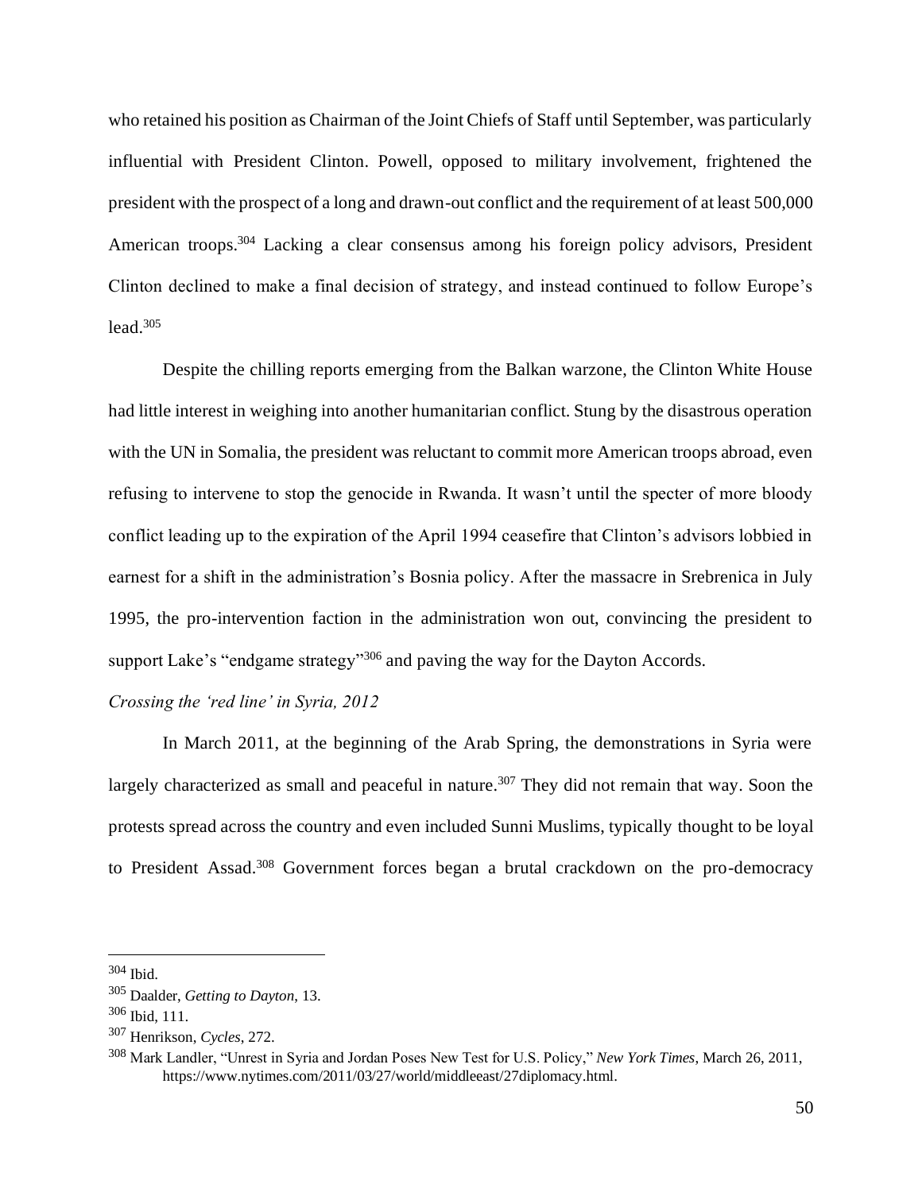who retained his position as Chairman of the Joint Chiefs of Staff until September, was particularly influential with President Clinton. Powell, opposed to military involvement, frightened the president with the prospect of a long and drawn-out conflict and the requirement of at least 500,000 American troops.[304] Lacking a clear consensus among his foreign policy advisors, President Clinton declined to make a final decision of strategy, and instead continued to follow Europe's lead.[305]

Despite the chilling reports emerging from the Balkan warzone, the Clinton White House had little interest in weighing into another humanitarian conflict. Stung by the disastrous operation with the UN in Somalia, the president was reluctant to commit more American troops abroad, even refusing to intervene to stop the genocide in Rwanda. It wasn't until the specter of more bloody conflict leading up to the expiration of the April 1994 ceasefire that Clinton's advisors lobbied in earnest for a shift in the administration's Bosnia policy. After the massacre in Srebrenica in July 1995, the pro-intervention faction in the administration won out, convincing the president to support Lake's "endgame strategy"[306] and paving the way for the Dayton Accords.

*Crossing the 'red line' in Syria, 2012*

In March 2011, at the beginning of the Arab Spring, the demonstrations in Syria were largely characterized as small and peaceful in nature.[307] They did not remain that way. Soon the protests spread across the country and even included Sunni Muslims, typically thought to be loyal to President Assad.[308] Government forces began a brutal crackdown on the pro-democracy

---

[304] Ibid.

[305] Daalder, *Getting to Dayton*, 13.

[306] Ibid, 111.

[307] Henrikson, *Cycles*, 272.

[308] Mark Landler, "Unrest in Syria and Jordan Poses New Test for U.S. Policy," *New York Times*, March 26, 2011, https://www.nytimes.com/2011/03/27/world/middleeast/27diplomacy.html.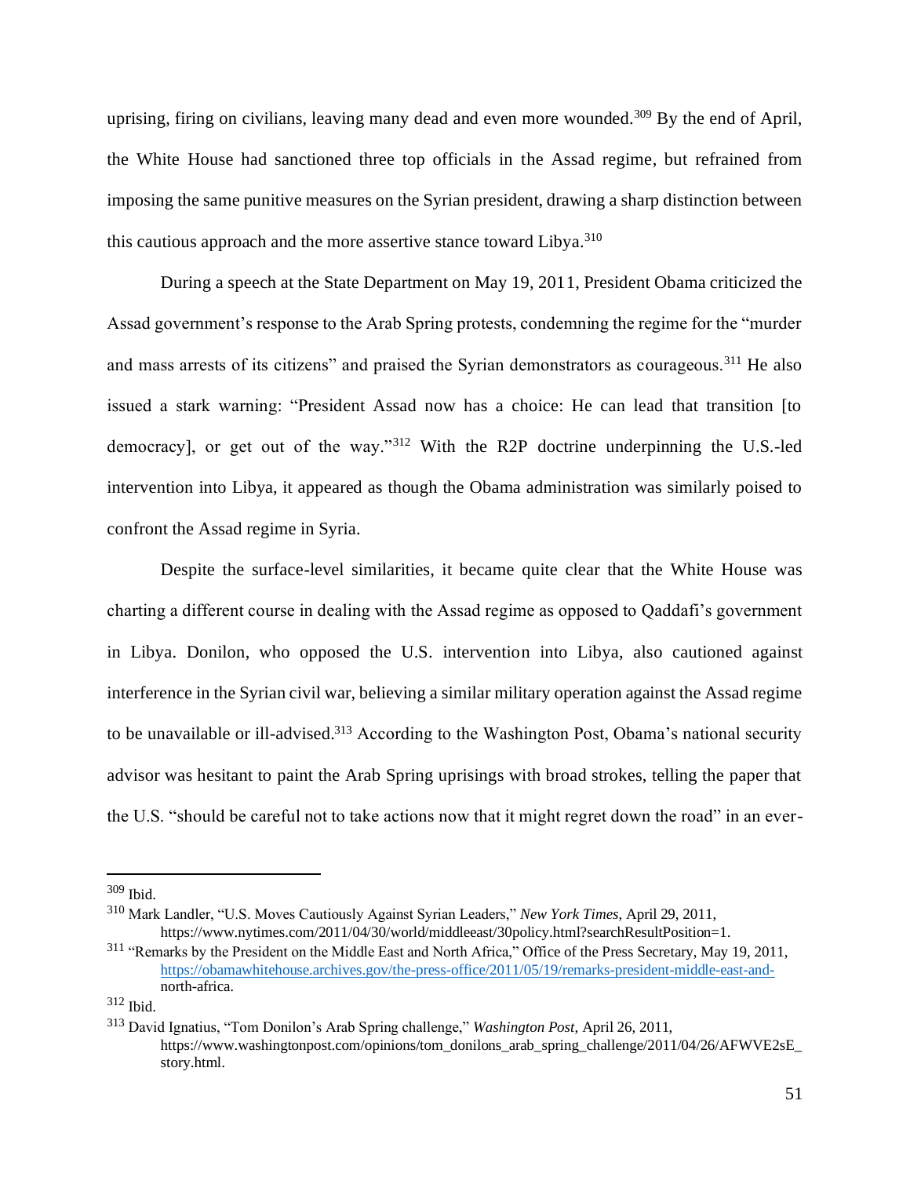uprising, firing on civilians, leaving many dead and even more wounded.[309] By the end of April, the White House had sanctioned three top officials in the Assad regime, but refrained from imposing the same punitive measures on the Syrian president, drawing a sharp distinction between this cautious approach and the more assertive stance toward Libya.[310]

During a speech at the State Department on May 19, 2011, President Obama criticized the Assad government's response to the Arab Spring protests, condemning the regime for the "murder and mass arrests of its citizens" and praised the Syrian demonstrators as courageous.[311] He also issued a stark warning: "President Assad now has a choice: He can lead that transition [to democracy], or get out of the way."[312] With the R2P doctrine underpinning the U.S.-led intervention into Libya, it appeared as though the Obama administration was similarly poised to confront the Assad regime in Syria.

Despite the surface-level similarities, it became quite clear that the White House was charting a different course in dealing with the Assad regime as opposed to Qaddafi's government in Libya. Donilon, who opposed the U.S. intervention into Libya, also cautioned against interference in the Syrian civil war, believing a similar military operation against the Assad regime to be unavailable or ill-advised.[313] According to the Washington Post, Obama's national security advisor was hesitant to paint the Arab Spring uprisings with broad strokes, telling the paper that the U.S. "should be careful not to take actions now that it might regret down the road" in an ever-

---

[309] Ibid.

[310] Mark Landler, "U.S. Moves Cautiously Against Syrian Leaders," *New York Times*, April 29, 2011, https://www.nytimes.com/2011/04/30/world/middleeast/30policy.html?searchResultPosition=1.

[311] "Remarks by the President on the Middle East and North Africa," Office of the Press Secretary, May 19, 2011, https://obamawhitehouse.archives.gov/the-press-office/2011/05/19/remarks-president-middle-east-and-north-africa.

[312] Ibid.

[313] David Ignatius, "Tom Donilon's Arab Spring challenge," *Washington Post*, April 26, 2011, https://www.washingtonpost.com/opinions/tom_donilons_arab_spring_challenge/2011/04/26/AFWVE2sE_story.html.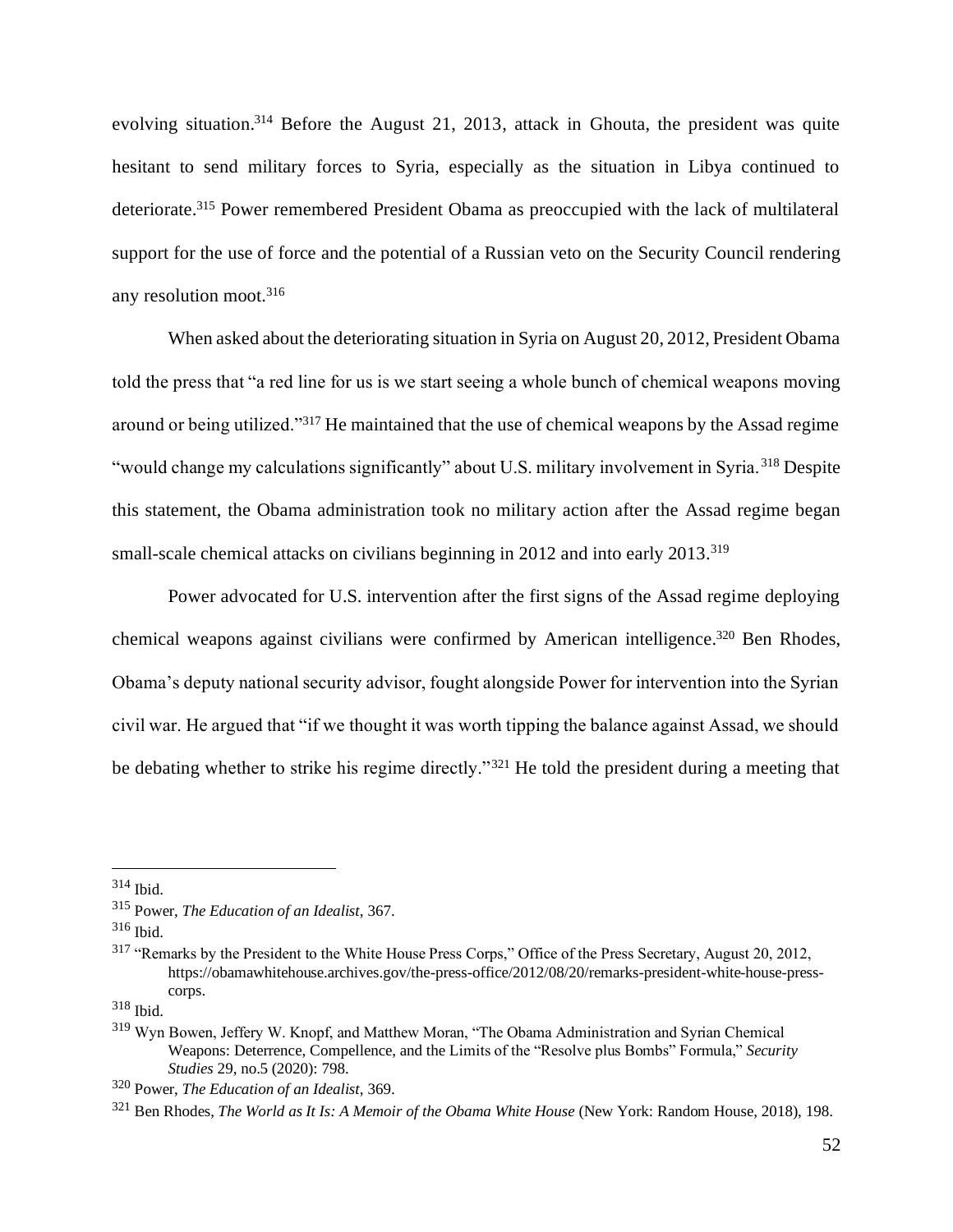evolving situation.[314] Before the August 21, 2013, attack in Ghouta, the president was quite hesitant to send military forces to Syria, especially as the situation in Libya continued to deteriorate.[315] Power remembered President Obama as preoccupied with the lack of multilateral support for the use of force and the potential of a Russian veto on the Security Council rendering any resolution moot.[316]

When asked about the deteriorating situation in Syria on August 20, 2012, President Obama told the press that "a red line for us is we start seeing a whole bunch of chemical weapons moving around or being utilized."[317] He maintained that the use of chemical weapons by the Assad regime "would change my calculations significantly" about U.S. military involvement in Syria.[318] Despite this statement, the Obama administration took no military action after the Assad regime began small-scale chemical attacks on civilians beginning in 2012 and into early 2013.[319]

Power advocated for U.S. intervention after the first signs of the Assad regime deploying chemical weapons against civilians were confirmed by American intelligence.[320] Ben Rhodes, Obama's deputy national security advisor, fought alongside Power for intervention into the Syrian civil war. He argued that "if we thought it was worth tipping the balance against Assad, we should be debating whether to strike his regime directly."[321] He told the president during a meeting that

---

[314] Ibid.

[315] Power, *The Education of an Idealist*, 367.

[316] Ibid.

[317] "Remarks by the President to the White House Press Corps," Office of the Press Secretary, August 20, 2012, https://obamawhitehouse.archives.gov/the-press-office/2012/08/20/remarks-president-white-house-press-corps.

[318] Ibid.

[319] Wyn Bowen, Jeffery W. Knopf, and Matthew Moran, "The Obama Administration and Syrian Chemical Weapons: Deterrence, Compellence, and the Limits of the "Resolve plus Bombs" Formula," *Security Studies* 29, no.5 (2020): 798.

[320] Power, *The Education of an Idealist*, 369.

[321] Ben Rhodes, *The World as It Is: A Memoir of the Obama White House* (New York: Random House, 2018), 198.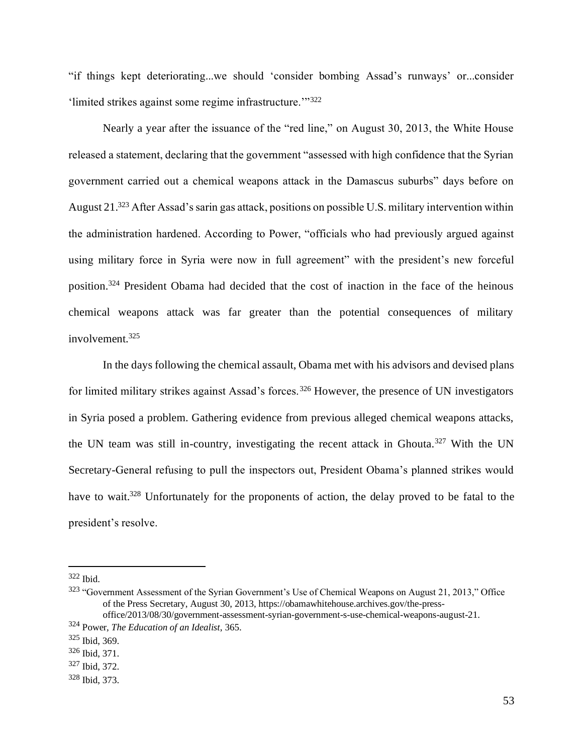"if things kept deteriorating...we should 'consider bombing Assad's runways' or...consider 'limited strikes against some regime infrastructure.'"[322]

Nearly a year after the issuance of the "red line," on August 30, 2013, the White House released a statement, declaring that the government "assessed with high confidence that the Syrian government carried out a chemical weapons attack in the Damascus suburbs" days before on August 21.[323] After Assad's sarin gas attack, positions on possible U.S. military intervention within the administration hardened. According to Power, "officials who had previously argued against using military force in Syria were now in full agreement" with the president's new forceful position.[324] President Obama had decided that the cost of inaction in the face of the heinous chemical weapons attack was far greater than the potential consequences of military involvement.[325]

In the days following the chemical assault, Obama met with his advisors and devised plans for limited military strikes against Assad's forces.[326] However, the presence of UN investigators in Syria posed a problem. Gathering evidence from previous alleged chemical weapons attacks, the UN team was still in-country, investigating the recent attack in Ghouta.[327] With the UN Secretary-General refusing to pull the inspectors out, President Obama's planned strikes would have to wait.[328] Unfortunately for the proponents of action, the delay proved to be fatal to the president's resolve.

---

[322] Ibid.

[323] "Government Assessment of the Syrian Government's Use of Chemical Weapons on August 21, 2013," Office of the Press Secretary, August 30, 2013, https://obamawhitehouse.archives.gov/the-press-office/2013/08/30/government-assessment-syrian-government-s-use-chemical-weapons-august-21.

[324] Power, *The Education of an Idealist*, 365.

[325] Ibid, 369.

[326] Ibid, 371.

[327] Ibid, 372.

[328] Ibid, 373.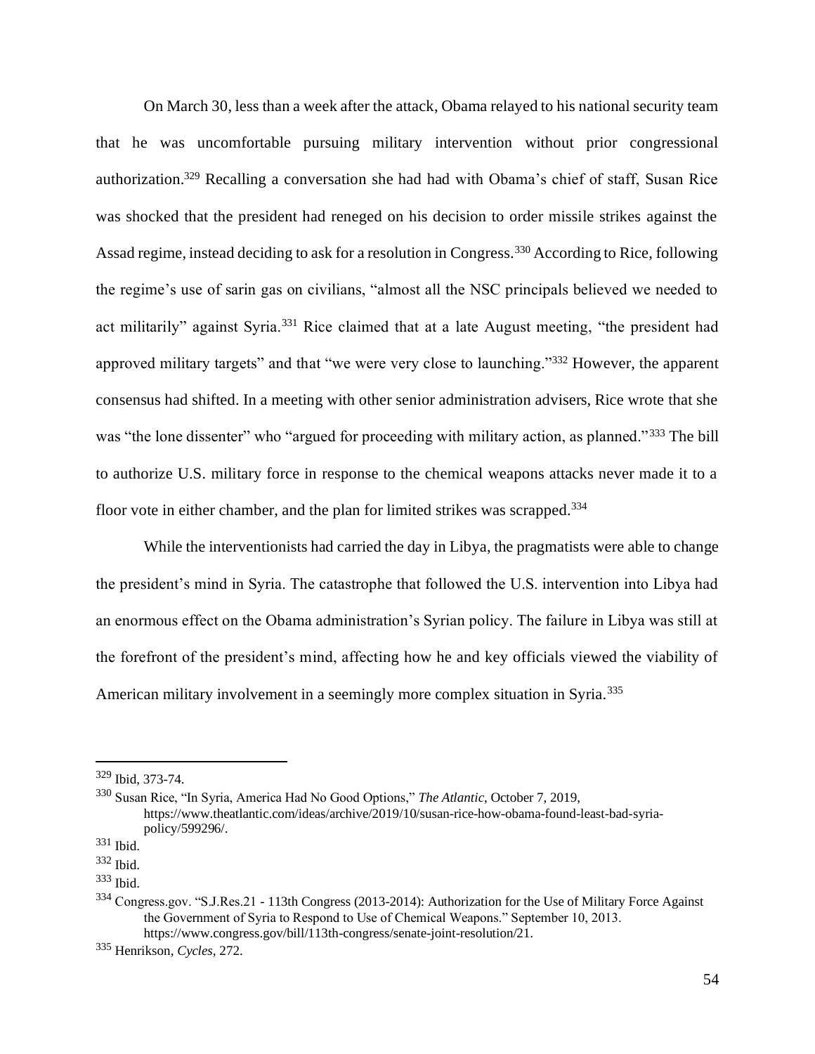On March 30, less than a week after the attack, Obama relayed to his national security team that he was uncomfortable pursuing military intervention without prior congressional authorization.[329] Recalling a conversation she had had with Obama's chief of staff, Susan Rice was shocked that the president had reneged on his decision to order missile strikes against the Assad regime, instead deciding to ask for a resolution in Congress.[330] According to Rice, following the regime's use of sarin gas on civilians, "almost all the NSC principals believed we needed to act militarily" against Syria.[331] Rice claimed that at a late August meeting, "the president had approved military targets" and that "we were very close to launching."[332] However, the apparent consensus had shifted. In a meeting with other senior administration advisers, Rice wrote that she was "the lone dissenter" who "argued for proceeding with military action, as planned."[333] The bill to authorize U.S. military force in response to the chemical weapons attacks never made it to a floor vote in either chamber, and the plan for limited strikes was scrapped.[334]

While the interventionists had carried the day in Libya, the pragmatists were able to change the president's mind in Syria. The catastrophe that followed the U.S. intervention into Libya had an enormous effect on the Obama administration's Syrian policy. The failure in Libya was still at the forefront of the president's mind, affecting how he and key officials viewed the viability of American military involvement in a seemingly more complex situation in Syria.[335]

---

[329] Ibid, 373-74.

[330] Susan Rice, "In Syria, America Had No Good Options," *The Atlantic*, October 7, 2019, https://www.theatlantic.com/ideas/archive/2019/10/susan-rice-how-obama-found-least-bad-syria-policy/599296/.

[331] Ibid.

[332] Ibid.

[333] Ibid.

[334] Congress.gov. "S.J.Res.21 - 113th Congress (2013-2014): Authorization for the Use of Military Force Against the Government of Syria to Respond to Use of Chemical Weapons." September 10, 2013. https://www.congress.gov/bill/113th-congress/senate-joint-resolution/21.

[335] Henrikson, *Cycles*, 272.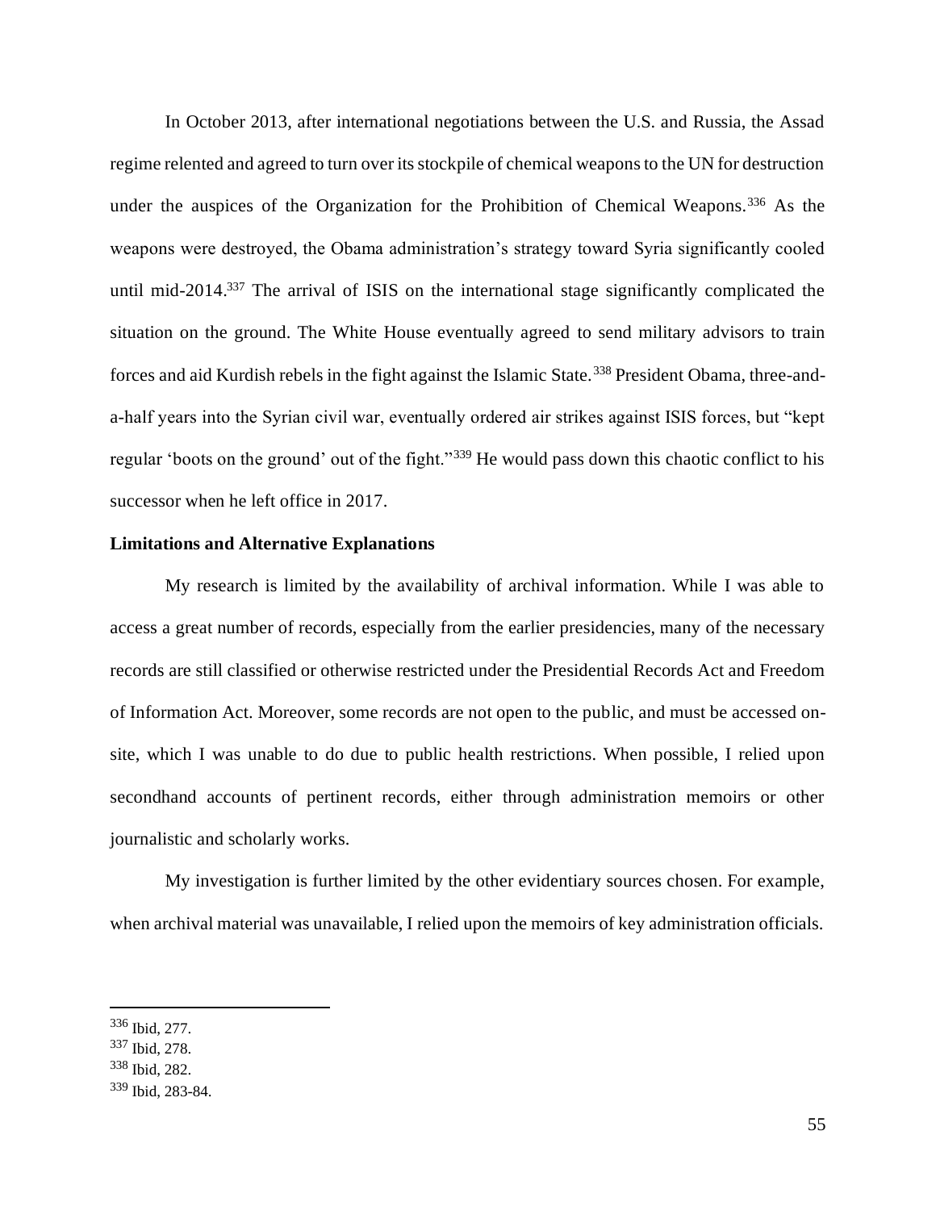In October 2013, after international negotiations between the U.S. and Russia, the Assad regime relented and agreed to turn over its stockpile of chemical weapons to the UN for destruction under the auspices of the Organization for the Prohibition of Chemical Weapons.[336] As the weapons were destroyed, the Obama administration's strategy toward Syria significantly cooled until mid-2014.[337] The arrival of ISIS on the international stage significantly complicated the situation on the ground. The White House eventually agreed to send military advisors to train forces and aid Kurdish rebels in the fight against the Islamic State.[338] President Obama, three-and-a-half years into the Syrian civil war, eventually ordered air strikes against ISIS forces, but "kept regular 'boots on the ground' out of the fight."[339] He would pass down this chaotic conflict to his successor when he left office in 2017.

**Limitations and Alternative Explanations**

My research is limited by the availability of archival information. While I was able to access a great number of records, especially from the earlier presidencies, many of the necessary records are still classified or otherwise restricted under the Presidential Records Act and Freedom of Information Act. Moreover, some records are not open to the public, and must be accessed on-site, which I was unable to do due to public health restrictions. When possible, I relied upon secondhand accounts of pertinent records, either through administration memoirs or other journalistic and scholarly works.

My investigation is further limited by the other evidentiary sources chosen. For example, when archival material was unavailable, I relied upon the memoirs of key administration officials.

[336] Ibid, 277.
[337] Ibid, 278.
[338] Ibid, 282.
[339] Ibid, 283-84.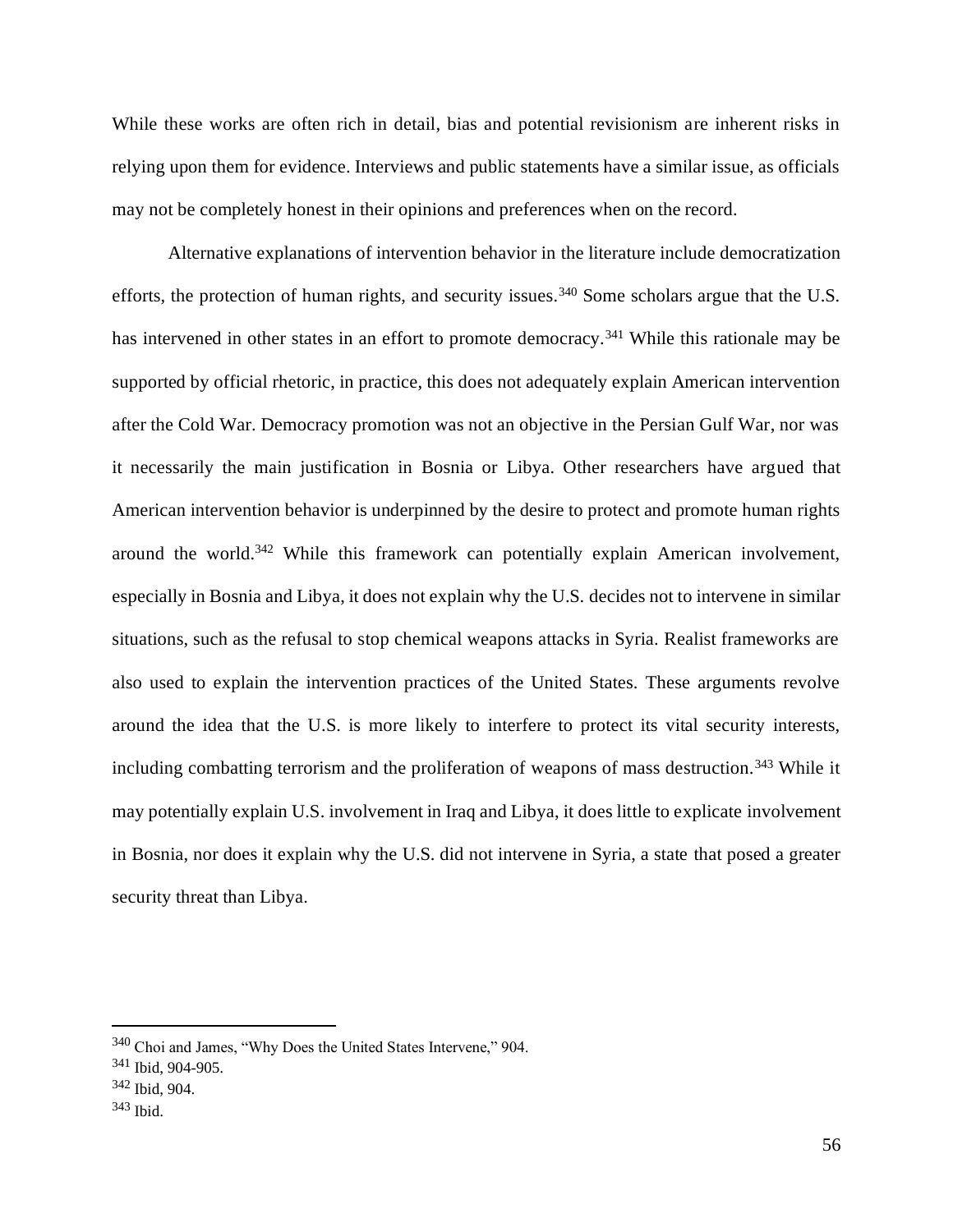While these works are often rich in detail, bias and potential revisionism are inherent risks in relying upon them for evidence. Interviews and public statements have a similar issue, as officials may not be completely honest in their opinions and preferences when on the record.

Alternative explanations of intervention behavior in the literature include democratization efforts, the protection of human rights, and security issues.[340] Some scholars argue that the U.S. has intervened in other states in an effort to promote democracy.[341] While this rationale may be supported by official rhetoric, in practice, this does not adequately explain American intervention after the Cold War. Democracy promotion was not an objective in the Persian Gulf War, nor was it necessarily the main justification in Bosnia or Libya. Other researchers have argued that American intervention behavior is underpinned by the desire to protect and promote human rights around the world.[342] While this framework can potentially explain American involvement, especially in Bosnia and Libya, it does not explain why the U.S. decides not to intervene in similar situations, such as the refusal to stop chemical weapons attacks in Syria. Realist frameworks are also used to explain the intervention practices of the United States. These arguments revolve around the idea that the U.S. is more likely to interfere to protect its vital security interests, including combatting terrorism and the proliferation of weapons of mass destruction.[343] While it may potentially explain U.S. involvement in Iraq and Libya, it does little to explicate involvement in Bosnia, nor does it explain why the U.S. did not intervene in Syria, a state that posed a greater security threat than Libya.

---

[340] Choi and James, "Why Does the United States Intervene," 904.
[341] Ibid, 904-905.
[342] Ibid, 904.
[343] Ibid.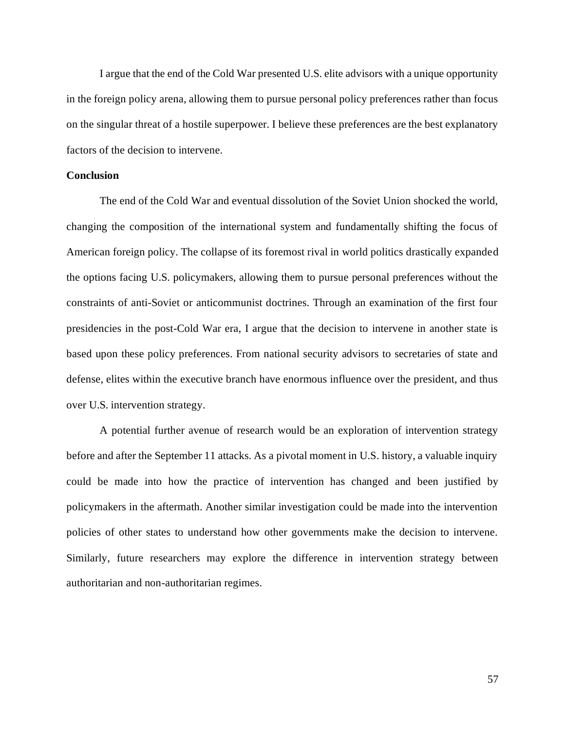I argue that the end of the Cold War presented U.S. elite advisors with a unique opportunity in the foreign policy arena, allowing them to pursue personal policy preferences rather than focus on the singular threat of a hostile superpower. I believe these preferences are the best explanatory factors of the decision to intervene.

**Conclusion**

The end of the Cold War and eventual dissolution of the Soviet Union shocked the world, changing the composition of the international system and fundamentally shifting the focus of American foreign policy. The collapse of its foremost rival in world politics drastically expanded the options facing U.S. policymakers, allowing them to pursue personal preferences without the constraints of anti-Soviet or anticommunist doctrines. Through an examination of the first four presidencies in the post-Cold War era, I argue that the decision to intervene in another state is based upon these policy preferences. From national security advisors to secretaries of state and defense, elites within the executive branch have enormous influence over the president, and thus over U.S. intervention strategy.

A potential further avenue of research would be an exploration of intervention strategy before and after the September 11 attacks. As a pivotal moment in U.S. history, a valuable inquiry could be made into how the practice of intervention has changed and been justified by policymakers in the aftermath. Another similar investigation could be made into the intervention policies of other states to understand how other governments make the decision to intervene. Similarly, future researchers may explore the difference in intervention strategy between authoritarian and non-authoritarian regimes.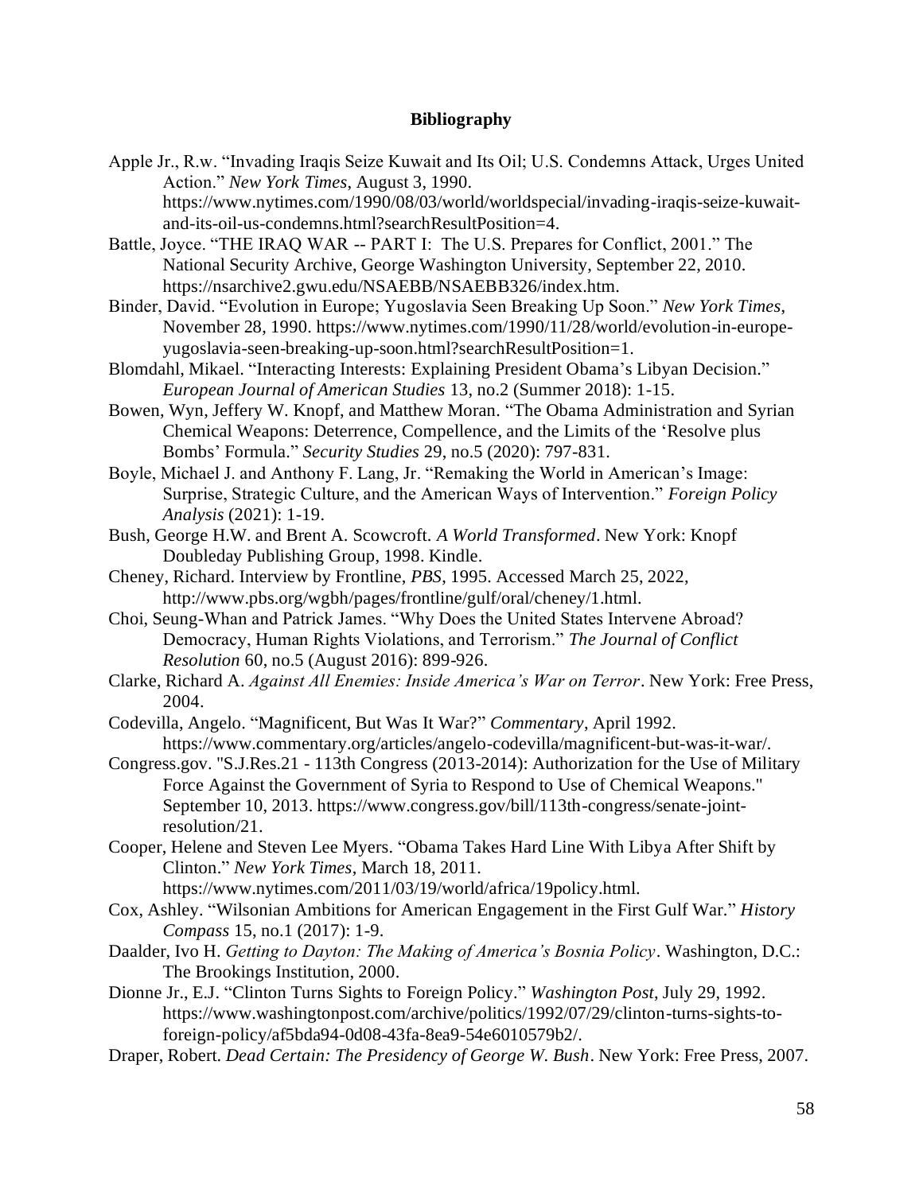**Bibliography**

Apple Jr., R.w. "Invading Iraqis Seize Kuwait and Its Oil; U.S. Condemns Attack, Urges United Action." *New York Times*, August 3, 1990. https://www.nytimes.com/1990/08/03/world/worldspecial/invading-iraqis-seize-kuwait-and-its-oil-us-condemns.html?searchResultPosition=4.

Battle, Joyce. "THE IRAQ WAR -- PART I: The U.S. Prepares for Conflict, 2001." The National Security Archive, George Washington University, September 22, 2010. https://nsarchive2.gwu.edu/NSAEBB/NSAEBB326/index.htm.

Binder, David. "Evolution in Europe; Yugoslavia Seen Breaking Up Soon." *New York Times*, November 28, 1990. https://www.nytimes.com/1990/11/28/world/evolution-in-europe-yugoslavia-seen-breaking-up-soon.html?searchResultPosition=1.

Blomdahl, Mikael. "Interacting Interests: Explaining President Obama's Libyan Decision." *European Journal of American Studies* 13, no.2 (Summer 2018): 1-15.

Bowen, Wyn, Jeffery W. Knopf, and Matthew Moran. "The Obama Administration and Syrian Chemical Weapons: Deterrence, Compellence, and the Limits of the 'Resolve plus Bombs' Formula." *Security Studies* 29, no.5 (2020): 797-831.

Boyle, Michael J. and Anthony F. Lang, Jr. "Remaking the World in American's Image: Surprise, Strategic Culture, and the American Ways of Intervention." *Foreign Policy Analysis* (2021): 1-19.

Bush, George H.W. and Brent A. Scowcroft. *A World Transformed*. New York: Knopf Doubleday Publishing Group, 1998. Kindle.

Cheney, Richard. Interview by Frontline, *PBS*, 1995. Accessed March 25, 2022, http://www.pbs.org/wgbh/pages/frontline/gulf/oral/cheney/1.html.

Choi, Seung-Whan and Patrick James. "Why Does the United States Intervene Abroad? Democracy, Human Rights Violations, and Terrorism." *The Journal of Conflict Resolution* 60, no.5 (August 2016): 899-926.

Clarke, Richard A. *Against All Enemies: Inside America's War on Terror*. New York: Free Press, 2004.

Codevilla, Angelo. "Magnificent, But Was It War?" *Commentary*, April 1992. https://www.commentary.org/articles/angelo-codevilla/magnificent-but-was-it-war/.

Congress.gov. "S.J.Res.21 - 113th Congress (2013-2014): Authorization for the Use of Military Force Against the Government of Syria to Respond to Use of Chemical Weapons." September 10, 2013. https://www.congress.gov/bill/113th-congress/senate-joint-resolution/21.

Cooper, Helene and Steven Lee Myers. "Obama Takes Hard Line With Libya After Shift by Clinton." *New York Times*, March 18, 2011. https://www.nytimes.com/2011/03/19/world/africa/19policy.html.

Cox, Ashley. "Wilsonian Ambitions for American Engagement in the First Gulf War." *History Compass* 15, no.1 (2017): 1-9.

Daalder, Ivo H. *Getting to Dayton: The Making of America's Bosnia Policy*. Washington, D.C.: The Brookings Institution, 2000.

Dionne Jr., E.J. "Clinton Turns Sights to Foreign Policy." *Washington Post*, July 29, 1992. https://www.washingtonpost.com/archive/politics/1992/07/29/clinton-turns-sights-to-foreign-policy/af5bda94-0d08-43fa-8ea9-54e6010579b2/.

Draper, Robert. *Dead Certain: The Presidency of George W. Bush*. New York: Free Press, 2007.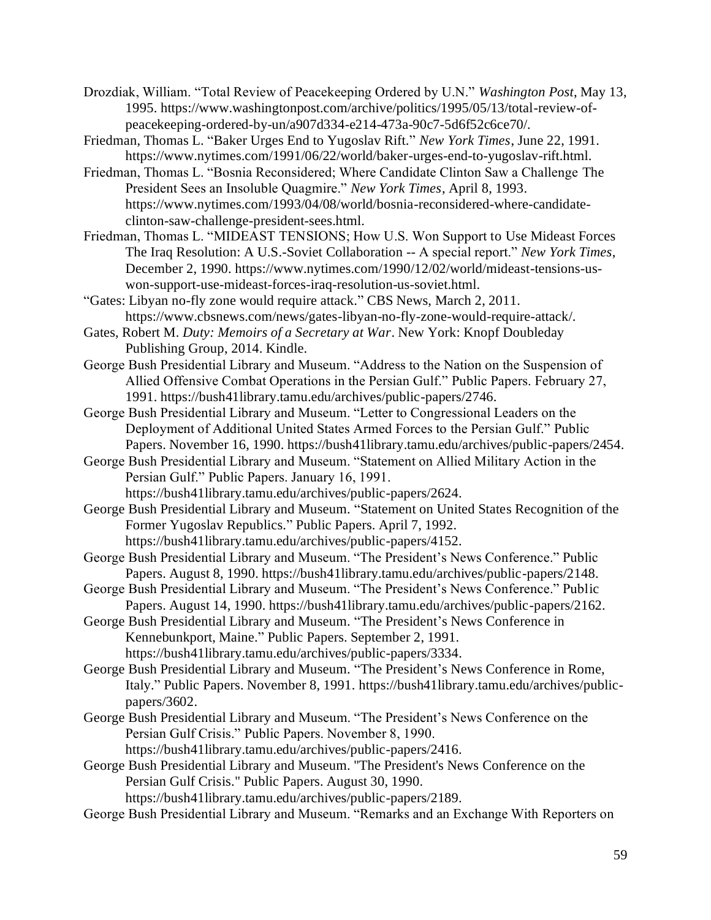Drozdiak, William. "Total Review of Peacekeeping Ordered by U.N." *Washington Post*, May 13, 1995. https://www.washingtonpost.com/archive/politics/1995/05/13/total-review-of-peacekeeping-ordered-by-un/a907d334-e214-473a-90c7-5d6f52c6ce70/.

Friedman, Thomas L. "Baker Urges End to Yugoslav Rift." *New York Times*, June 22, 1991. https://www.nytimes.com/1991/06/22/world/baker-urges-end-to-yugoslav-rift.html.

Friedman, Thomas L. "Bosnia Reconsidered; Where Candidate Clinton Saw a Challenge The President Sees an Insoluble Quagmire." *New York Times*, April 8, 1993. https://www.nytimes.com/1993/04/08/world/bosnia-reconsidered-where-candidate-clinton-saw-challenge-president-sees.html.

Friedman, Thomas L. "MIDEAST TENSIONS; How U.S. Won Support to Use Mideast Forces The Iraq Resolution: A U.S.-Soviet Collaboration -- A special report." *New York Times*, December 2, 1990. https://www.nytimes.com/1990/12/02/world/mideast-tensions-us-won-support-use-mideast-forces-iraq-resolution-us-soviet.html.

"Gates: Libyan no-fly zone would require attack." CBS News, March 2, 2011. https://www.cbsnews.com/news/gates-libyan-no-fly-zone-would-require-attack/.

Gates, Robert M. *Duty: Memoirs of a Secretary at War*. New York: Knopf Doubleday Publishing Group, 2014. Kindle.

George Bush Presidential Library and Museum. "Address to the Nation on the Suspension of Allied Offensive Combat Operations in the Persian Gulf." Public Papers. February 27, 1991. https://bush41library.tamu.edu/archives/public-papers/2746.

George Bush Presidential Library and Museum. "Letter to Congressional Leaders on the Deployment of Additional United States Armed Forces to the Persian Gulf." Public Papers. November 16, 1990. https://bush41library.tamu.edu/archives/public-papers/2454.

George Bush Presidential Library and Museum. "Statement on Allied Military Action in the Persian Gulf." Public Papers. January 16, 1991. https://bush41library.tamu.edu/archives/public-papers/2624.

George Bush Presidential Library and Museum. "Statement on United States Recognition of the Former Yugoslav Republics." Public Papers. April 7, 1992. https://bush41library.tamu.edu/archives/public-papers/4152.

George Bush Presidential Library and Museum. "The President's News Conference." Public Papers. August 8, 1990. https://bush41library.tamu.edu/archives/public-papers/2148.

George Bush Presidential Library and Museum. "The President's News Conference." Public Papers. August 14, 1990. https://bush41library.tamu.edu/archives/public-papers/2162.

George Bush Presidential Library and Museum. "The President's News Conference in Kennebunkport, Maine." Public Papers. September 2, 1991. https://bush41library.tamu.edu/archives/public-papers/3334.

George Bush Presidential Library and Museum. "The President's News Conference in Rome, Italy." Public Papers. November 8, 1991. https://bush41library.tamu.edu/archives/public-papers/3602.

George Bush Presidential Library and Museum. "The President's News Conference on the Persian Gulf Crisis." Public Papers. November 8, 1990. https://bush41library.tamu.edu/archives/public-papers/2416.

George Bush Presidential Library and Museum. "The President's News Conference on the Persian Gulf Crisis." Public Papers. August 30, 1990. https://bush41library.tamu.edu/archives/public-papers/2189.

George Bush Presidential Library and Museum. "Remarks and an Exchange With Reporters on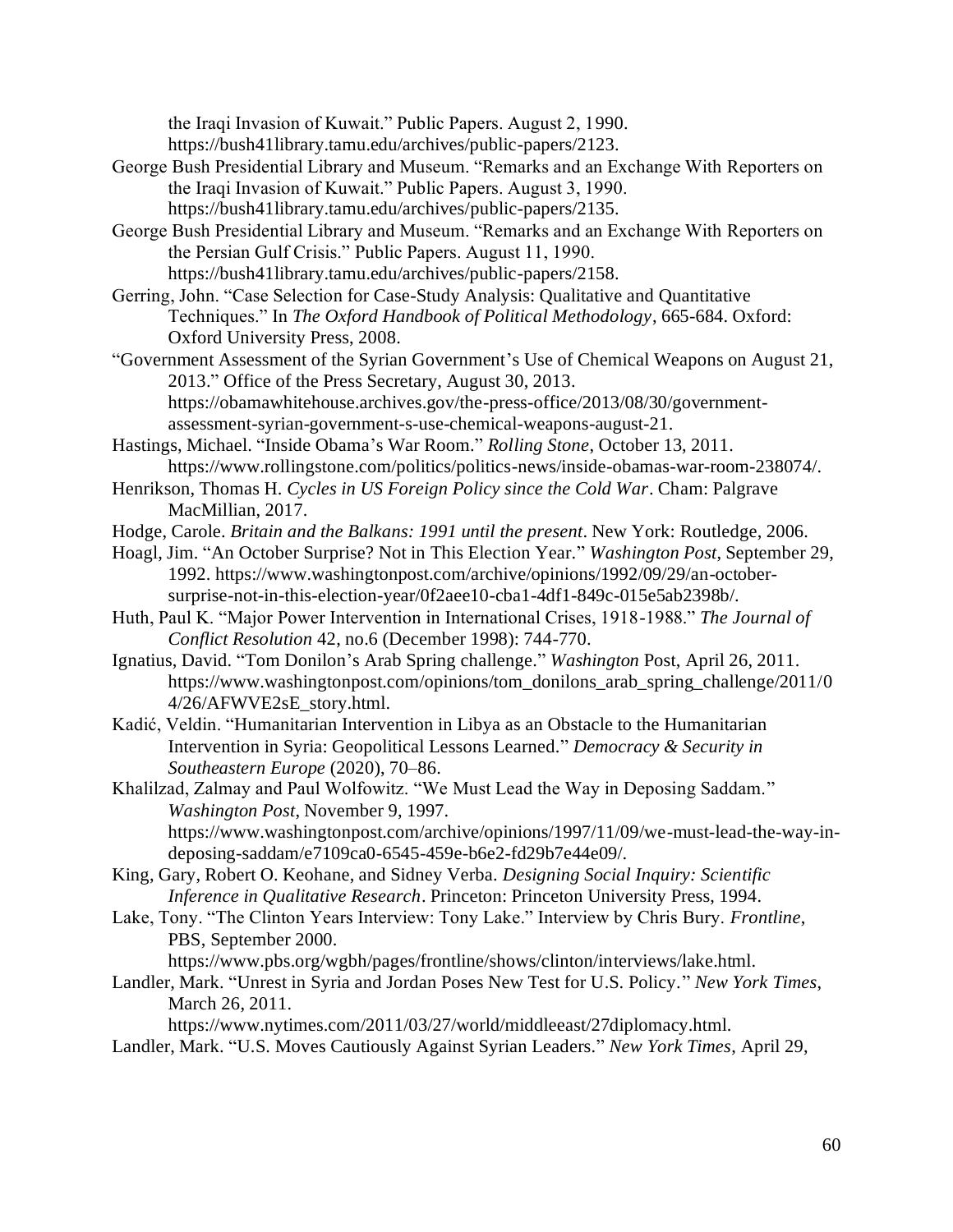the Iraqi Invasion of Kuwait." Public Papers. August 2, 1990. https://bush41library.tamu.edu/archives/public-papers/2123.

George Bush Presidential Library and Museum. "Remarks and an Exchange With Reporters on the Iraqi Invasion of Kuwait." Public Papers. August 3, 1990. https://bush41library.tamu.edu/archives/public-papers/2135.

George Bush Presidential Library and Museum. "Remarks and an Exchange With Reporters on the Persian Gulf Crisis." Public Papers. August 11, 1990. https://bush41library.tamu.edu/archives/public-papers/2158.

Gerring, John. "Case Selection for Case-Study Analysis: Qualitative and Quantitative Techniques." In *The Oxford Handbook of Political Methodology*, 665-684. Oxford: Oxford University Press, 2008.

"Government Assessment of the Syrian Government's Use of Chemical Weapons on August 21, 2013." Office of the Press Secretary, August 30, 2013. https://obamawhitehouse.archives.gov/the-press-office/2013/08/30/government-assessment-syrian-government-s-use-chemical-weapons-august-21.

Hastings, Michael. "Inside Obama's War Room." *Rolling Stone*, October 13, 2011. https://www.rollingstone.com/politics/politics-news/inside-obamas-war-room-238074/.

Henrikson, Thomas H. *Cycles in US Foreign Policy since the Cold War*. Cham: Palgrave MacMillian, 2017.

Hodge, Carole. *Britain and the Balkans: 1991 until the present*. New York: Routledge, 2006.

Hoagl, Jim. "An October Surprise? Not in This Election Year." *Washington Post*, September 29, 1992. https://www.washingtonpost.com/archive/opinions/1992/09/29/an-october-surprise-not-in-this-election-year/0f2aee10-cba1-4df1-849c-015e5ab2398b/.

Huth, Paul K. "Major Power Intervention in International Crises, 1918-1988." *The Journal of Conflict Resolution* 42, no.6 (December 1998): 744-770.

Ignatius, David. "Tom Donilon's Arab Spring challenge." *Washington* Post, April 26, 2011. https://www.washingtonpost.com/opinions/tom_donilons_arab_spring_challenge/2011/04/26/AFWVE2sE_story.html.

Kadić, Veldin. "Humanitarian Intervention in Libya as an Obstacle to the Humanitarian Intervention in Syria: Geopolitical Lessons Learned." *Democracy & Security in Southeastern Europe* (2020), 70–86.

Khalilzad, Zalmay and Paul Wolfowitz. "We Must Lead the Way in Deposing Saddam." *Washington Post*, November 9, 1997. https://www.washingtonpost.com/archive/opinions/1997/11/09/we-must-lead-the-way-in-deposing-saddam/e7109ca0-6545-459e-b6e2-fd29b7e44e09/.

King, Gary, Robert O. Keohane, and Sidney Verba. *Designing Social Inquiry: Scientific Inference in Qualitative Research*. Princeton: Princeton University Press, 1994.

Lake, Tony. "The Clinton Years Interview: Tony Lake." Interview by Chris Bury. *Frontline*, PBS, September 2000. https://www.pbs.org/wgbh/pages/frontline/shows/clinton/interviews/lake.html.

Landler, Mark. "Unrest in Syria and Jordan Poses New Test for U.S. Policy." *New York Times*, March 26, 2011. https://www.nytimes.com/2011/03/27/world/middleeast/27diplomacy.html.

Landler, Mark. "U.S. Moves Cautiously Against Syrian Leaders." *New York Times*, April 29,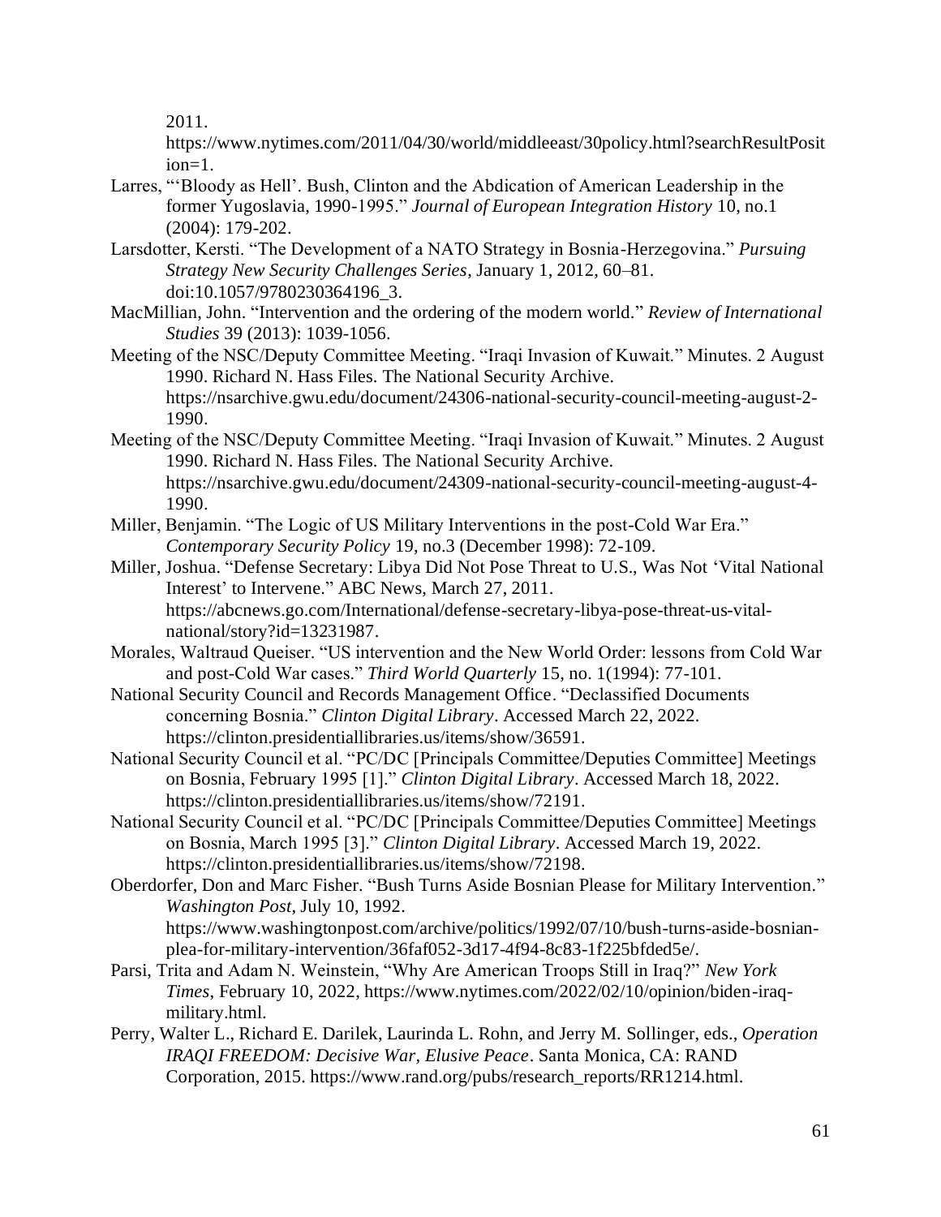2011. https://www.nytimes.com/2011/04/30/world/middleeast/30policy.html?searchResultPosition=1.

Larres, "'Bloody as Hell'. Bush, Clinton and the Abdication of American Leadership in the former Yugoslavia, 1990-1995." *Journal of European Integration History* 10, no.1 (2004): 179-202.

Larsdotter, Kersti. "The Development of a NATO Strategy in Bosnia-Herzegovina." *Pursuing Strategy New Security Challenges Series*, January 1, 2012, 60–81. doi:10.1057/9780230364196_3.

MacMillian, John. "Intervention and the ordering of the modern world." *Review of International Studies* 39 (2013): 1039-1056.

Meeting of the NSC/Deputy Committee Meeting. "Iraqi Invasion of Kuwait." Minutes. 2 August 1990. Richard N. Hass Files. The National Security Archive. https://nsarchive.gwu.edu/document/24306-national-security-council-meeting-august-2-1990.

Meeting of the NSC/Deputy Committee Meeting. "Iraqi Invasion of Kuwait." Minutes. 2 August 1990. Richard N. Hass Files. The National Security Archive. https://nsarchive.gwu.edu/document/24309-national-security-council-meeting-august-4-1990.

Miller, Benjamin. "The Logic of US Military Interventions in the post-Cold War Era." *Contemporary Security Policy* 19, no.3 (December 1998): 72-109.

Miller, Joshua. "Defense Secretary: Libya Did Not Pose Threat to U.S., Was Not 'Vital National Interest' to Intervene." ABC News, March 27, 2011. https://abcnews.go.com/International/defense-secretary-libya-pose-threat-us-vital-national/story?id=13231987.

Morales, Waltraud Queiser. "US intervention and the New World Order: lessons from Cold War and post-Cold War cases." *Third World Quarterly* 15, no. 1(1994): 77-101.

National Security Council and Records Management Office. "Declassified Documents concerning Bosnia." *Clinton Digital Library*. Accessed March 22, 2022. https://clinton.presidentiallibraries.us/items/show/36591.

National Security Council et al. "PC/DC [Principals Committee/Deputies Committee] Meetings on Bosnia, February 1995 [1]." *Clinton Digital Library*. Accessed March 18, 2022. https://clinton.presidentiallibraries.us/items/show/72191.

National Security Council et al. "PC/DC [Principals Committee/Deputies Committee] Meetings on Bosnia, March 1995 [3]." *Clinton Digital Library*. Accessed March 19, 2022. https://clinton.presidentiallibraries.us/items/show/72198.

Oberdorfer, Don and Marc Fisher. "Bush Turns Aside Bosnian Please for Military Intervention." *Washington Post*, July 10, 1992. https://www.washingtonpost.com/archive/politics/1992/07/10/bush-turns-aside-bosnian-plea-for-military-intervention/36faf052-3d17-4f94-8c83-1f225bfded5e/.

Parsi, Trita and Adam N. Weinstein, "Why Are American Troops Still in Iraq?" *New York Times*, February 10, 2022, https://www.nytimes.com/2022/02/10/opinion/biden-iraq-military.html.

Perry, Walter L., Richard E. Darilek, Laurinda L. Rohn, and Jerry M. Sollinger, eds., *Operation IRAQI FREEDOM: Decisive War, Elusive Peace*. Santa Monica, CA: RAND Corporation, 2015. https://www.rand.org/pubs/research_reports/RR1214.html.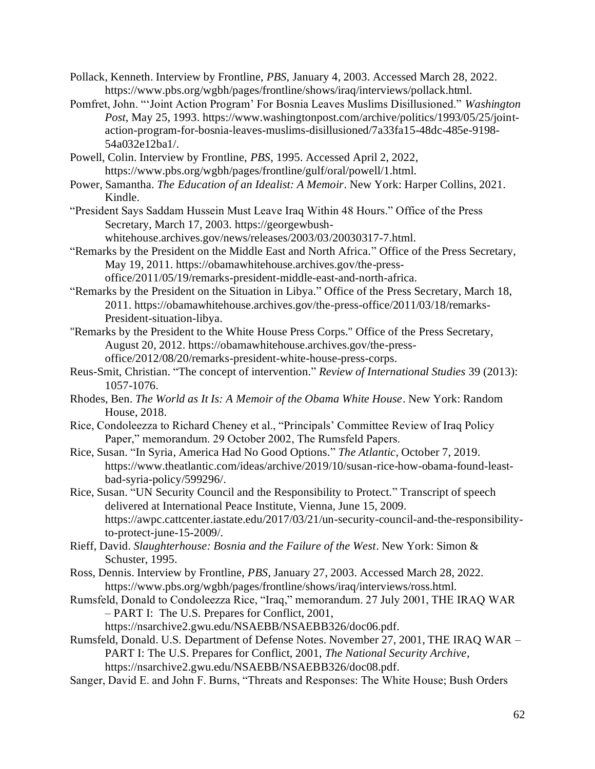Pollack, Kenneth. Interview by Frontline, *PBS*, January 4, 2003. Accessed March 28, 2022. https://www.pbs.org/wgbh/pages/frontline/shows/iraq/interviews/pollack.html.

Pomfret, John. "'Joint Action Program' For Bosnia Leaves Muslims Disillusioned." *Washington Post*, May 25, 1993. https://www.washingtonpost.com/archive/politics/1993/05/25/joint-action-program-for-bosnia-leaves-muslims-disillusioned/7a33fa15-48dc-485e-9198-54a032e12ba1/.

Powell, Colin. Interview by Frontline, *PBS*, 1995. Accessed April 2, 2022, https://www.pbs.org/wgbh/pages/frontline/gulf/oral/powell/1.html.

Power, Samantha. *The Education of an Idealist: A Memoir*. New York: Harper Collins, 2021. Kindle.

"President Says Saddam Hussein Must Leave Iraq Within 48 Hours." Office of the Press Secretary, March 17, 2003. https://georgewbush-whitehouse.archives.gov/news/releases/2003/03/20030317-7.html.

"Remarks by the President on the Middle East and North Africa." Office of the Press Secretary, May 19, 2011. https://obamawhitehouse.archives.gov/the-press-office/2011/05/19/remarks-president-middle-east-and-north-africa.

"Remarks by the President on the Situation in Libya." Office of the Press Secretary, March 18, 2011. https://obamawhitehouse.archives.gov/the-press-office/2011/03/18/remarks-President-situation-libya.

"Remarks by the President to the White House Press Corps." Office of the Press Secretary, August 20, 2012. https://obamawhitehouse.archives.gov/the-press-office/2012/08/20/remarks-president-white-house-press-corps.

Reus-Smit, Christian. "The concept of intervention." *Review of International Studies* 39 (2013): 1057-1076.

Rhodes, Ben. *The World as It Is: A Memoir of the Obama White House*. New York: Random House, 2018.

Rice, Condoleezza to Richard Cheney et al., "Principals' Committee Review of Iraq Policy Paper," memorandum. 29 October 2002, The Rumsfeld Papers.

Rice, Susan. "In Syria, America Had No Good Options." *The Atlantic*, October 7, 2019. https://www.theatlantic.com/ideas/archive/2019/10/susan-rice-how-obama-found-least-bad-syria-policy/599296/.

Rice, Susan. "UN Security Council and the Responsibility to Protect." Transcript of speech delivered at International Peace Institute, Vienna, June 15, 2009. https://awpc.cattcenter.iastate.edu/2017/03/21/un-security-council-and-the-responsibility-to-protect-june-15-2009/.

Rieff, David. *Slaughterhouse: Bosnia and the Failure of the West*. New York: Simon & Schuster, 1995.

Ross, Dennis. Interview by Frontline, *PBS*, January 27, 2003. Accessed March 28, 2022. https://www.pbs.org/wgbh/pages/frontline/shows/iraq/interviews/ross.html.

Rumsfeld, Donald to Condoleezza Rice, "Iraq," memorandum. 27 July 2001, THE IRAQ WAR – PART I: The U.S. Prepares for Conflict, 2001, https://nsarchive2.gwu.edu/NSAEBB/NSAEBB326/doc06.pdf.

Rumsfeld, Donald. U.S. Department of Defense Notes. November 27, 2001, THE IRAQ WAR – PART I: The U.S. Prepares for Conflict, 2001, *The National Security Archive*, https://nsarchive2.gwu.edu/NSAEBB/NSAEBB326/doc08.pdf.

Sanger, David E. and John F. Burns, "Threats and Responses: The White House; Bush Orders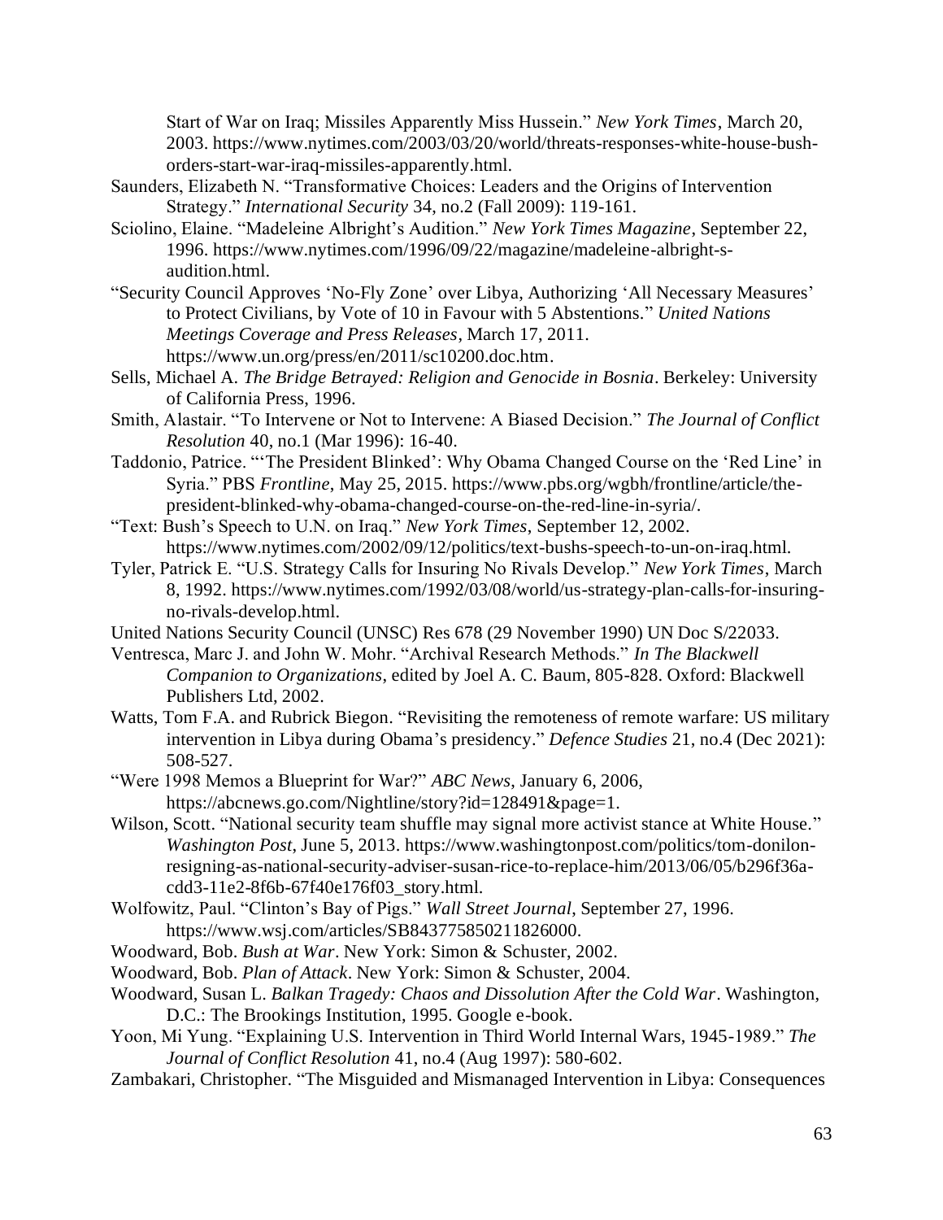Start of War on Iraq; Missiles Apparently Miss Hussein." *New York Times*, March 20, 2003. https://www.nytimes.com/2003/03/20/world/threats-responses-white-house-bush-orders-start-war-iraq-missiles-apparently.html.

Saunders, Elizabeth N. "Transformative Choices: Leaders and the Origins of Intervention Strategy." *International Security* 34, no.2 (Fall 2009): 119-161.

Sciolino, Elaine. "Madeleine Albright's Audition." *New York Times Magazine*, September 22, 1996. https://www.nytimes.com/1996/09/22/magazine/madeleine-albright-s-audition.html.

"Security Council Approves 'No-Fly Zone' over Libya, Authorizing 'All Necessary Measures' to Protect Civilians, by Vote of 10 in Favour with 5 Abstentions." *United Nations Meetings Coverage and Press Releases*, March 17, 2011. https://www.un.org/press/en/2011/sc10200.doc.htm.

Sells, Michael A. *The Bridge Betrayed: Religion and Genocide in Bosnia*. Berkeley: University of California Press, 1996.

Smith, Alastair. "To Intervene or Not to Intervene: A Biased Decision." *The Journal of Conflict Resolution* 40, no.1 (Mar 1996): 16-40.

Taddonio, Patrice. "'The President Blinked': Why Obama Changed Course on the 'Red Line' in Syria." PBS *Frontline*, May 25, 2015. https://www.pbs.org/wgbh/frontline/article/the-president-blinked-why-obama-changed-course-on-the-red-line-in-syria/.

"Text: Bush's Speech to U.N. on Iraq." *New York Times*, September 12, 2002. https://www.nytimes.com/2002/09/12/politics/text-bushs-speech-to-un-on-iraq.html.

Tyler, Patrick E. "U.S. Strategy Calls for Insuring No Rivals Develop." *New York Times*, March 8, 1992. https://www.nytimes.com/1992/03/08/world/us-strategy-plan-calls-for-insuring-no-rivals-develop.html.

United Nations Security Council (UNSC) Res 678 (29 November 1990) UN Doc S/22033.

Ventresca, Marc J. and John W. Mohr. "Archival Research Methods." *In The Blackwell Companion to Organizations*, edited by Joel A. C. Baum, 805-828. Oxford: Blackwell Publishers Ltd, 2002.

Watts, Tom F.A. and Rubrick Biegon. "Revisiting the remoteness of remote warfare: US military intervention in Libya during Obama's presidency." *Defence Studies* 21, no.4 (Dec 2021): 508-527.

"Were 1998 Memos a Blueprint for War?" *ABC News*, January 6, 2006, https://abcnews.go.com/Nightline/story?id=128491&page=1.

Wilson, Scott. "National security team shuffle may signal more activist stance at White House." *Washington Post*, June 5, 2013. https://www.washingtonpost.com/politics/tom-donilon-resigning-as-national-security-adviser-susan-rice-to-replace-him/2013/06/05/b296f36a-cdd3-11e2-8f6b-67f40e176f03_story.html.

Wolfowitz, Paul. "Clinton's Bay of Pigs." *Wall Street Journal*, September 27, 1996. https://www.wsj.com/articles/SB843775850211826000.

Woodward, Bob. *Bush at War*. New York: Simon & Schuster, 2002.

Woodward, Bob. *Plan of Attack*. New York: Simon & Schuster, 2004.

Woodward, Susan L. *Balkan Tragedy: Chaos and Dissolution After the Cold War*. Washington, D.C.: The Brookings Institution, 1995. Google e-book.

Yoon, Mi Yung. "Explaining U.S. Intervention in Third World Internal Wars, 1945-1989." *The Journal of Conflict Resolution* 41, no.4 (Aug 1997): 580-602.

Zambakari, Christopher. "The Misguided and Mismanaged Intervention in Libya: Consequences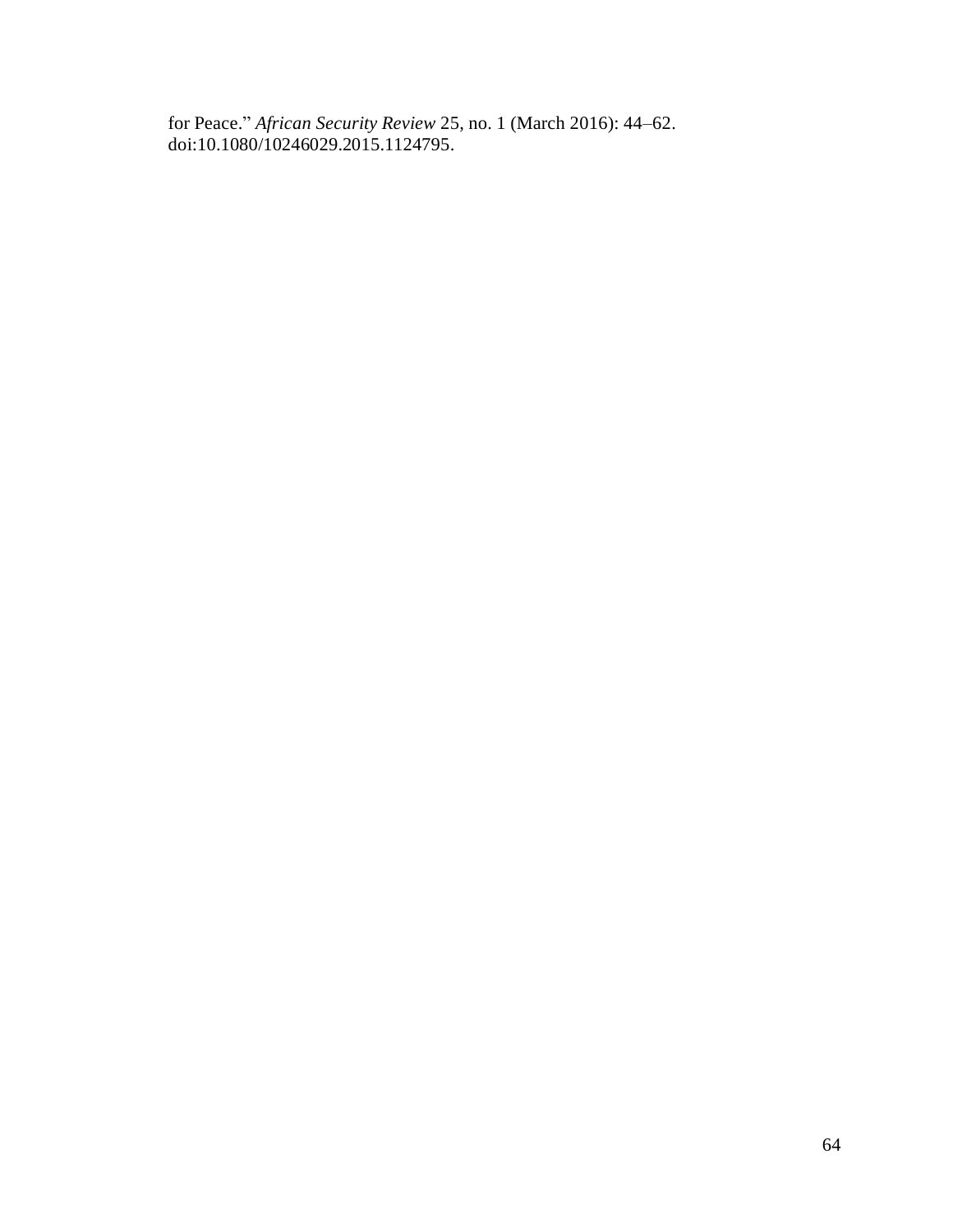for Peace." *African Security Review* 25, no. 1 (March 2016): 44–62. doi:10.1080/10246029.2015.1124795.